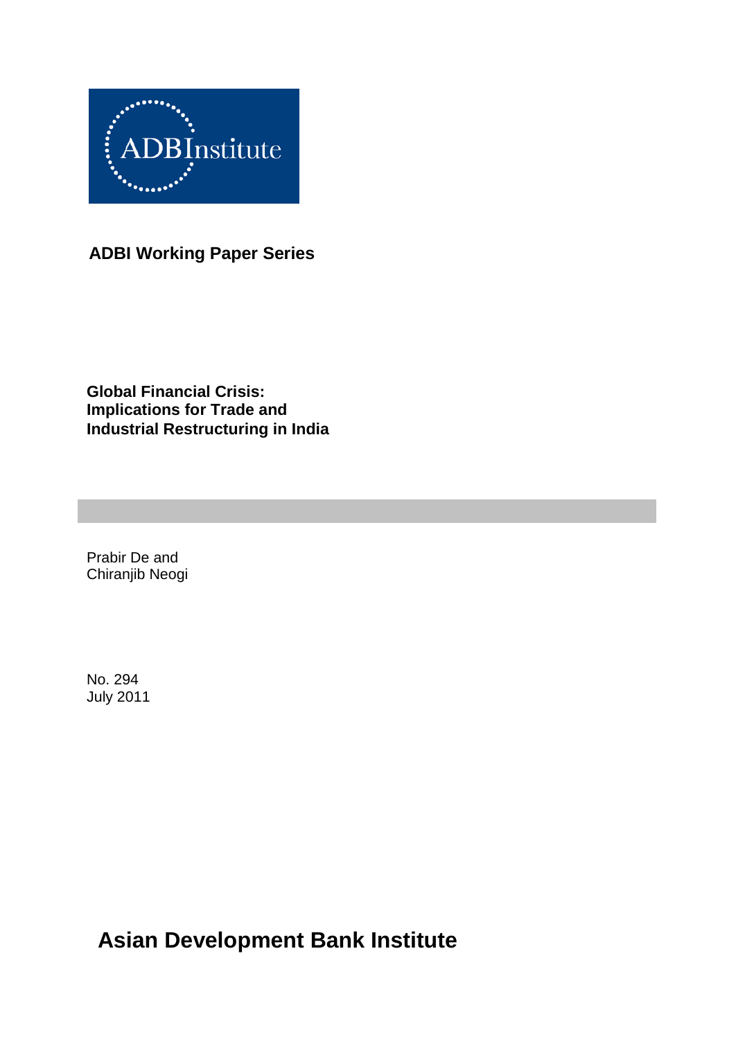ADBInstitute

**ADBI Working Paper Series**

# Global Financial Crisis: Implications for Trade and Industrial Restructuring in India

Prabir De and
Chiranjib Neogi

No. 294
July 2011

**Asian Development Bank Institute**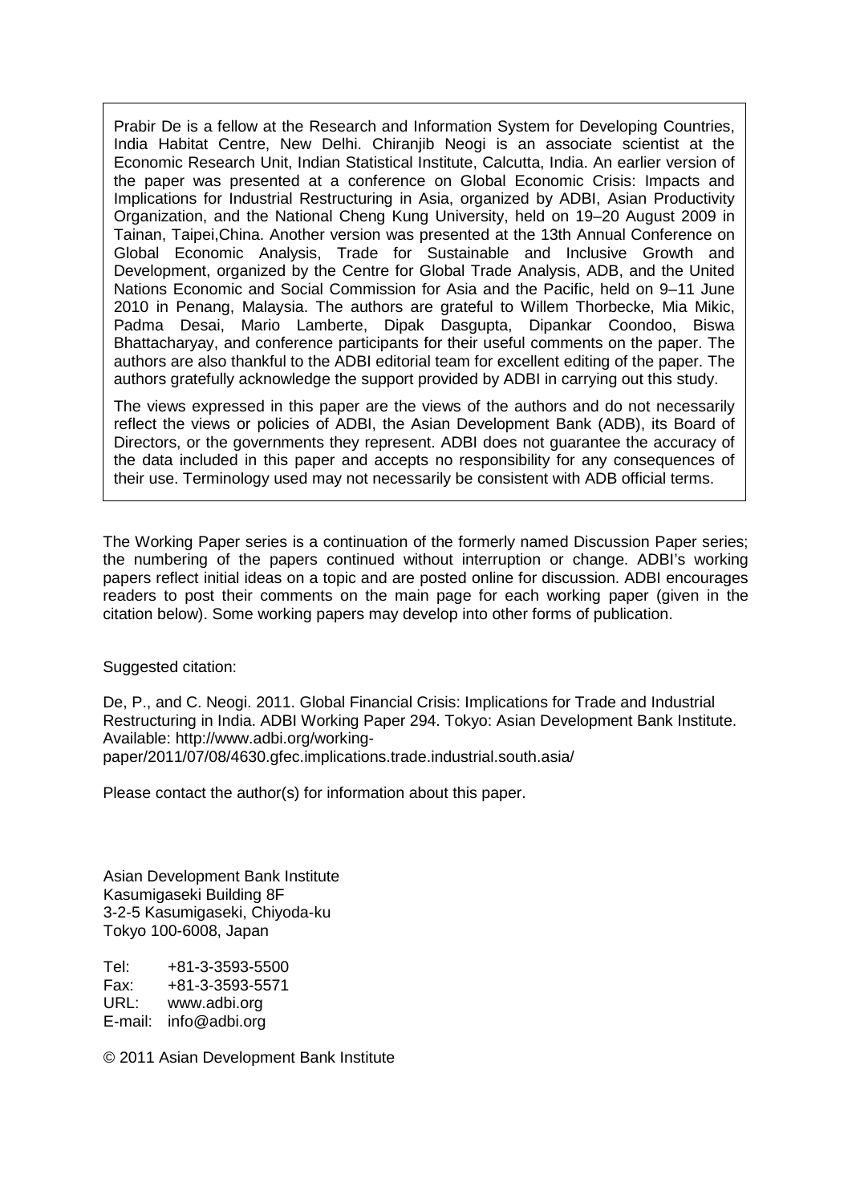Prabir De is a fellow at the Research and Information System for Developing Countries, India Habitat Centre, New Delhi. Chiranjib Neogi is an associate scientist at the Economic Research Unit, Indian Statistical Institute, Calcutta, India. An earlier version of the paper was presented at a conference on Global Economic Crisis: Impacts and Implications for Industrial Restructuring in Asia, organized by ADBI, Asian Productivity Organization, and the National Cheng Kung University, held on 19–20 August 2009 in Tainan, Taipei,China. Another version was presented at the 13th Annual Conference on Global Economic Analysis, Trade for Sustainable and Inclusive Growth and Development, organized by the Centre for Global Trade Analysis, ADB, and the United Nations Economic and Social Commission for Asia and the Pacific, held on 9–11 June 2010 in Penang, Malaysia. The authors are grateful to Willem Thorbecke, Mia Mikic, Padma Desai, Mario Lamberte, Dipak Dasgupta, Dipankar Coondoo, Biswa Bhattacharyay, and conference participants for their useful comments on the paper. The authors are also thankful to the ADBI editorial team for excellent editing of the paper. The authors gratefully acknowledge the support provided by ADBI in carrying out this study.

The views expressed in this paper are the views of the authors and do not necessarily reflect the views or policies of ADBI, the Asian Development Bank (ADB), its Board of Directors, or the governments they represent. ADBI does not guarantee the accuracy of the data included in this paper and accepts no responsibility for any consequences of their use. Terminology used may not necessarily be consistent with ADB official terms.

The Working Paper series is a continuation of the formerly named Discussion Paper series; the numbering of the papers continued without interruption or change. ADBI's working papers reflect initial ideas on a topic and are posted online for discussion. ADBI encourages readers to post their comments on the main page for each working paper (given in the citation below). Some working papers may develop into other forms of publication.

Suggested citation:

De, P., and C. Neogi. 2011. Global Financial Crisis: Implications for Trade and Industrial Restructuring in India. ADBI Working Paper 294. Tokyo: Asian Development Bank Institute. Available: http://www.adbi.org/working-paper/2011/07/08/4630.gfec.implications.trade.industrial.south.asia/

Please contact the author(s) for information about this paper.

Asian Development Bank Institute
Kasumigaseki Building 8F
3-2-5 Kasumigaseki, Chiyoda-ku
Tokyo 100-6008, Japan

Tel: +81-3-3593-5500
Fax: +81-3-3593-5571
URL: www.adbi.org
E-mail: info@adbi.org

© 2011 Asian Development Bank Institute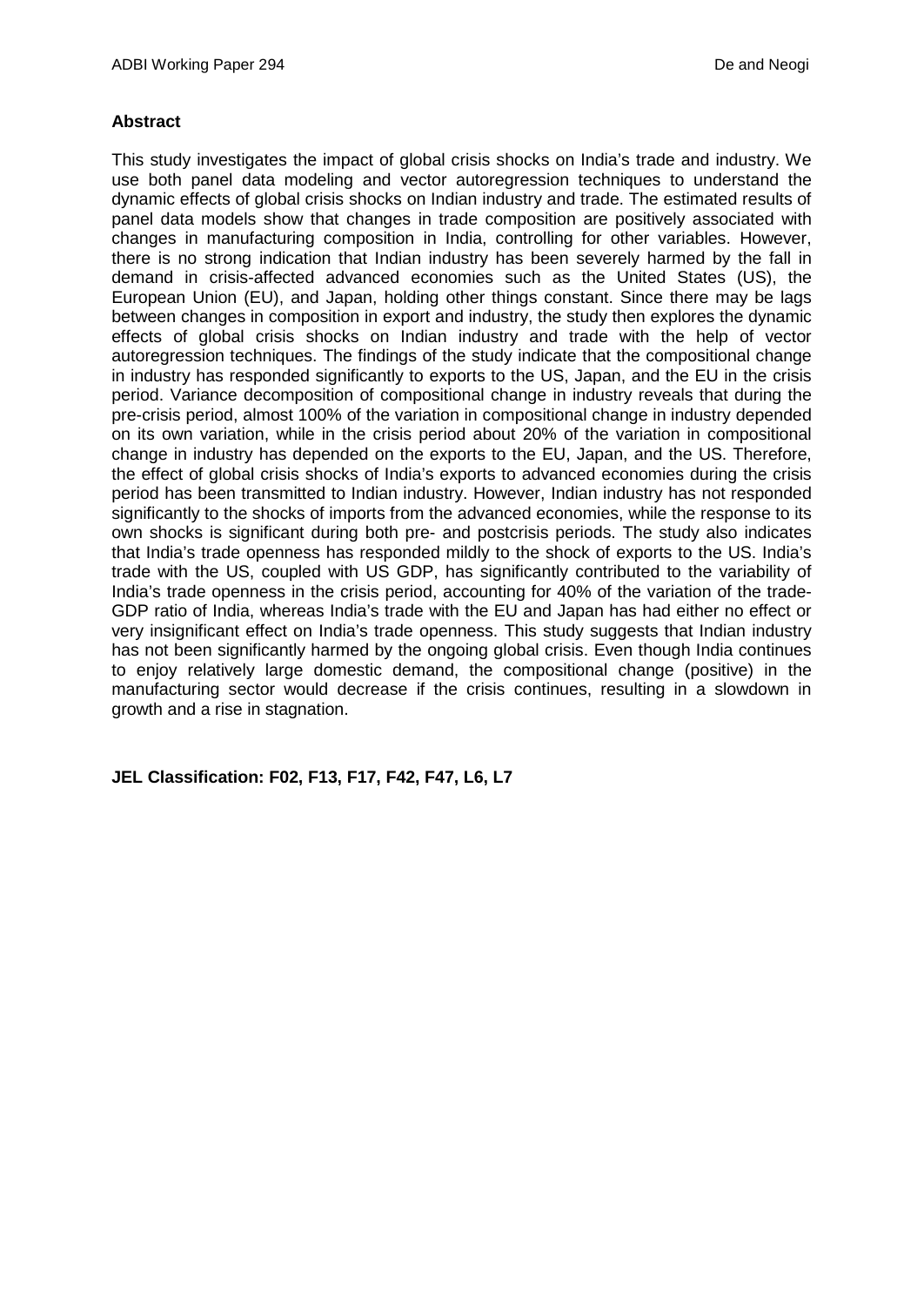**Abstract**

This study investigates the impact of global crisis shocks on India's trade and industry. We use both panel data modeling and vector autoregression techniques to understand the dynamic effects of global crisis shocks on Indian industry and trade. The estimated results of panel data models show that changes in trade composition are positively associated with changes in manufacturing composition in India, controlling for other variables. However, there is no strong indication that Indian industry has been severely harmed by the fall in demand in crisis-affected advanced economies such as the United States (US), the European Union (EU), and Japan, holding other things constant. Since there may be lags between changes in composition in export and industry, the study then explores the dynamic effects of global crisis shocks on Indian industry and trade with the help of vector autoregression techniques. The findings of the study indicate that the compositional change in industry has responded significantly to exports to the US, Japan, and the EU in the crisis period. Variance decomposition of compositional change in industry reveals that during the pre-crisis period, almost 100% of the variation in compositional change in industry depended on its own variation, while in the crisis period about 20% of the variation in compositional change in industry has depended on the exports to the EU, Japan, and the US. Therefore, the effect of global crisis shocks of India's exports to advanced economies during the crisis period has been transmitted to Indian industry. However, Indian industry has not responded significantly to the shocks of imports from the advanced economies, while the response to its own shocks is significant during both pre- and postcrisis periods. The study also indicates that India's trade openness has responded mildly to the shock of exports to the US. India's trade with the US, coupled with US GDP, has significantly contributed to the variability of India's trade openness in the crisis period, accounting for 40% of the variation of the trade-GDP ratio of India, whereas India's trade with the EU and Japan has had either no effect or very insignificant effect on India's trade openness. This study suggests that Indian industry has not been significantly harmed by the ongoing global crisis. Even though India continues to enjoy relatively large domestic demand, the compositional change (positive) in the manufacturing sector would decrease if the crisis continues, resulting in a slowdown in growth and a rise in stagnation.

**JEL Classification: F02, F13, F17, F42, F47, L6, L7**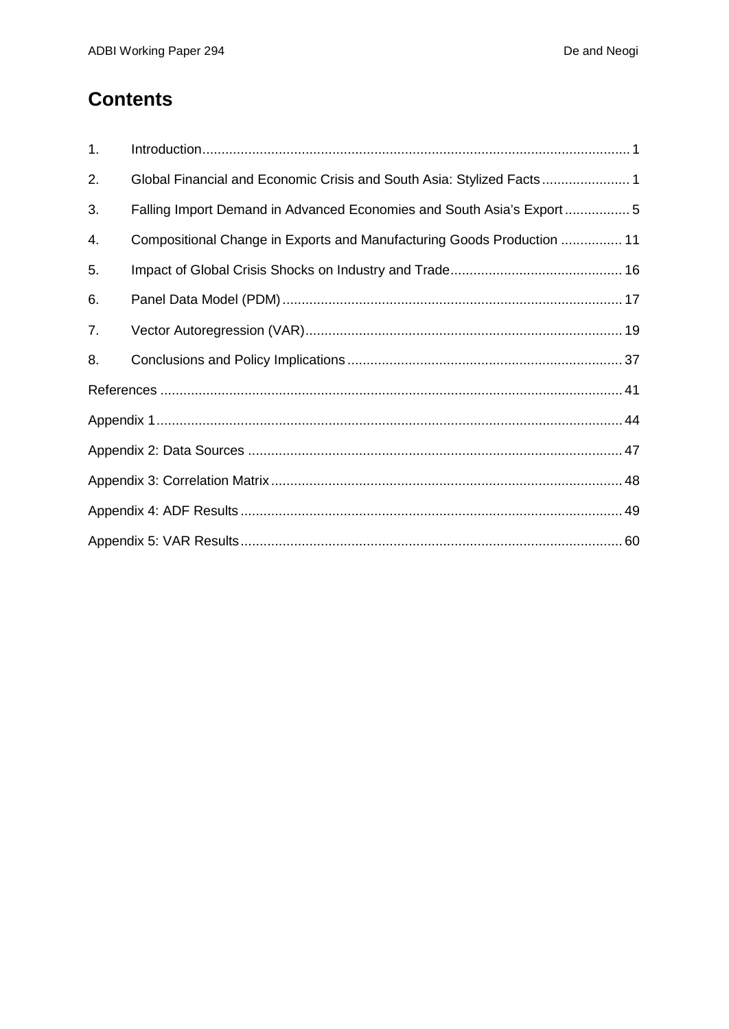# Contents

1. Introduction ........................................................................................................ 1
2. Global Financial and Economic Crisis and South Asia: Stylized Facts ....................... 1
3. Falling Import Demand in Advanced Economies and South Asia's Export ................. 5
4. Compositional Change in Exports and Manufacturing Goods Production ................ 11
5. Impact of Global Crisis Shocks on Industry and Trade ............................................ 16
6. Panel Data Model (PDM) ...................................................................................... 17
7. Vector Autoregression (VAR) ................................................................................. 19
8. Conclusions and Policy Implications ...................................................................... 37

References ............................................................................................................... 41

Appendix 1 ............................................................................................................... 44

Appendix 2: Data Sources ......................................................................................... 47

Appendix 3: Correlation Matrix .................................................................................. 48

Appendix 4: ADF Results .......................................................................................... 49

Appendix 5: VAR Results .......................................................................................... 60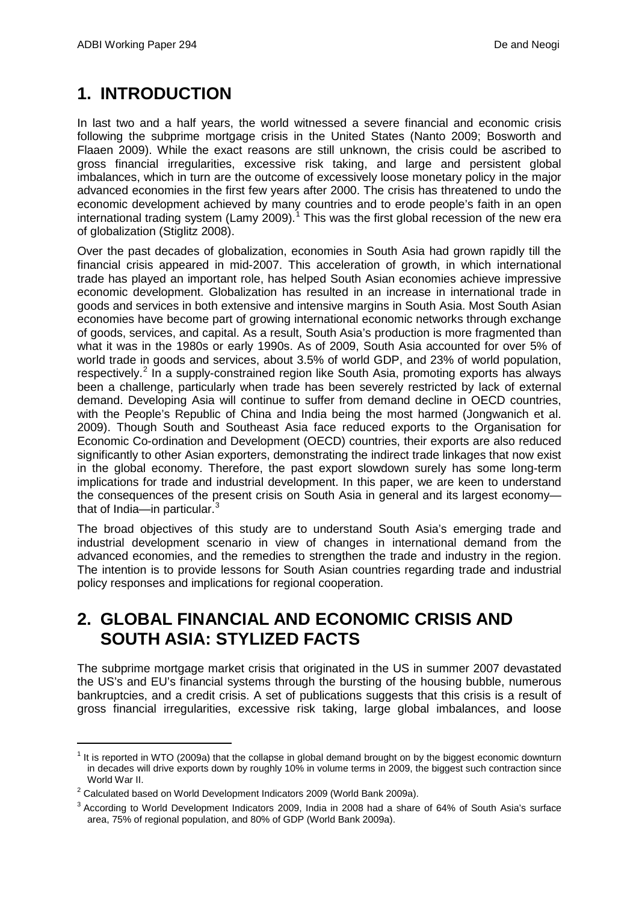# 1. INTRODUCTION

In last two and a half years, the world witnessed a severe financial and economic crisis following the subprime mortgage crisis in the United States (Nanto 2009; Bosworth and Flaaen 2009). While the exact reasons are still unknown, the crisis could be ascribed to gross financial irregularities, excessive risk taking, and large and persistent global imbalances, which in turn are the outcome of excessively loose monetary policy in the major advanced economies in the first few years after 2000. The crisis has threatened to undo the economic development achieved by many countries and to erode people's faith in an open international trading system (Lamy 2009).[1] This was the first global recession of the new era of globalization (Stiglitz 2008).

Over the past decades of globalization, economies in South Asia had grown rapidly till the financial crisis appeared in mid-2007. This acceleration of growth, in which international trade has played an important role, has helped South Asian economies achieve impressive economic development. Globalization has resulted in an increase in international trade in goods and services in both extensive and intensive margins in South Asia. Most South Asian economies have become part of growing international economic networks through exchange of goods, services, and capital. As a result, South Asia's production is more fragmented than what it was in the 1980s or early 1990s. As of 2009, South Asia accounted for over 5% of world trade in goods and services, about 3.5% of world GDP, and 23% of world population, respectively.[2] In a supply-constrained region like South Asia, promoting exports has always been a challenge, particularly when trade has been severely restricted by lack of external demand. Developing Asia will continue to suffer from demand decline in OECD countries, with the People's Republic of China and India being the most harmed (Jongwanich et al. 2009). Though South and Southeast Asia face reduced exports to the Organisation for Economic Co-ordination and Development (OECD) countries, their exports are also reduced significantly to other Asian exporters, demonstrating the indirect trade linkages that now exist in the global economy. Therefore, the past export slowdown surely has some long-term implications for trade and industrial development. In this paper, we are keen to understand the consequences of the present crisis on South Asia in general and its largest economy—that of India—in particular.[3]

The broad objectives of this study are to understand South Asia's emerging trade and industrial development scenario in view of changes in international demand from the advanced economies, and the remedies to strengthen the trade and industry in the region. The intention is to provide lessons for South Asian countries regarding trade and industrial policy responses and implications for regional cooperation.

# 2. GLOBAL FINANCIAL AND ECONOMIC CRISIS AND SOUTH ASIA: STYLIZED FACTS

The subprime mortgage market crisis that originated in the US in summer 2007 devastated the US's and EU's financial systems through the bursting of the housing bubble, numerous bankruptcies, and a credit crisis. A set of publications suggests that this crisis is a result of gross financial irregularities, excessive risk taking, large global imbalances, and loose

[1] It is reported in WTO (2009a) that the collapse in global demand brought on by the biggest economic downturn in decades will drive exports down by roughly 10% in volume terms in 2009, the biggest such contraction since World War II.

[2] Calculated based on World Development Indicators 2009 (World Bank 2009a).

[3] According to World Development Indicators 2009, India in 2008 had a share of 64% of South Asia's surface area, 75% of regional population, and 80% of GDP (World Bank 2009a).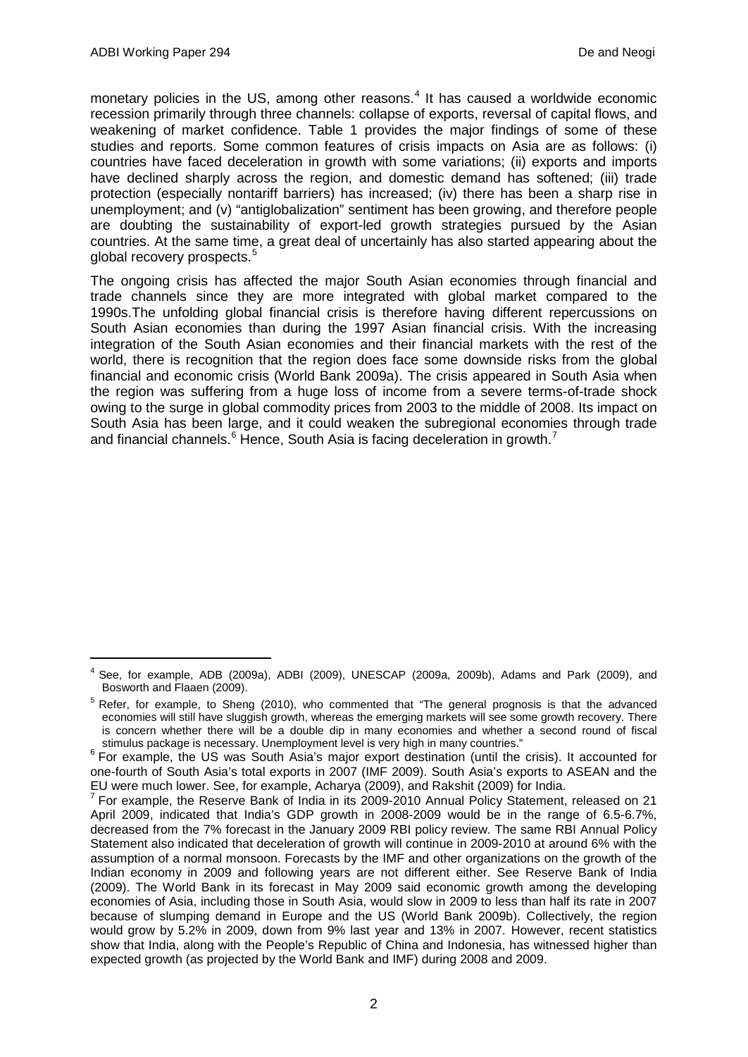monetary policies in the US, among other reasons.[4] It has caused a worldwide economic recession primarily through three channels: collapse of exports, reversal of capital flows, and weakening of market confidence. Table 1 provides the major findings of some of these studies and reports. Some common features of crisis impacts on Asia are as follows: (i) countries have faced deceleration in growth with some variations; (ii) exports and imports have declined sharply across the region, and domestic demand has softened; (iii) trade protection (especially nontariff barriers) has increased; (iv) there has been a sharp rise in unemployment; and (v) "antiglobalization" sentiment has been growing, and therefore people are doubting the sustainability of export-led growth strategies pursued by the Asian countries. At the same time, a great deal of uncertainly has also started appearing about the global recovery prospects.[5]

The ongoing crisis has affected the major South Asian economies through financial and trade channels since they are more integrated with global market compared to the 1990s.The unfolding global financial crisis is therefore having different repercussions on South Asian economies than during the 1997 Asian financial crisis. With the increasing integration of the South Asian economies and their financial markets with the rest of the world, there is recognition that the region does face some downside risks from the global financial and economic crisis (World Bank 2009a). The crisis appeared in South Asia when the region was suffering from a huge loss of income from a severe terms-of-trade shock owing to the surge in global commodity prices from 2003 to the middle of 2008. Its impact on South Asia has been large, and it could weaken the subregional economies through trade and financial channels.[6] Hence, South Asia is facing deceleration in growth.[7]

---

[4] See, for example, ADB (2009a), ADBI (2009), UNESCAP (2009a, 2009b), Adams and Park (2009), and Bosworth and Flaaen (2009).

[5] Refer, for example, to Sheng (2010), who commented that "The general prognosis is that the advanced economies will still have sluggish growth, whereas the emerging markets will see some growth recovery. There is concern whether there will be a double dip in many economies and whether a second round of fiscal stimulus package is necessary. Unemployment level is very high in many countries."

[6] For example, the US was South Asia's major export destination (until the crisis). It accounted for one-fourth of South Asia's total exports in 2007 (IMF 2009). South Asia's exports to ASEAN and the EU were much lower. See, for example, Acharya (2009), and Rakshit (2009) for India.

[7] For example, the Reserve Bank of India in its 2009-2010 Annual Policy Statement, released on 21 April 2009, indicated that India's GDP growth in 2008-2009 would be in the range of 6.5-6.7%, decreased from the 7% forecast in the January 2009 RBI policy review. The same RBI Annual Policy Statement also indicated that deceleration of growth will continue in 2009-2010 at around 6% with the assumption of a normal monsoon. Forecasts by the IMF and other organizations on the growth of the Indian economy in 2009 and following years are not different either. See Reserve Bank of India (2009). The World Bank in its forecast in May 2009 said economic growth among the developing economies of Asia, including those in South Asia, would slow in 2009 to less than half its rate in 2007 because of slumping demand in Europe and the US (World Bank 2009b). Collectively, the region would grow by 5.2% in 2009, down from 9% last year and 13% in 2007. However, recent statistics show that India, along with the People's Republic of China and Indonesia, has witnessed higher than expected growth (as projected by the World Bank and IMF) during 2008 and 2009.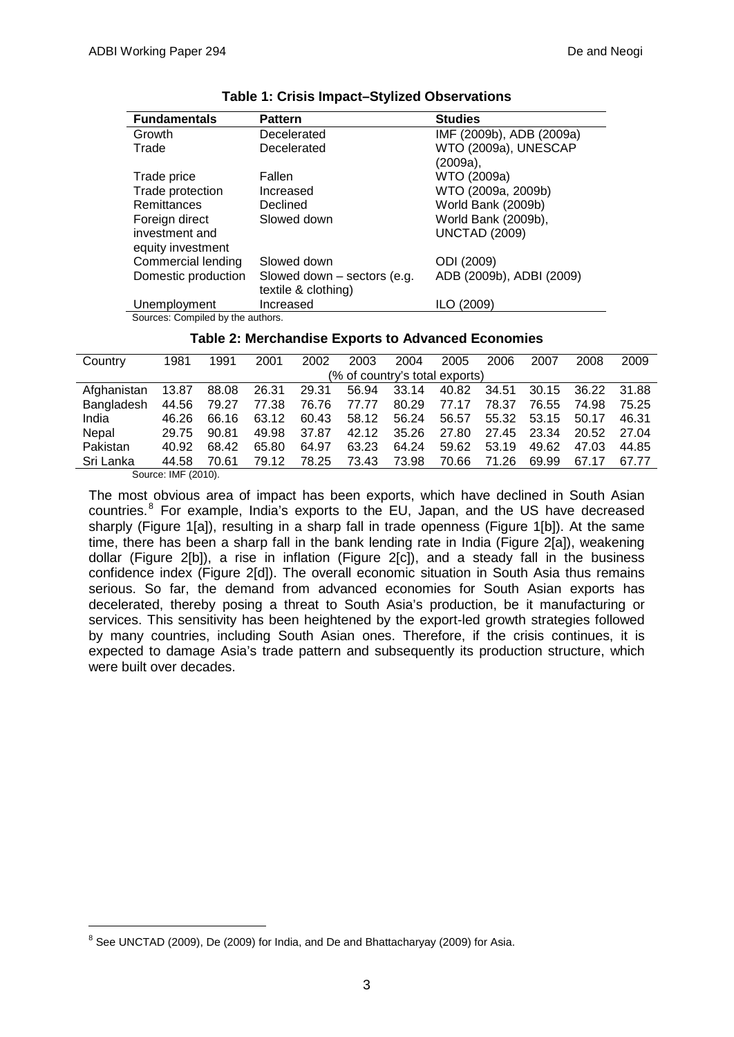**Table 1: Crisis Impact–Stylized Observations**

| Fundamentals | Pattern | Studies |
|---|---|---|
| Growth | Decelerated | IMF (2009b), ADB (2009a) |
| Trade | Decelerated | WTO (2009a), UNESCAP (2009a), |
| Trade price | Fallen | WTO (2009a) |
| Trade protection | Increased | WTO (2009a, 2009b) |
| Remittances | Declined | World Bank (2009b) |
| Foreign direct investment and equity investment | Slowed down | World Bank (2009b), UNCTAD (2009) |
| Commercial lending | Slowed down | ODI (2009) |
| Domestic production | Slowed down – sectors (e.g. textile & clothing) | ADB (2009b), ADBI (2009) |
| Unemployment | Increased | ILO (2009) |

Sources: Compiled by the authors.

**Table 2: Merchandise Exports to Advanced Economies**

| Country | 1981 | 1991 | 2001 | 2002 | 2003 | 2004 | 2005 | 2006 | 2007 | 2008 | 2009 |
|---|---|---|---|---|---|---|---|---|---|---|---|
| | (% of country's total exports) | | | | | | | | | | |
| Afghanistan | 13.87 | 88.08 | 26.31 | 29.31 | 56.94 | 33.14 | 40.82 | 34.51 | 30.15 | 36.22 | 31.88 |
| Bangladesh | 44.56 | 79.27 | 77.38 | 76.76 | 77.77 | 80.29 | 77.17 | 78.37 | 76.55 | 74.98 | 75.25 |
| India | 46.26 | 66.16 | 63.12 | 60.43 | 58.12 | 56.24 | 56.57 | 55.32 | 53.15 | 50.17 | 46.31 |
| Nepal | 29.75 | 90.81 | 49.98 | 37.87 | 42.12 | 35.26 | 27.80 | 27.45 | 23.34 | 20.52 | 27.04 |
| Pakistan | 40.92 | 68.42 | 65.80 | 64.97 | 63.23 | 64.24 | 59.62 | 53.19 | 49.62 | 47.03 | 44.85 |
| Sri Lanka | 44.58 | 70.61 | 79.12 | 78.25 | 73.43 | 73.98 | 70.66 | 71.26 | 69.99 | 67.17 | 67.77 |

Source: IMF (2010).

The most obvious area of impact has been exports, which have declined in South Asian countries.[8] For example, India's exports to the EU, Japan, and the US have decreased sharply (Figure 1[a]), resulting in a sharp fall in trade openness (Figure 1[b]). At the same time, there has been a sharp fall in the bank lending rate in India (Figure 2[a]), weakening dollar (Figure 2[b]), a rise in inflation (Figure 2[c]), and a steady fall in the business confidence index (Figure 2[d]). The overall economic situation in South Asia thus remains serious. So far, the demand from advanced economies for South Asian exports has decelerated, thereby posing a threat to South Asia's production, be it manufacturing or services. This sensitivity has been heightened by the export-led growth strategies followed by many countries, including South Asian ones. Therefore, if the crisis continues, it is expected to damage Asia's trade pattern and subsequently its production structure, which were built over decades.

[8] See UNCTAD (2009), De (2009) for India, and De and Bhattacharyay (2009) for Asia.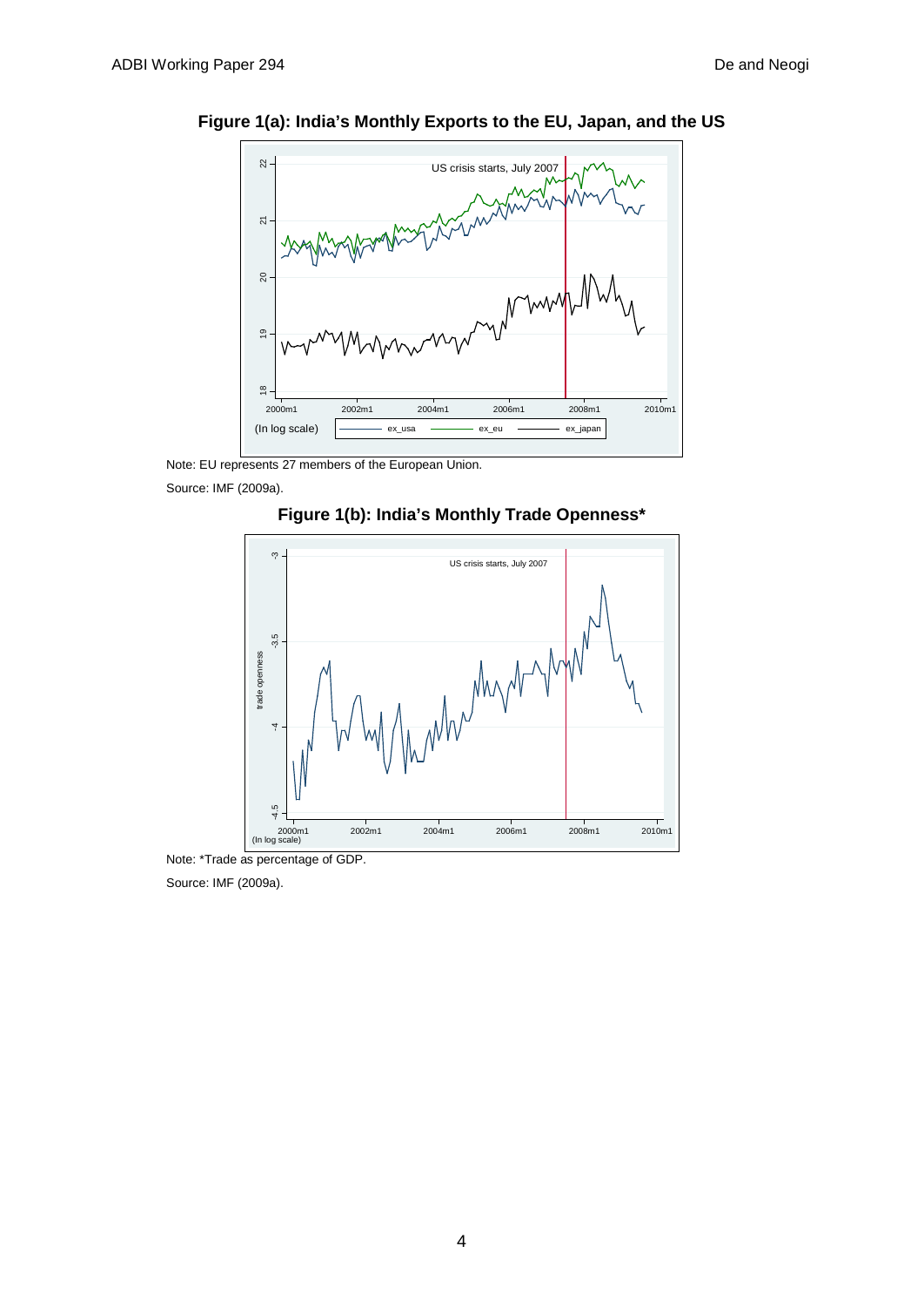**Figure 1(a): India's Monthly Exports to the EU, Japan, and the US**

Note: EU represents 27 members of the European Union.

Source: IMF (2009a).

**Figure 1(b): India's Monthly Trade Openness***

Note: *Trade as percentage of GDP.

Source: IMF (2009a).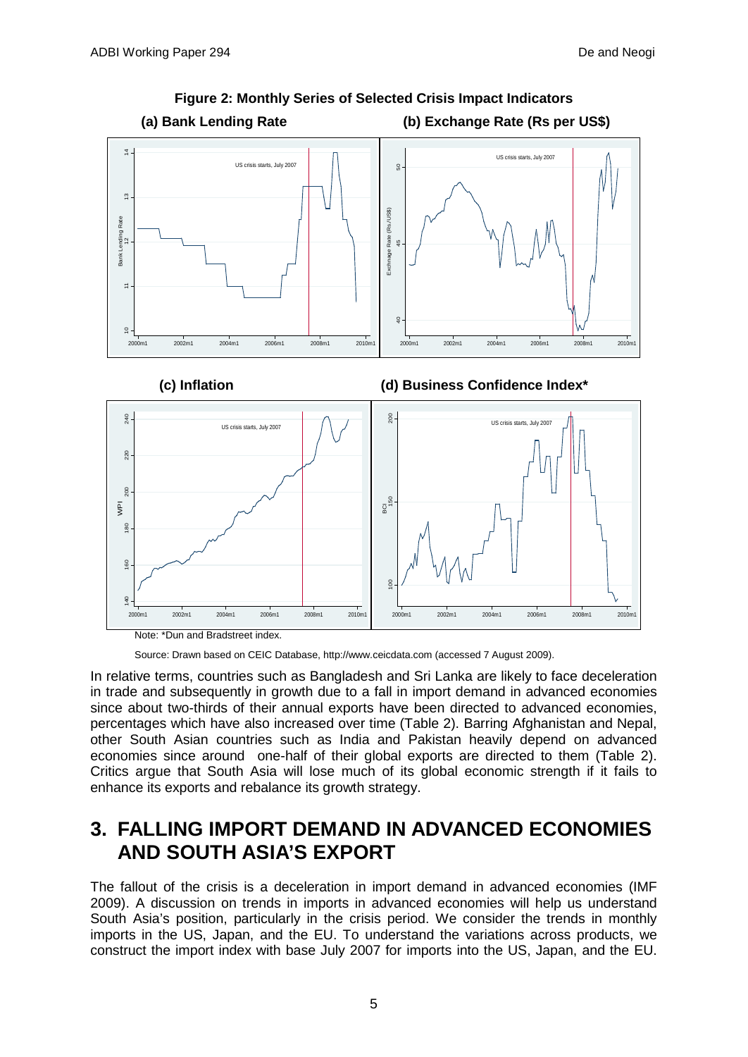**Figure 2: Monthly Series of Selected Crisis Impact Indicators**

**(a) Bank Lending Rate** **(b) Exchange Rate (Rs per US$)**

**(c) Inflation** **(d) Business Confidence Index***

Note: *Dun and Bradstreet index.

Source: Drawn based on CEIC Database, http://www.ceicdata.com (accessed 7 August 2009).

In relative terms, countries such as Bangladesh and Sri Lanka are likely to face deceleration in trade and subsequently in growth due to a fall in import demand in advanced economies since about two-thirds of their annual exports have been directed to advanced economies, percentages which have also increased over time (Table 2). Barring Afghanistan and Nepal, other South Asian countries such as India and Pakistan heavily depend on advanced economies since around one-half of their global exports are directed to them (Table 2). Critics argue that South Asia will lose much of its global economic strength if it fails to enhance its exports and rebalance its growth strategy.

# 3. FALLING IMPORT DEMAND IN ADVANCED ECONOMIES AND SOUTH ASIA'S EXPORT

The fallout of the crisis is a deceleration in import demand in advanced economies (IMF 2009). A discussion on trends in imports in advanced economies will help us understand South Asia's position, particularly in the crisis period. We consider the trends in monthly imports in the US, Japan, and the EU. To understand the variations across products, we construct the import index with base July 2007 for imports into the US, Japan, and the EU.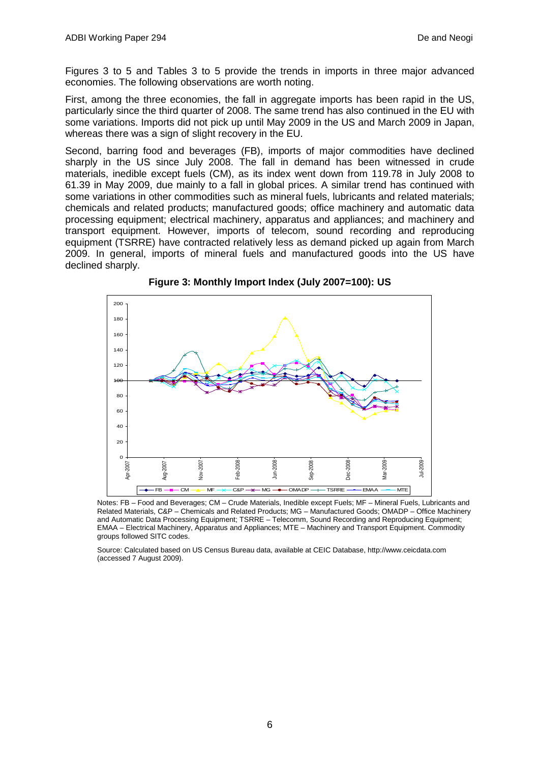Figures 3 to 5 and Tables 3 to 5 provide the trends in imports in three major advanced economies. The following observations are worth noting.

First, among the three economies, the fall in aggregate imports has been rapid in the US, particularly since the third quarter of 2008. The same trend has also continued in the EU with some variations. Imports did not pick up until May 2009 in the US and March 2009 in Japan, whereas there was a sign of slight recovery in the EU.

Second, barring food and beverages (FB), imports of major commodities have declined sharply in the US since July 2008. The fall in demand has been witnessed in crude materials, inedible except fuels (CM), as its index went down from 119.78 in July 2008 to 61.39 in May 2009, due mainly to a fall in global prices. A similar trend has continued with some variations in other commodities such as mineral fuels, lubricants and related materials; chemicals and related products; manufactured goods; office machinery and automatic data processing equipment; electrical machinery, apparatus and appliances; and machinery and transport equipment. However, imports of telecom, sound recording and reproducing equipment (TSRRE) have contracted relatively less as demand picked up again from March 2009. In general, imports of mineral fuels and manufactured goods into the US have declined sharply.

**Figure 3: Monthly Import Index (July 2007=100): US**

Notes: FB – Food and Beverages; CM – Crude Materials, Inedible except Fuels; MF – Mineral Fuels, Lubricants and Related Materials, C&P – Chemicals and Related Products; MG – Manufactured Goods; OMADP – Office Machinery and Automatic Data Processing Equipment; TSRRE – Telecomm, Sound Recording and Reproducing Equipment; EMAA – Electrical Machinery, Apparatus and Appliances; MTE – Machinery and Transport Equipment. Commodity groups followed SITC codes.

Source: Calculated based on US Census Bureau data, available at CEIC Database, http://www.ceicdata.com (accessed 7 August 2009).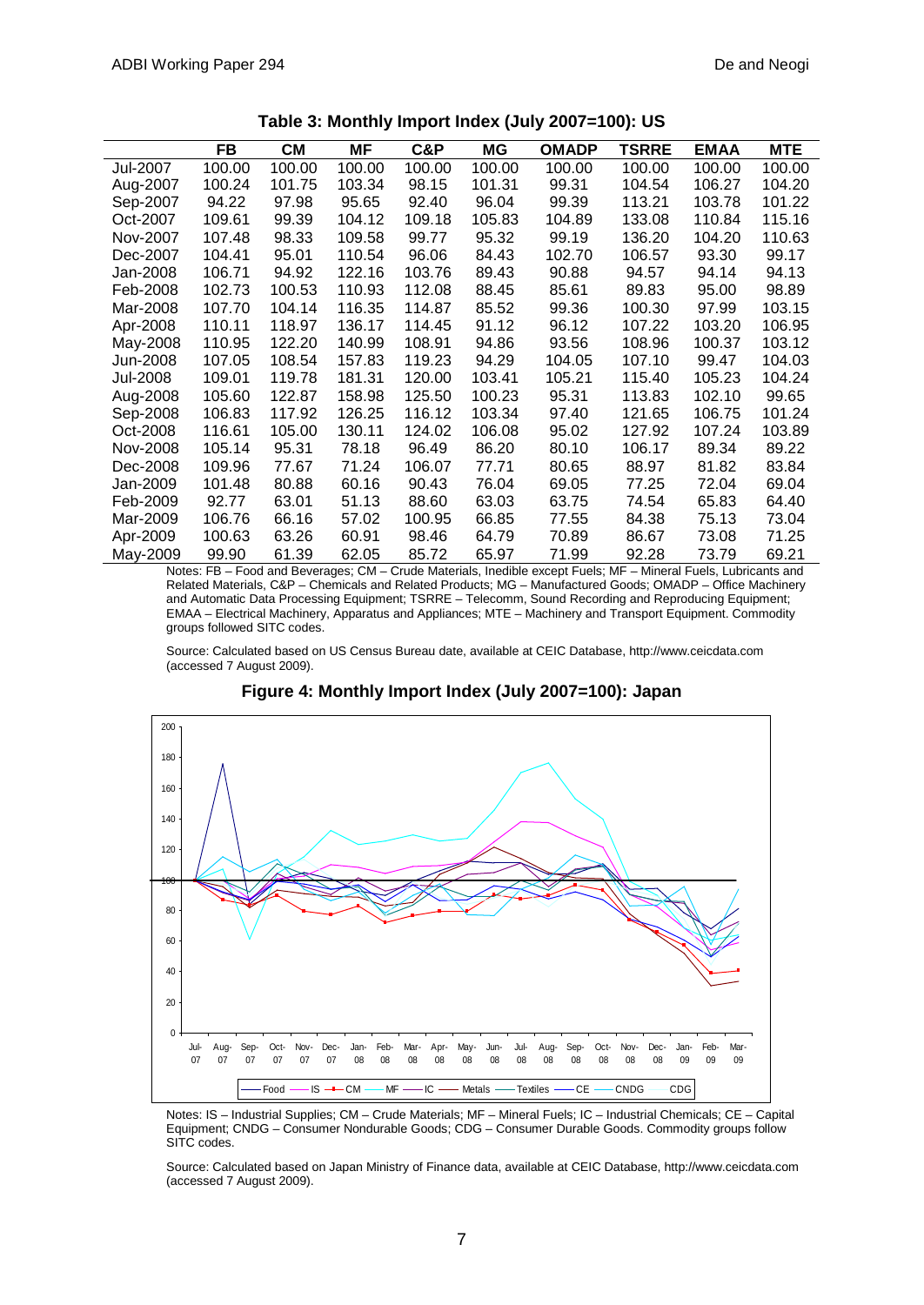**Table 3: Monthly Import Index (July 2007=100): US**

| | FB | CM | MF | C&P | MG | OMADP | TSRRE | EMAA | MTE |
|---|---|---|---|---|---|---|---|---|---|
| Jul-2007 | 100.00 | 100.00 | 100.00 | 100.00 | 100.00 | 100.00 | 100.00 | 100.00 | 100.00 |
| Aug-2007 | 100.24 | 101.75 | 103.34 | 98.15 | 101.31 | 99.31 | 104.54 | 106.27 | 104.20 |
| Sep-2007 | 94.22 | 97.98 | 95.65 | 92.40 | 96.04 | 99.39 | 113.21 | 103.78 | 101.22 |
| Oct-2007 | 109.61 | 99.39 | 104.12 | 109.18 | 105.83 | 104.89 | 133.08 | 110.84 | 115.16 |
| Nov-2007 | 107.48 | 98.33 | 109.58 | 99.77 | 95.32 | 99.19 | 136.20 | 104.20 | 110.63 |
| Dec-2007 | 104.41 | 95.01 | 110.54 | 96.06 | 84.43 | 102.70 | 106.57 | 93.30 | 99.17 |
| Jan-2008 | 106.71 | 94.92 | 122.16 | 103.76 | 89.43 | 90.88 | 94.57 | 94.14 | 94.13 |
| Feb-2008 | 102.73 | 100.53 | 110.93 | 112.08 | 88.45 | 85.61 | 89.83 | 95.00 | 98.89 |
| Mar-2008 | 107.70 | 104.14 | 116.35 | 114.87 | 85.52 | 99.36 | 100.30 | 97.99 | 103.15 |
| Apr-2008 | 110.11 | 118.97 | 136.17 | 114.45 | 91.12 | 96.12 | 107.22 | 103.20 | 106.95 |
| May-2008 | 110.95 | 122.20 | 140.99 | 108.91 | 94.86 | 93.56 | 108.96 | 100.37 | 103.12 |
| Jun-2008 | 107.05 | 108.54 | 157.83 | 119.23 | 94.29 | 104.05 | 107.10 | 99.47 | 104.03 |
| Jul-2008 | 109.01 | 119.78 | 181.31 | 120.00 | 103.41 | 105.21 | 115.40 | 105.23 | 104.24 |
| Aug-2008 | 105.60 | 122.87 | 158.98 | 125.50 | 100.23 | 95.31 | 113.83 | 102.10 | 99.65 |
| Sep-2008 | 106.83 | 117.92 | 126.25 | 116.12 | 103.34 | 97.40 | 121.65 | 106.75 | 101.24 |
| Oct-2008 | 116.61 | 105.00 | 130.11 | 124.02 | 106.08 | 95.02 | 127.92 | 107.24 | 103.89 |
| Nov-2008 | 105.14 | 95.31 | 78.18 | 96.49 | 86.20 | 80.10 | 106.17 | 89.34 | 89.22 |
| Dec-2008 | 109.96 | 77.67 | 71.24 | 106.07 | 77.71 | 80.65 | 88.97 | 81.82 | 83.84 |
| Jan-2009 | 101.48 | 80.88 | 60.16 | 90.43 | 76.04 | 69.05 | 77.25 | 72.04 | 69.04 |
| Feb-2009 | 92.77 | 63.01 | 51.13 | 88.60 | 63.03 | 63.75 | 74.54 | 65.83 | 64.40 |
| Mar-2009 | 106.76 | 66.16 | 57.02 | 100.95 | 66.85 | 77.55 | 84.38 | 75.13 | 73.04 |
| Apr-2009 | 100.63 | 63.26 | 60.91 | 98.46 | 64.79 | 70.89 | 86.67 | 73.08 | 71.25 |
| May-2009 | 99.90 | 61.39 | 62.05 | 85.72 | 65.97 | 71.99 | 92.28 | 73.79 | 69.21 |

Notes: FB – Food and Beverages; CM – Crude Materials, Inedible except Fuels; MF – Mineral Fuels, Lubricants and Related Materials, C&P – Chemicals and Related Products; MG – Manufactured Goods; OMADP – Office Machinery and Automatic Data Processing Equipment; TSRRE – Telecomm, Sound Recording and Reproducing Equipment; EMAA – Electrical Machinery, Apparatus and Appliances; MTE – Machinery and Transport Equipment. Commodity groups followed SITC codes.

Source: Calculated based on US Census Bureau date, available at CEIC Database, http://www.ceicdata.com (accessed 7 August 2009).

**Figure 4: Monthly Import Index (July 2007=100): Japan**

Notes: IS – Industrial Supplies; CM – Crude Materials; MF – Mineral Fuels; IC – Industrial Chemicals; CE – Capital Equipment; CNDG – Consumer Nondurable Goods; CDG – Consumer Durable Goods. Commodity groups follow SITC codes.

Source: Calculated based on Japan Ministry of Finance data, available at CEIC Database, http://www.ceicdata.com (accessed 7 August 2009).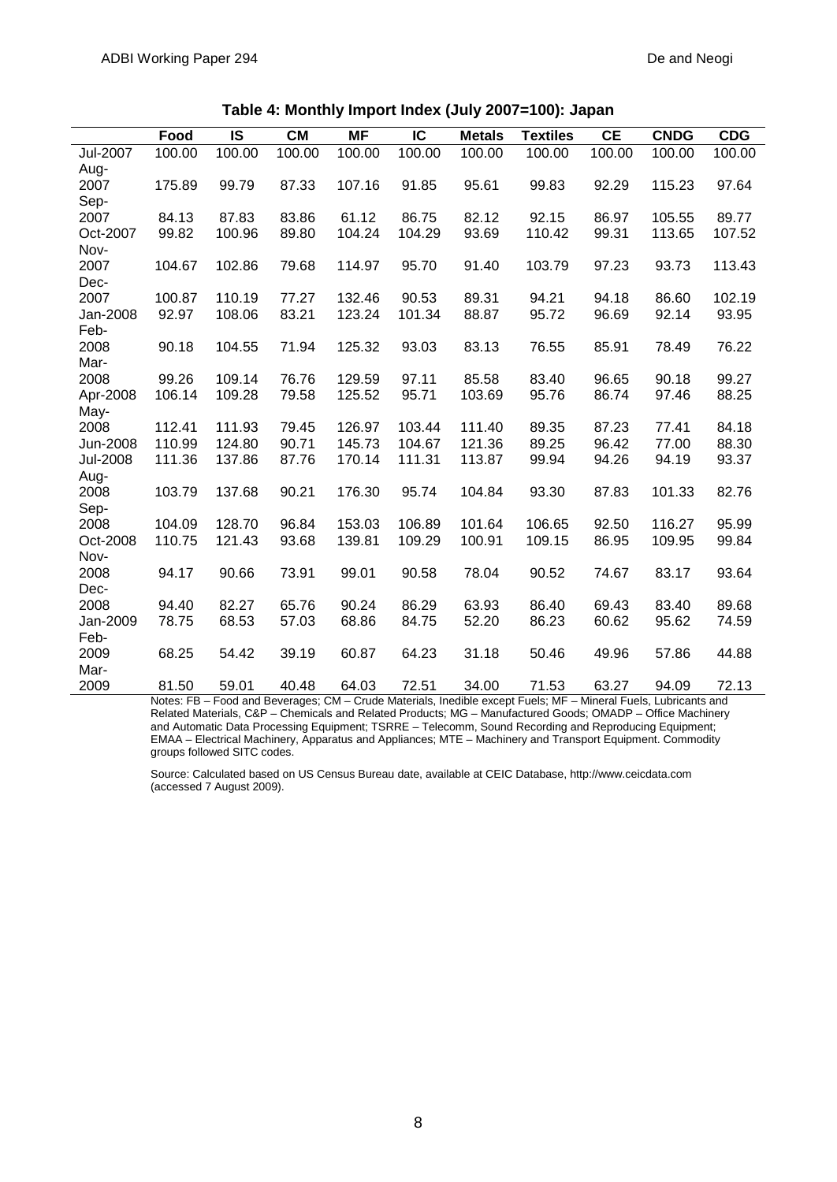**Table 4: Monthly Import Index (July 2007=100): Japan**

| | Food | IS | CM | MF | IC | Metals | Textiles | CE | CNDG | CDG |
|---|---|---|---|---|---|---|---|---|---|---|
| Jul-2007 | 100.00 | 100.00 | 100.00 | 100.00 | 100.00 | 100.00 | 100.00 | 100.00 | 100.00 | 100.00 |
| Aug-2007 | 175.89 | 99.79 | 87.33 | 107.16 | 91.85 | 95.61 | 99.83 | 92.29 | 115.23 | 97.64 |
| Sep-2007 | 84.13 | 87.83 | 83.86 | 61.12 | 86.75 | 82.12 | 92.15 | 86.97 | 105.55 | 89.77 |
| Oct-2007 | 99.82 | 100.96 | 89.80 | 104.24 | 104.29 | 93.69 | 110.42 | 99.31 | 113.65 | 107.52 |
| Nov-2007 | 104.67 | 102.86 | 79.68 | 114.97 | 95.70 | 91.40 | 103.79 | 97.23 | 93.73 | 113.43 |
| Dec-2007 | 100.87 | 110.19 | 77.27 | 132.46 | 90.53 | 89.31 | 94.21 | 94.18 | 86.60 | 102.19 |
| Jan-2008 | 92.97 | 108.06 | 83.21 | 123.24 | 101.34 | 88.87 | 95.72 | 96.69 | 92.14 | 93.95 |
| Feb-2008 | 90.18 | 104.55 | 71.94 | 125.32 | 93.03 | 83.13 | 76.55 | 85.91 | 78.49 | 76.22 |
| Mar-2008 | 99.26 | 109.14 | 76.76 | 129.59 | 97.11 | 85.58 | 83.40 | 96.65 | 90.18 | 99.27 |
| Apr-2008 | 106.14 | 109.28 | 79.58 | 125.52 | 95.71 | 103.69 | 95.76 | 86.74 | 97.46 | 88.25 |
| May-2008 | 112.41 | 111.93 | 79.45 | 126.97 | 103.44 | 111.40 | 89.35 | 87.23 | 77.41 | 84.18 |
| Jun-2008 | 110.99 | 124.80 | 90.71 | 145.73 | 104.67 | 121.36 | 89.25 | 96.42 | 77.00 | 88.30 |
| Jul-2008 | 111.36 | 137.86 | 87.76 | 170.14 | 111.31 | 113.87 | 99.94 | 94.26 | 94.19 | 93.37 |
| Aug-2008 | 103.79 | 137.68 | 90.21 | 176.30 | 95.74 | 104.84 | 93.30 | 87.83 | 101.33 | 82.76 |
| Sep-2008 | 104.09 | 128.70 | 96.84 | 153.03 | 106.89 | 101.64 | 106.65 | 92.50 | 116.27 | 95.99 |
| Oct-2008 | 110.75 | 121.43 | 93.68 | 139.81 | 109.29 | 100.91 | 109.15 | 86.95 | 109.95 | 99.84 |
| Nov-2008 | 94.17 | 90.66 | 73.91 | 99.01 | 90.58 | 78.04 | 90.52 | 74.67 | 83.17 | 93.64 |
| Dec-2008 | 94.40 | 82.27 | 65.76 | 90.24 | 86.29 | 63.93 | 86.40 | 69.43 | 83.40 | 89.68 |
| Jan-2009 | 78.75 | 68.53 | 57.03 | 68.86 | 84.75 | 52.20 | 86.23 | 60.62 | 95.62 | 74.59 |
| Feb-2009 | 68.25 | 54.42 | 39.19 | 60.87 | 64.23 | 31.18 | 50.46 | 49.96 | 57.86 | 44.88 |
| Mar-2009 | 81.50 | 59.01 | 40.48 | 64.03 | 72.51 | 34.00 | 71.53 | 63.27 | 94.09 | 72.13 |

Notes: FB – Food and Beverages; CM – Crude Materials, Inedible except Fuels; MF – Mineral Fuels, Lubricants and Related Materials, C&P – Chemicals and Related Products; MG – Manufactured Goods; OMADP – Office Machinery and Automatic Data Processing Equipment; TSRRE – Telecomm, Sound Recording and Reproducing Equipment; EMAA – Electrical Machinery, Apparatus and Appliances; MTE – Machinery and Transport Equipment. Commodity groups followed SITC codes.

Source: Calculated based on US Census Bureau date, available at CEIC Database, http://www.ceicdata.com (accessed 7 August 2009).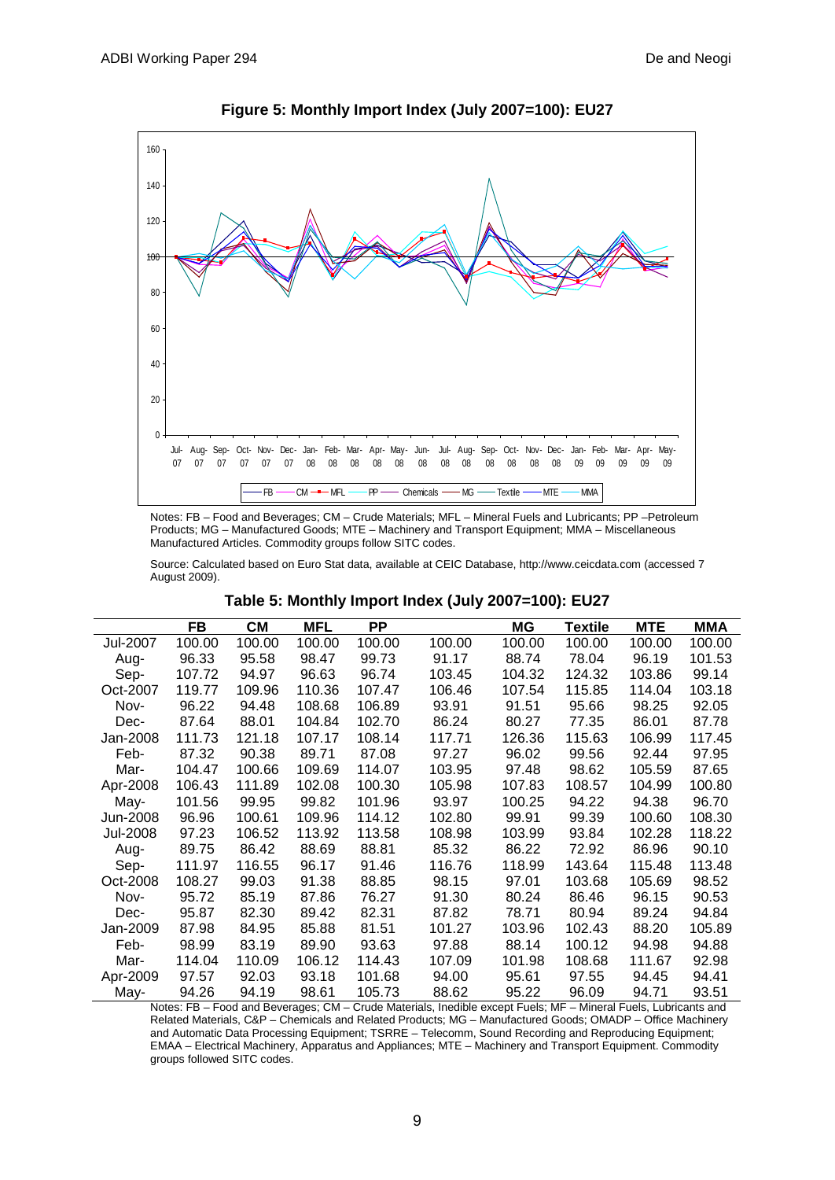**Figure 5: Monthly Import Index (July 2007=100): EU27**

Notes: FB – Food and Beverages; CM – Crude Materials; MFL – Mineral Fuels and Lubricants; PP –Petroleum Products; MG – Manufactured Goods; MTE – Machinery and Transport Equipment; MMA – Miscellaneous Manufactured Articles. Commodity groups follow SITC codes.

Source: Calculated based on Euro Stat data, available at CEIC Database, http://www.ceicdata.com (accessed 7 August 2009).

**Table 5: Monthly Import Index (July 2007=100): EU27**

| | FB | CM | MFL | PP | | MG | Textile | MTE | MMA |
|---|---|---|---|---|---|---|---|---|---|
| Jul-2007 | 100.00 | 100.00 | 100.00 | 100.00 | 100.00 | 100.00 | 100.00 | 100.00 | 100.00 |
| Aug- | 96.33 | 95.58 | 98.47 | 99.73 | 91.17 | 88.74 | 78.04 | 96.19 | 101.53 |
| Sep- | 107.72 | 94.97 | 96.63 | 96.74 | 103.45 | 104.32 | 124.32 | 103.86 | 99.14 |
| Oct-2007 | 119.77 | 109.96 | 110.36 | 107.47 | 106.46 | 107.54 | 115.85 | 114.04 | 103.18 |
| Nov- | 96.22 | 94.48 | 108.68 | 106.89 | 93.91 | 91.51 | 95.66 | 98.25 | 92.05 |
| Dec- | 87.64 | 88.01 | 104.84 | 102.70 | 86.24 | 80.27 | 77.35 | 86.01 | 87.78 |
| Jan-2008 | 111.73 | 121.18 | 107.17 | 108.14 | 117.71 | 126.36 | 115.63 | 106.99 | 117.45 |
| Feb- | 87.32 | 90.38 | 89.71 | 87.08 | 97.27 | 96.02 | 99.56 | 92.44 | 97.95 |
| Mar- | 104.47 | 100.66 | 109.69 | 114.07 | 103.95 | 97.48 | 98.62 | 105.59 | 87.65 |
| Apr-2008 | 106.43 | 111.89 | 102.08 | 100.30 | 105.98 | 107.83 | 108.57 | 104.99 | 100.80 |
| May- | 101.56 | 99.95 | 99.82 | 101.96 | 93.97 | 100.25 | 94.22 | 94.38 | 96.70 |
| Jun-2008 | 96.96 | 100.61 | 109.96 | 114.12 | 102.80 | 99.91 | 99.39 | 100.60 | 108.30 |
| Jul-2008 | 97.23 | 106.52 | 113.92 | 113.58 | 108.98 | 103.99 | 93.84 | 102.28 | 118.22 |
| Aug- | 89.75 | 86.42 | 88.69 | 88.81 | 85.32 | 86.22 | 72.92 | 86.96 | 90.10 |
| Sep- | 111.97 | 116.55 | 96.17 | 91.46 | 116.76 | 118.99 | 143.64 | 115.48 | 113.48 |
| Oct-2008 | 108.27 | 99.03 | 91.38 | 88.85 | 98.15 | 97.01 | 103.68 | 105.69 | 98.52 |
| Nov- | 95.72 | 85.19 | 87.86 | 76.27 | 91.30 | 80.24 | 86.46 | 96.15 | 90.53 |
| Dec- | 95.87 | 82.30 | 89.42 | 82.31 | 87.82 | 78.71 | 80.94 | 89.24 | 94.84 |
| Jan-2009 | 87.98 | 84.95 | 85.88 | 81.51 | 101.27 | 103.96 | 102.43 | 88.20 | 105.89 |
| Feb- | 98.99 | 83.19 | 89.90 | 93.63 | 97.88 | 88.14 | 100.12 | 94.98 | 94.88 |
| Mar- | 114.04 | 110.09 | 106.12 | 114.43 | 107.09 | 101.98 | 108.68 | 111.67 | 92.98 |
| Apr-2009 | 97.57 | 92.03 | 93.18 | 101.68 | 94.00 | 95.61 | 97.55 | 94.45 | 94.41 |
| May- | 94.26 | 94.19 | 98.61 | 105.73 | 88.62 | 95.22 | 96.09 | 94.71 | 93.51 |

Notes: FB – Food and Beverages; CM – Crude Materials, Inedible except Fuels; MF – Mineral Fuels, Lubricants and Related Materials, C&P – Chemicals and Related Products; MG – Manufactured Goods; OMADP – Office Machinery and Automatic Data Processing Equipment; TSRRE – Telecomm, Sound Recording and Reproducing Equipment; EMAA – Electrical Machinery, Apparatus and Appliances; MTE – Machinery and Transport Equipment. Commodity groups followed SITC codes.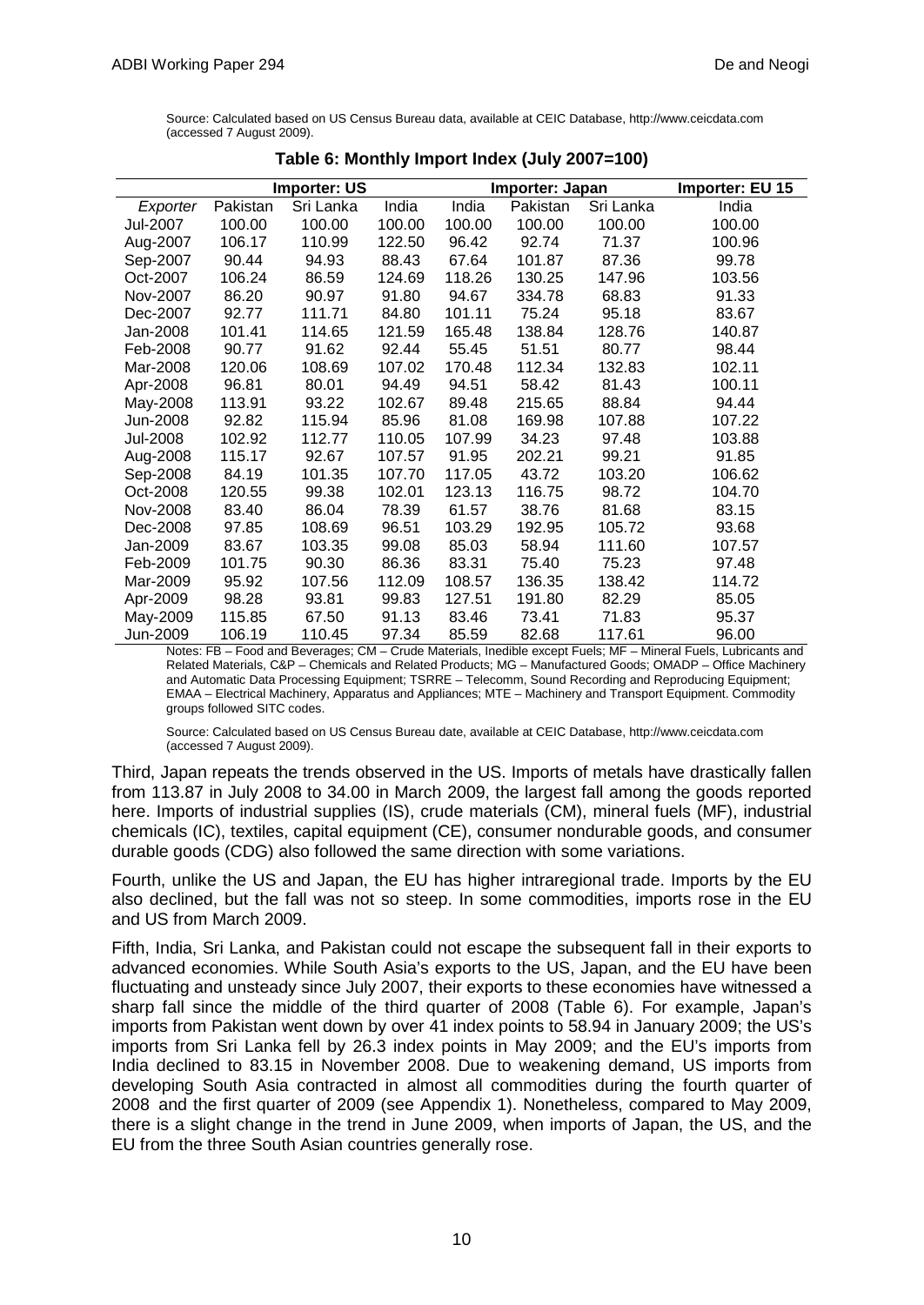Source: Calculated based on US Census Bureau data, available at CEIC Database, http://www.ceicdata.com (accessed 7 August 2009).

**Table 6: Monthly Import Index (July 2007=100)**

| | Importer: US | | | Importer: Japan | | | Importer: EU 15 |
|---|---|---|---|---|---|---|---|
| *Exporter* | Pakistan | Sri Lanka | India | India | Pakistan | Sri Lanka | India |
| Jul-2007 | 100.00 | 100.00 | 100.00 | 100.00 | 100.00 | 100.00 | 100.00 |
| Aug-2007 | 106.17 | 110.99 | 122.50 | 96.42 | 92.74 | 71.37 | 100.96 |
| Sep-2007 | 90.44 | 94.93 | 88.43 | 67.64 | 101.87 | 87.36 | 99.78 |
| Oct-2007 | 106.24 | 86.59 | 124.69 | 118.26 | 130.25 | 147.96 | 103.56 |
| Nov-2007 | 86.20 | 90.97 | 91.80 | 94.67 | 334.78 | 68.83 | 91.33 |
| Dec-2007 | 92.77 | 111.71 | 84.80 | 101.11 | 75.24 | 95.18 | 83.67 |
| Jan-2008 | 101.41 | 114.65 | 121.59 | 165.48 | 138.84 | 128.76 | 140.87 |
| Feb-2008 | 90.77 | 91.62 | 92.44 | 55.45 | 51.51 | 80.77 | 98.44 |
| Mar-2008 | 120.06 | 108.69 | 107.02 | 170.48 | 112.34 | 132.83 | 102.11 |
| Apr-2008 | 96.81 | 80.01 | 94.49 | 94.51 | 58.42 | 81.43 | 100.11 |
| May-2008 | 113.91 | 93.22 | 102.67 | 89.48 | 215.65 | 88.84 | 94.44 |
| Jun-2008 | 92.82 | 115.94 | 85.96 | 81.08 | 169.98 | 107.88 | 107.22 |
| Jul-2008 | 102.92 | 112.77 | 110.05 | 107.99 | 34.23 | 97.48 | 103.88 |
| Aug-2008 | 115.17 | 92.67 | 107.57 | 91.95 | 202.21 | 99.21 | 91.85 |
| Sep-2008 | 84.19 | 101.35 | 107.70 | 117.05 | 43.72 | 103.20 | 106.62 |
| Oct-2008 | 120.55 | 99.38 | 102.01 | 123.13 | 116.75 | 98.72 | 104.70 |
| Nov-2008 | 83.40 | 86.04 | 78.39 | 61.57 | 38.76 | 81.68 | 83.15 |
| Dec-2008 | 97.85 | 108.69 | 96.51 | 103.29 | 192.95 | 105.72 | 93.68 |
| Jan-2009 | 83.67 | 103.35 | 99.08 | 85.03 | 58.94 | 111.60 | 107.57 |
| Feb-2009 | 101.75 | 90.30 | 86.36 | 83.31 | 75.40 | 75.23 | 97.48 |
| Mar-2009 | 95.92 | 107.56 | 112.09 | 108.57 | 136.35 | 138.42 | 114.72 |
| Apr-2009 | 98.28 | 93.81 | 99.83 | 127.51 | 191.80 | 82.29 | 85.05 |
| May-2009 | 115.85 | 67.50 | 91.13 | 83.46 | 73.41 | 71.83 | 95.37 |
| Jun-2009 | 106.19 | 110.45 | 97.34 | 85.59 | 82.68 | 117.61 | 96.00 |

Notes: FB – Food and Beverages; CM – Crude Materials, Inedible except Fuels; MF – Mineral Fuels, Lubricants and Related Materials, C&P – Chemicals and Related Products; MG – Manufactured Goods; OMADP – Office Machinery and Automatic Data Processing Equipment; TSRRE – Telecomm, Sound Recording and Reproducing Equipment; EMAA – Electrical Machinery, Apparatus and Appliances; MTE – Machinery and Transport Equipment. Commodity groups followed SITC codes.

Source: Calculated based on US Census Bureau date, available at CEIC Database, http://www.ceicdata.com (accessed 7 August 2009).

Third, Japan repeats the trends observed in the US. Imports of metals have drastically fallen from 113.87 in July 2008 to 34.00 in March 2009, the largest fall among the goods reported here. Imports of industrial supplies (IS), crude materials (CM), mineral fuels (MF), industrial chemicals (IC), textiles, capital equipment (CE), consumer nondurable goods, and consumer durable goods (CDG) also followed the same direction with some variations.

Fourth, unlike the US and Japan, the EU has higher intraregional trade. Imports by the EU also declined, but the fall was not so steep. In some commodities, imports rose in the EU and US from March 2009.

Fifth, India, Sri Lanka, and Pakistan could not escape the subsequent fall in their exports to advanced economies. While South Asia's exports to the US, Japan, and the EU have been fluctuating and unsteady since July 2007, their exports to these economies have witnessed a sharp fall since the middle of the third quarter of 2008 (Table 6). For example, Japan's imports from Pakistan went down by over 41 index points to 58.94 in January 2009; the US's imports from Sri Lanka fell by 26.3 index points in May 2009; and the EU's imports from India declined to 83.15 in November 2008. Due to weakening demand, US imports from developing South Asia contracted in almost all commodities during the fourth quarter of 2008 and the first quarter of 2009 (see Appendix 1). Nonetheless, compared to May 2009, there is a slight change in the trend in June 2009, when imports of Japan, the US, and the EU from the three South Asian countries generally rose.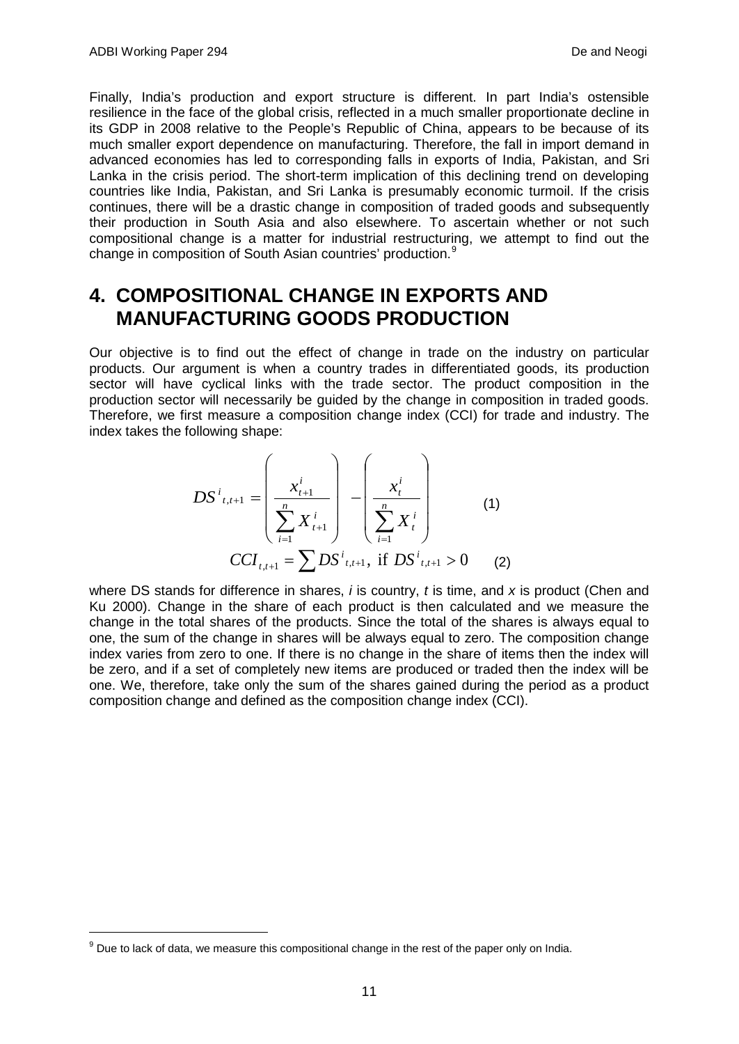Finally, India's production and export structure is different. In part India's ostensible resilience in the face of the global crisis, reflected in a much smaller proportionate decline in its GDP in 2008 relative to the People's Republic of China, appears to be because of its much smaller export dependence on manufacturing. Therefore, the fall in import demand in advanced economies has led to corresponding falls in exports of India, Pakistan, and Sri Lanka in the crisis period. The short-term implication of this declining trend on developing countries like India, Pakistan, and Sri Lanka is presumably economic turmoil. If the crisis continues, there will be a drastic change in composition of traded goods and subsequently their production in South Asia and also elsewhere. To ascertain whether or not such compositional change is a matter for industrial restructuring, we attempt to find out the change in composition of South Asian countries' production.[9]

# 4. COMPOSITIONAL CHANGE IN EXPORTS AND MANUFACTURING GOODS PRODUCTION

Our objective is to find out the effect of change in trade on the industry on particular products. Our argument is when a country trades in differentiated goods, its production sector will have cyclical links with the trade sector. The product composition in the production sector will necessarily be guided by the change in composition in traded goods. Therefore, we first measure a composition change index (CCI) for trade and industry. The index takes the following shape:

$$DS^i_{t,t+1} = \left( \frac{x^i_{t+1}}{\sum_{i=1}^{n} X^i_{t+1}} \right) - \left( \frac{x^i_t}{\sum_{i=1}^{n} X^i_t} \right) \qquad (1)$$

$$CCI_{t,t+1} = \sum DS^i_{t,t+1}, \text{ if } DS^i_{t,t+1} > 0 \qquad (2)$$

where DS stands for difference in shares, *i* is country, *t* is time, and *x* is product (Chen and Ku 2000). Change in the share of each product is then calculated and we measure the change in the total shares of the products. Since the total of the shares is always equal to one, the sum of the change in shares will be always equal to zero. The composition change index varies from zero to one. If there is no change in the share of items then the index will be zero, and if a set of completely new items are produced or traded then the index will be one. We, therefore, take only the sum of the shares gained during the period as a product composition change and defined as the composition change index (CCI).

[9] Due to lack of data, we measure this compositional change in the rest of the paper only on India.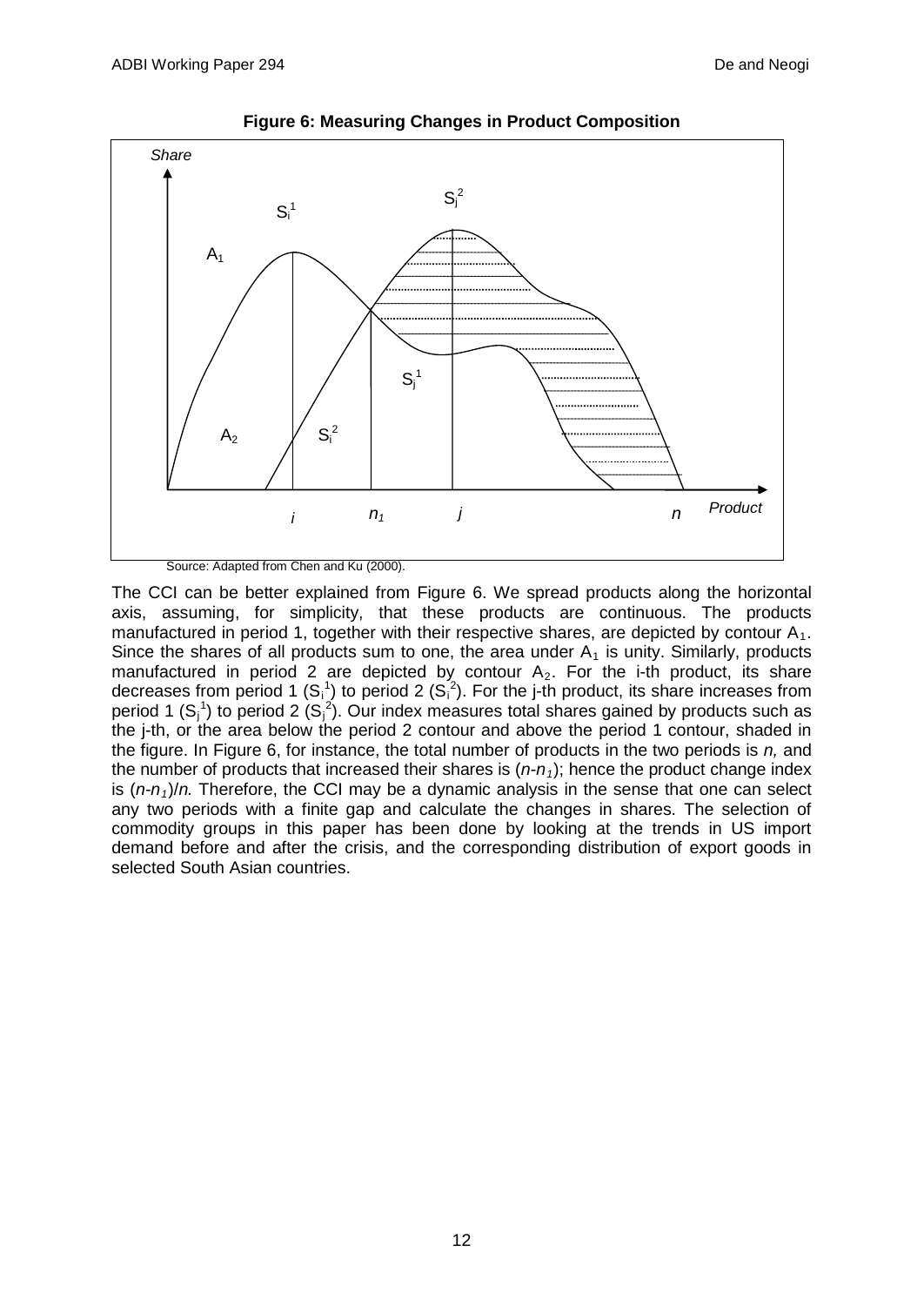**Figure 6: Measuring Changes in Product Composition**

Source: Adapted from Chen and Ku (2000).

The CCI can be better explained from Figure 6. We spread products along the horizontal axis, assuming, for simplicity, that these products are continuous. The products manufactured in period 1, together with their respective shares, are depicted by contour $A_1$. Since the shares of all products sum to one, the area under $A_1$ is unity. Similarly, products manufactured in period 2 are depicted by contour $A_2$. For the i-th product, its share decreases from period 1 ($S_i^1$) to period 2 ($S_i^2$). For the j-th product, its share increases from period 1 ($S_j^1$) to period 2 ($S_j^2$). Our index measures total shares gained by products such as the j-th, or the area below the period 2 contour and above the period 1 contour, shaded in the figure. In Figure 6, for instance, the total number of products in the two periods is *n,* and the number of products that increased their shares is ($n$-$n_1$); hence the product change index is ($n$-$n_1$)/$n$. Therefore, the CCI may be a dynamic analysis in the sense that one can select any two periods with a finite gap and calculate the changes in shares. The selection of commodity groups in this paper has been done by looking at the trends in US import demand before and after the crisis, and the corresponding distribution of export goods in selected South Asian countries.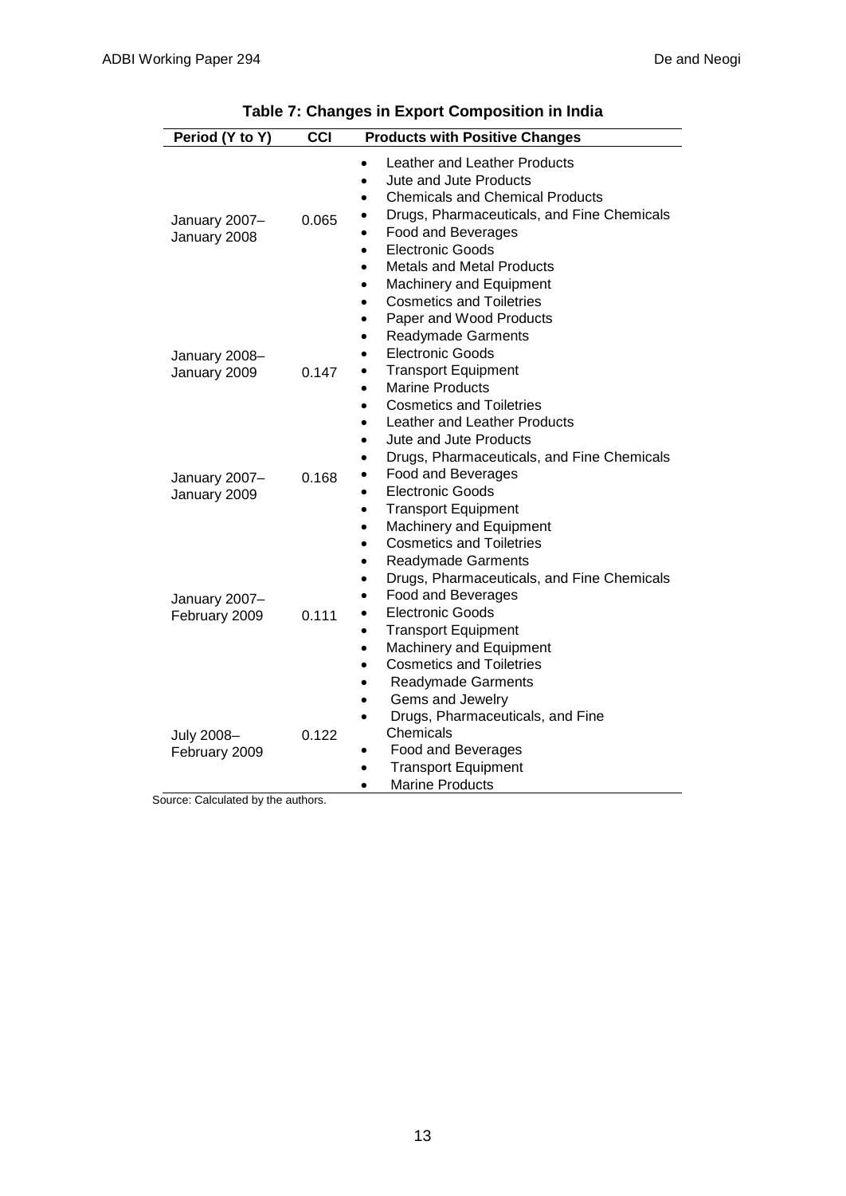**Table 7: Changes in Export Composition in India**

| Period (Y to Y) | CCI | Products with Positive Changes |
|---|---|---|
| January 2007–January 2008 | 0.065 | • Leather and Leather Products<br>• Jute and Jute Products<br>• Chemicals and Chemical Products<br>• Drugs, Pharmaceuticals, and Fine Chemicals<br>• Food and Beverages<br>• Electronic Goods<br>• Metals and Metal Products<br>• Machinery and Equipment<br>• Cosmetics and Toiletries<br>• Paper and Wood Products |
| January 2008–January 2009 | 0.147 | • Readymade Garments<br>• Electronic Goods<br>• Transport Equipment<br>• Marine Products<br>• Cosmetics and Toiletries |
| January 2007–January 2009 | 0.168 | • Leather and Leather Products<br>• Jute and Jute Products<br>• Drugs, Pharmaceuticals, and Fine Chemicals<br>• Food and Beverages<br>• Electronic Goods<br>• Transport Equipment<br>• Machinery and Equipment<br>• Cosmetics and Toiletries |
| January 2007–February 2009 | 0.111 | • Readymade Garments<br>• Drugs, Pharmaceuticals, and Fine Chemicals<br>• Food and Beverages<br>• Electronic Goods<br>• Transport Equipment<br>• Machinery and Equipment<br>• Cosmetics and Toiletries |
| July 2008–February 2009 | 0.122 | • Readymade Garments<br>• Gems and Jewelry<br>• Drugs, Pharmaceuticals, and Fine Chemicals<br>• Food and Beverages<br>• Transport Equipment<br>• Marine Products |

Source: Calculated by the authors.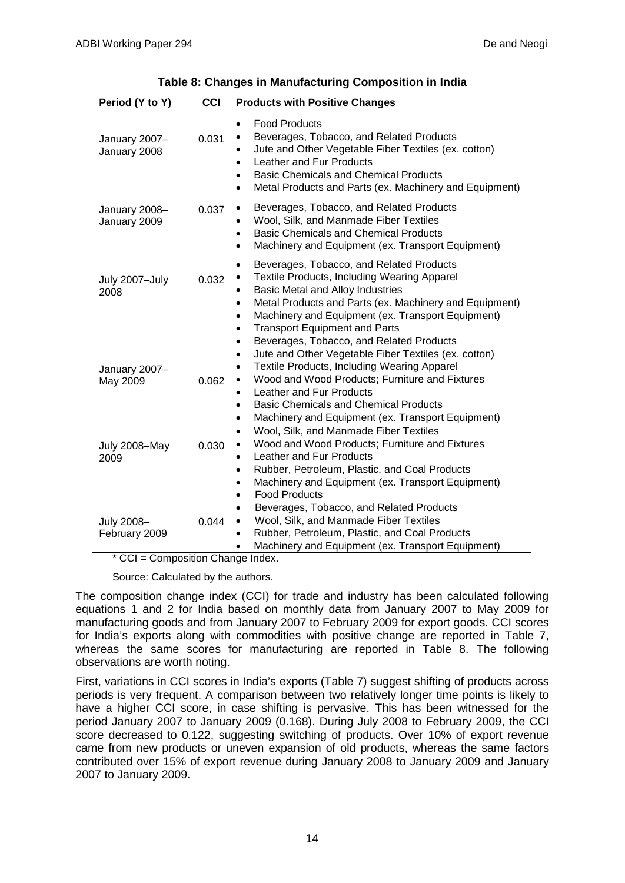**Table 8: Changes in Manufacturing Composition in India**

| Period (Y to Y) | CCI | Products with Positive Changes |
|---|---|---|
| January 2007–January 2008 | 0.031 | • Food Products<br>• Beverages, Tobacco, and Related Products<br>• Jute and Other Vegetable Fiber Textiles (ex. cotton)<br>• Leather and Fur Products<br>• Basic Chemicals and Chemical Products<br>• Metal Products and Parts (ex. Machinery and Equipment) |
| January 2008–January 2009 | 0.037 | • Beverages, Tobacco, and Related Products<br>• Wool, Silk, and Manmade Fiber Textiles<br>• Basic Chemicals and Chemical Products<br>• Machinery and Equipment (ex. Transport Equipment) |
| July 2007–July 2008 | 0.032 | • Beverages, Tobacco, and Related Products<br>• Textile Products, Including Wearing Apparel<br>• Basic Metal and Alloy Industries<br>• Metal Products and Parts (ex. Machinery and Equipment)<br>• Machinery and Equipment (ex. Transport Equipment)<br>• Transport Equipment and Parts |
| January 2007–May 2009 | 0.062 | • Beverages, Tobacco, and Related Products<br>• Jute and Other Vegetable Fiber Textiles (ex. cotton)<br>• Textile Products, Including Wearing Apparel<br>• Wood and Wood Products; Furniture and Fixtures<br>• Leather and Fur Products<br>• Basic Chemicals and Chemical Products<br>• Machinery and Equipment (ex. Transport Equipment) |
| July 2008–May 2009 | 0.030 | • Wool, Silk, and Manmade Fiber Textiles<br>• Wood and Wood Products; Furniture and Fixtures<br>• Leather and Fur Products<br>• Rubber, Petroleum, Plastic, and Coal Products<br>• Machinery and Equipment (ex. Transport Equipment) |
| July 2008–February 2009 | 0.044 | • Food Products<br>• Beverages, Tobacco, and Related Products<br>• Wool, Silk, and Manmade Fiber Textiles<br>• Rubber, Petroleum, Plastic, and Coal Products<br>• Machinery and Equipment (ex. Transport Equipment) |

* CCI = Composition Change Index.

Source: Calculated by the authors.

The composition change index (CCI) for trade and industry has been calculated following equations 1 and 2 for India based on monthly data from January 2007 to May 2009 for manufacturing goods and from January 2007 to February 2009 for export goods. CCI scores for India's exports along with commodities with positive change are reported in Table 7, whereas the same scores for manufacturing are reported in Table 8. The following observations are worth noting.

First, variations in CCI scores in India's exports (Table 7) suggest shifting of products across periods is very frequent. A comparison between two relatively longer time points is likely to have a higher CCI score, in case shifting is pervasive. This has been witnessed for the period January 2007 to January 2009 (0.168). During July 2008 to February 2009, the CCI score decreased to 0.122, suggesting switching of products. Over 10% of export revenue came from new products or uneven expansion of old products, whereas the same factors contributed over 15% of export revenue during January 2008 to January 2009 and January 2007 to January 2009.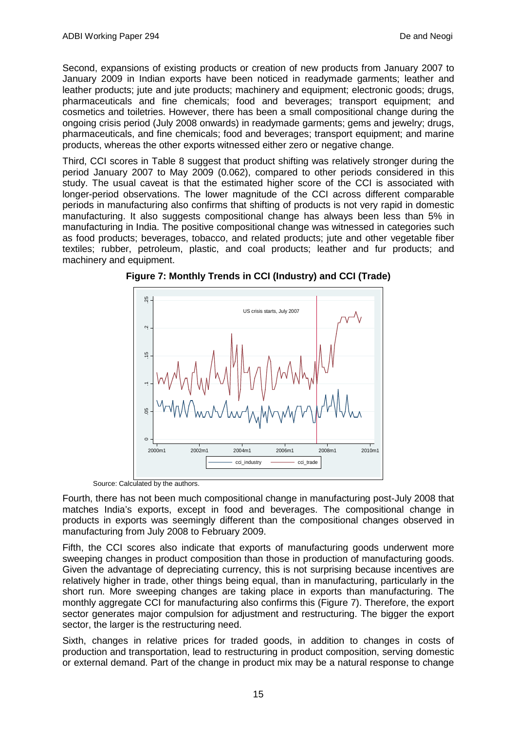Second, expansions of existing products or creation of new products from January 2007 to January 2009 in Indian exports have been noticed in readymade garments; leather and leather products; jute and jute products; machinery and equipment; electronic goods; drugs, pharmaceuticals and fine chemicals; food and beverages; transport equipment; and cosmetics and toiletries. However, there has been a small compositional change during the ongoing crisis period (July 2008 onwards) in readymade garments; gems and jewelry; drugs, pharmaceuticals, and fine chemicals; food and beverages; transport equipment; and marine products, whereas the other exports witnessed either zero or negative change.

Third, CCI scores in Table 8 suggest that product shifting was relatively stronger during the period January 2007 to May 2009 (0.062), compared to other periods considered in this study. The usual caveat is that the estimated higher score of the CCI is associated with longer-period observations. The lower magnitude of the CCI across different comparable periods in manufacturing also confirms that shifting of products is not very rapid in domestic manufacturing. It also suggests compositional change has always been less than 5% in manufacturing in India. The positive compositional change was witnessed in categories such as food products; beverages, tobacco, and related products; jute and other vegetable fiber textiles; rubber, petroleum, plastic, and coal products; leather and fur products; and machinery and equipment.

**Figure 7: Monthly Trends in CCI (Industry) and CCI (Trade)**

Source: Calculated by the authors.

Fourth, there has not been much compositional change in manufacturing post-July 2008 that matches India's exports, except in food and beverages. The compositional change in products in exports was seemingly different than the compositional changes observed in manufacturing from July 2008 to February 2009.

Fifth, the CCI scores also indicate that exports of manufacturing goods underwent more sweeping changes in product composition than those in production of manufacturing goods. Given the advantage of depreciating currency, this is not surprising because incentives are relatively higher in trade, other things being equal, than in manufacturing, particularly in the short run. More sweeping changes are taking place in exports than manufacturing. The monthly aggregate CCI for manufacturing also confirms this (Figure 7). Therefore, the export sector generates major compulsion for adjustment and restructuring. The bigger the export sector, the larger is the restructuring need.

Sixth, changes in relative prices for traded goods, in addition to changes in costs of production and transportation, lead to restructuring in product composition, serving domestic or external demand. Part of the change in product mix may be a natural response to change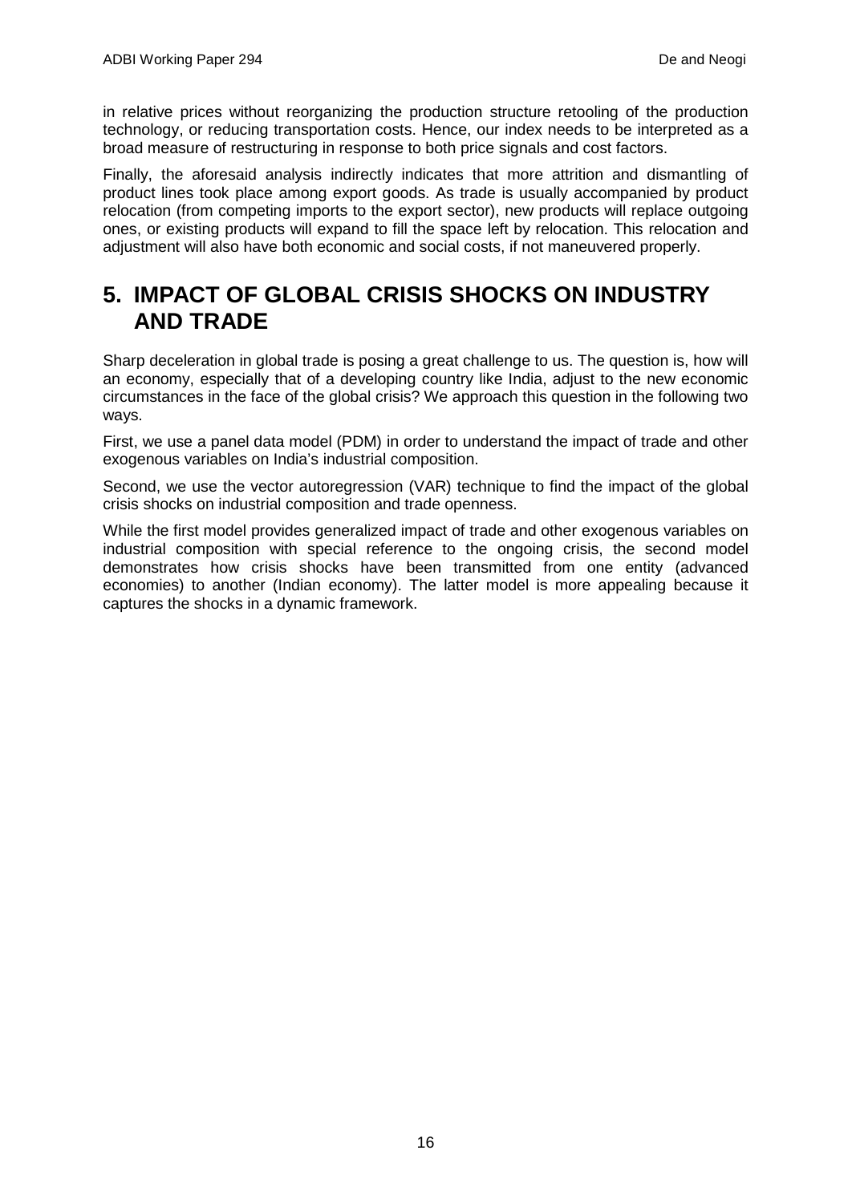in relative prices without reorganizing the production structure retooling of the production technology, or reducing transportation costs. Hence, our index needs to be interpreted as a broad measure of restructuring in response to both price signals and cost factors.

Finally, the aforesaid analysis indirectly indicates that more attrition and dismantling of product lines took place among export goods. As trade is usually accompanied by product relocation (from competing imports to the export sector), new products will replace outgoing ones, or existing products will expand to fill the space left by relocation. This relocation and adjustment will also have both economic and social costs, if not maneuvered properly.

# 5. IMPACT OF GLOBAL CRISIS SHOCKS ON INDUSTRY AND TRADE

Sharp deceleration in global trade is posing a great challenge to us. The question is, how will an economy, especially that of a developing country like India, adjust to the new economic circumstances in the face of the global crisis? We approach this question in the following two ways.

First, we use a panel data model (PDM) in order to understand the impact of trade and other exogenous variables on India's industrial composition.

Second, we use the vector autoregression (VAR) technique to find the impact of the global crisis shocks on industrial composition and trade openness.

While the first model provides generalized impact of trade and other exogenous variables on industrial composition with special reference to the ongoing crisis, the second model demonstrates how crisis shocks have been transmitted from one entity (advanced economies) to another (Indian economy). The latter model is more appealing because it captures the shocks in a dynamic framework.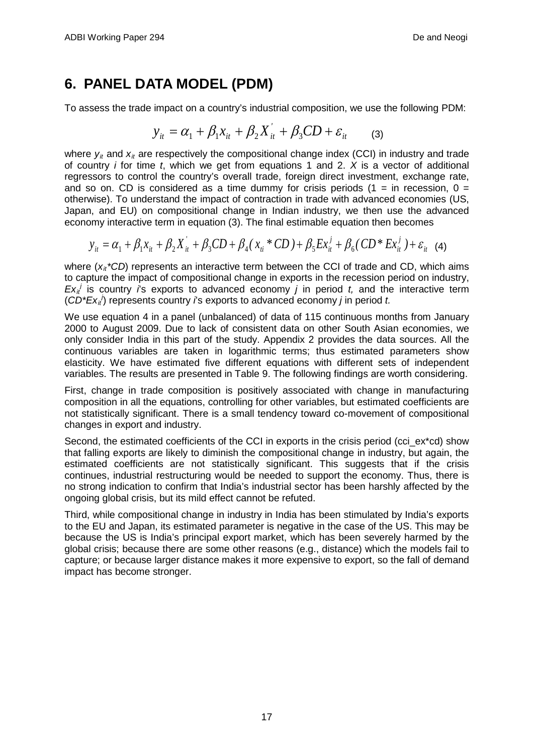## 6. PANEL DATA MODEL (PDM)

To assess the trade impact on a country's industrial composition, we use the following PDM:

$$y_{it} = \alpha_1 + \beta_1 x_{it} + \beta_2 X'_{it} + \beta_3 CD + \varepsilon_{it} \qquad (3)$$

where $y_{it}$ and $x_{it}$ are respectively the compositional change index (CCI) in industry and trade of country $i$ for time $t$, which we get from equations 1 and 2. $X$ is a vector of additional regressors to control the country's overall trade, foreign direct investment, exchange rate, and so on. CD is considered as a time dummy for crisis periods (1 = in recession, 0 = otherwise). To understand the impact of contraction in trade with advanced economies (US, Japan, and EU) on compositional change in Indian industry, we then use the advanced economy interactive term in equation (3). The final estimable equation then becomes

$$y_{it} = \alpha_1 + \beta_1 x_{it} + \beta_2 X'_{it} + \beta_3 CD + \beta_4 (x_{ti} * CD) + \beta_5 Ex^j_{it} + \beta_6 (CD * Ex^j_{it}) + \varepsilon_{it} \quad (4)$$

where ($x_{it}*CD$) represents an interactive term between the CCI of trade and CD, which aims to capture the impact of compositional change in exports in the recession period on industry, $Ex^j_{it}$ is country $i$'s exports to advanced economy $j$ in period $t$, and the interactive term ($CD*Ex^j_{it}$) represents country $i$'s exports to advanced economy $j$ in period $t$.

We use equation 4 in a panel (unbalanced) of data of 115 continuous months from January 2000 to August 2009. Due to lack of consistent data on other South Asian economies, we only consider India in this part of the study. Appendix 2 provides the data sources. All the continuous variables are taken in logarithmic terms; thus estimated parameters show elasticity. We have estimated five different equations with different sets of independent variables. The results are presented in Table 9. The following findings are worth considering.

First, change in trade composition is positively associated with change in manufacturing composition in all the equations, controlling for other variables, but estimated coefficients are not statistically significant. There is a small tendency toward co-movement of compositional changes in export and industry.

Second, the estimated coefficients of the CCI in exports in the crisis period (cci_ex*cd) show that falling exports are likely to diminish the compositional change in industry, but again, the estimated coefficients are not statistically significant. This suggests that if the crisis continues, industrial restructuring would be needed to support the economy. Thus, there is no strong indication to confirm that India's industrial sector has been harshly affected by the ongoing global crisis, but its mild effect cannot be refuted.

Third, while compositional change in industry in India has been stimulated by India's exports to the EU and Japan, its estimated parameter is negative in the case of the US. This may be because the US is India's principal export market, which has been severely harmed by the global crisis; because there are some other reasons (e.g., distance) which the models fail to capture; or because larger distance makes it more expensive to export, so the fall of demand impact has become stronger.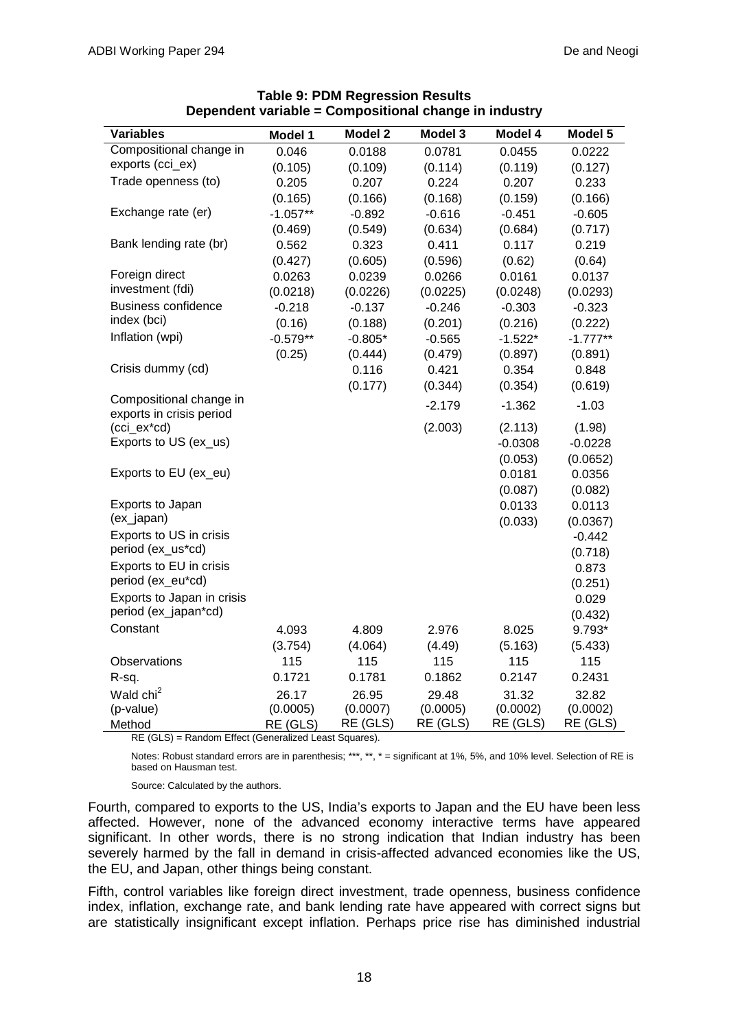**Table 9: PDM Regression Results**
**Dependent variable = Compositional change in industry**

| Variables | Model 1 | Model 2 | Model 3 | Model 4 | Model 5 |
|---|---|---|---|---|---|
| Compositional change in exports (cci_ex) | 0.046 | 0.0188 | 0.0781 | 0.0455 | 0.0222 |
| | (0.105) | (0.109) | (0.114) | (0.119) | (0.127) |
| Trade openness (to) | 0.205 | 0.207 | 0.224 | 0.207 | 0.233 |
| | (0.165) | (0.166) | (0.168) | (0.159) | (0.166) |
| Exchange rate (er) | -1.057** | -0.892 | -0.616 | -0.451 | -0.605 |
| | (0.469) | (0.549) | (0.634) | (0.684) | (0.717) |
| Bank lending rate (br) | 0.562 | 0.323 | 0.411 | 0.117 | 0.219 |
| | (0.427) | (0.605) | (0.596) | (0.62) | (0.64) |
| Foreign direct investment (fdi) | 0.0263 | 0.0239 | 0.0266 | 0.0161 | 0.0137 |
| | (0.0218) | (0.0226) | (0.0225) | (0.0248) | (0.0293) |
| Business confidence index (bci) | -0.218 | -0.137 | -0.246 | -0.303 | -0.323 |
| | (0.16) | (0.188) | (0.201) | (0.216) | (0.222) |
| Inflation (wpi) | -0.579** | -0.805* | -0.565 | -1.522* | -1.777** |
| | (0.25) | (0.444) | (0.479) | (0.897) | (0.891) |
| Crisis dummy (cd) | | 0.116 | 0.421 | 0.354 | 0.848 |
| | | (0.177) | (0.344) | (0.354) | (0.619) |
| Compositional change in exports in crisis period (cci_ex*cd) | | | -2.179 | -1.362 | -1.03 |
| | | | (2.003) | (2.113) | (1.98) |
| Exports to US (ex_us) | | | | -0.0308 | -0.0228 |
| | | | | (0.053) | (0.0652) |
| Exports to EU (ex_eu) | | | | 0.0181 | 0.0356 |
| | | | | (0.087) | (0.082) |
| Exports to Japan (ex_japan) | | | | 0.0133 | 0.0113 |
| | | | | (0.033) | (0.0367) |
| Exports to US in crisis period (ex_us*cd) | | | | | -0.442 |
| | | | | | (0.718) |
| Exports to EU in crisis period (ex_eu*cd) | | | | | 0.873 |
| | | | | | (0.251) |
| Exports to Japan in crisis period (ex_japan*cd) | | | | | 0.029 |
| | | | | | (0.432) |
| Constant | 4.093 | 4.809 | 2.976 | 8.025 | 9.793* |
| | (3.754) | (4.064) | (4.49) | (5.163) | (5.433) |
| Observations | 115 | 115 | 115 | 115 | 115 |
| R-sq. | 0.1721 | 0.1781 | 0.1862 | 0.2147 | 0.2431 |
| Wald chi$^2$ | 26.17 | 26.95 | 29.48 | 31.32 | 32.82 |
| (p-value) | (0.0005) | (0.0007) | (0.0005) | (0.0002) | (0.0002) |
| Method | RE (GLS) | RE (GLS) | RE (GLS) | RE (GLS) | RE (GLS) |

RE (GLS) = Random Effect (Generalized Least Squares).

Notes: Robust standard errors are in parenthesis; ***, **, * = significant at 1%, 5%, and 10% level. Selection of RE is based on Hausman test.

Source: Calculated by the authors.

Fourth, compared to exports to the US, India's exports to Japan and the EU have been less affected. However, none of the advanced economy interactive terms have appeared significant. In other words, there is no strong indication that Indian industry has been severely harmed by the fall in demand in crisis-affected advanced economies like the US, the EU, and Japan, other things being constant.

Fifth, control variables like foreign direct investment, trade openness, business confidence index, inflation, exchange rate, and bank lending rate have appeared with correct signs but are statistically insignificant except inflation. Perhaps price rise has diminished industrial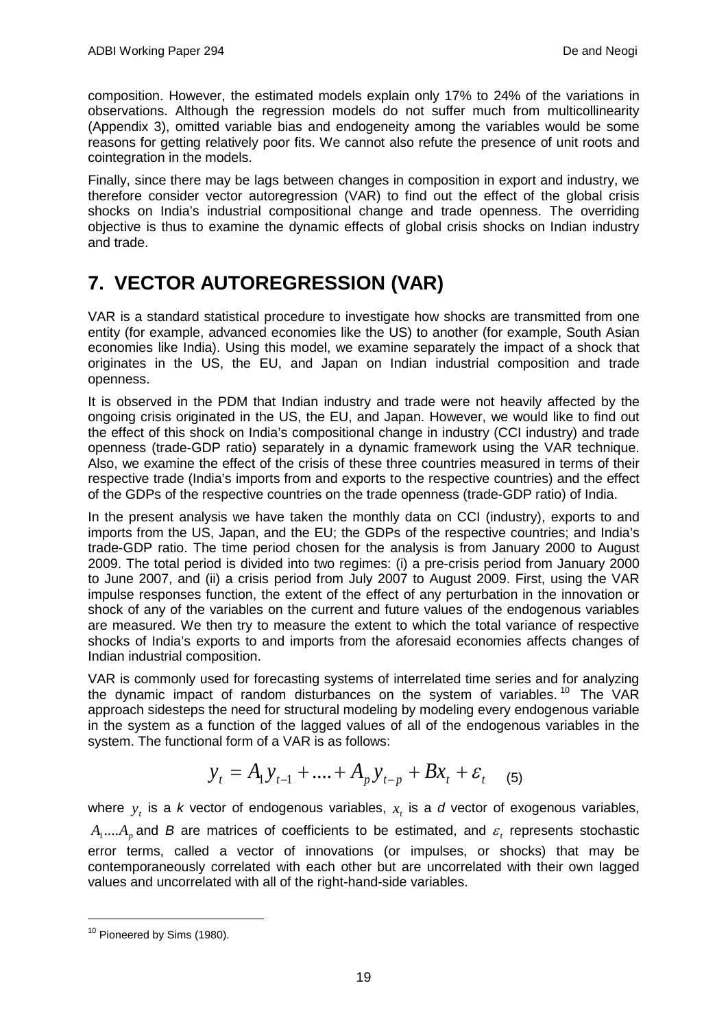composition. However, the estimated models explain only 17% to 24% of the variations in observations. Although the regression models do not suffer much from multicollinearity (Appendix 3), omitted variable bias and endogeneity among the variables would be some reasons for getting relatively poor fits. We cannot also refute the presence of unit roots and cointegration in the models.

Finally, since there may be lags between changes in composition in export and industry, we therefore consider vector autoregression (VAR) to find out the effect of the global crisis shocks on India's industrial compositional change and trade openness. The overriding objective is thus to examine the dynamic effects of global crisis shocks on Indian industry and trade.

# 7. VECTOR AUTOREGRESSION (VAR)

VAR is a standard statistical procedure to investigate how shocks are transmitted from one entity (for example, advanced economies like the US) to another (for example, South Asian economies like India). Using this model, we examine separately the impact of a shock that originates in the US, the EU, and Japan on Indian industrial composition and trade openness.

It is observed in the PDM that Indian industry and trade were not heavily affected by the ongoing crisis originated in the US, the EU, and Japan. However, we would like to find out the effect of this shock on India's compositional change in industry (CCI industry) and trade openness (trade-GDP ratio) separately in a dynamic framework using the VAR technique. Also, we examine the effect of the crisis of these three countries measured in terms of their respective trade (India's imports from and exports to the respective countries) and the effect of the GDPs of the respective countries on the trade openness (trade-GDP ratio) of India.

In the present analysis we have taken the monthly data on CCI (industry), exports to and imports from the US, Japan, and the EU; the GDPs of the respective countries; and India's trade-GDP ratio. The time period chosen for the analysis is from January 2000 to August 2009. The total period is divided into two regimes: (i) a pre-crisis period from January 2000 to June 2007, and (ii) a crisis period from July 2007 to August 2009. First, using the VAR impulse responses function, the extent of the effect of any perturbation in the innovation or shock of any of the variables on the current and future values of the endogenous variables are measured. We then try to measure the extent to which the total variance of respective shocks of India's exports to and imports from the aforesaid economies affects changes of Indian industrial composition.

VAR is commonly used for forecasting systems of interrelated time series and for analyzing the dynamic impact of random disturbances on the system of variables.[10] The VAR approach sidesteps the need for structural modeling by modeling every endogenous variable in the system as a function of the lagged values of all of the endogenous variables in the system. The functional form of a VAR is as follows:

$$y_t = A_1 y_{t-1} + .... + A_p y_{t-p} + Bx_t + \varepsilon_t \quad (5)$$

where $y_t$ is a *k* vector of endogenous variables, $x_t$ is a *d* vector of exogenous variables, $A_1....A_p$ and *B* are matrices of coefficients to be estimated, and $\varepsilon_t$ represents stochastic error terms, called a vector of innovations (or impulses, or shocks) that may be contemporaneously correlated with each other but are uncorrelated with their own lagged values and uncorrelated with all of the right-hand-side variables.

[10] Pioneered by Sims (1980).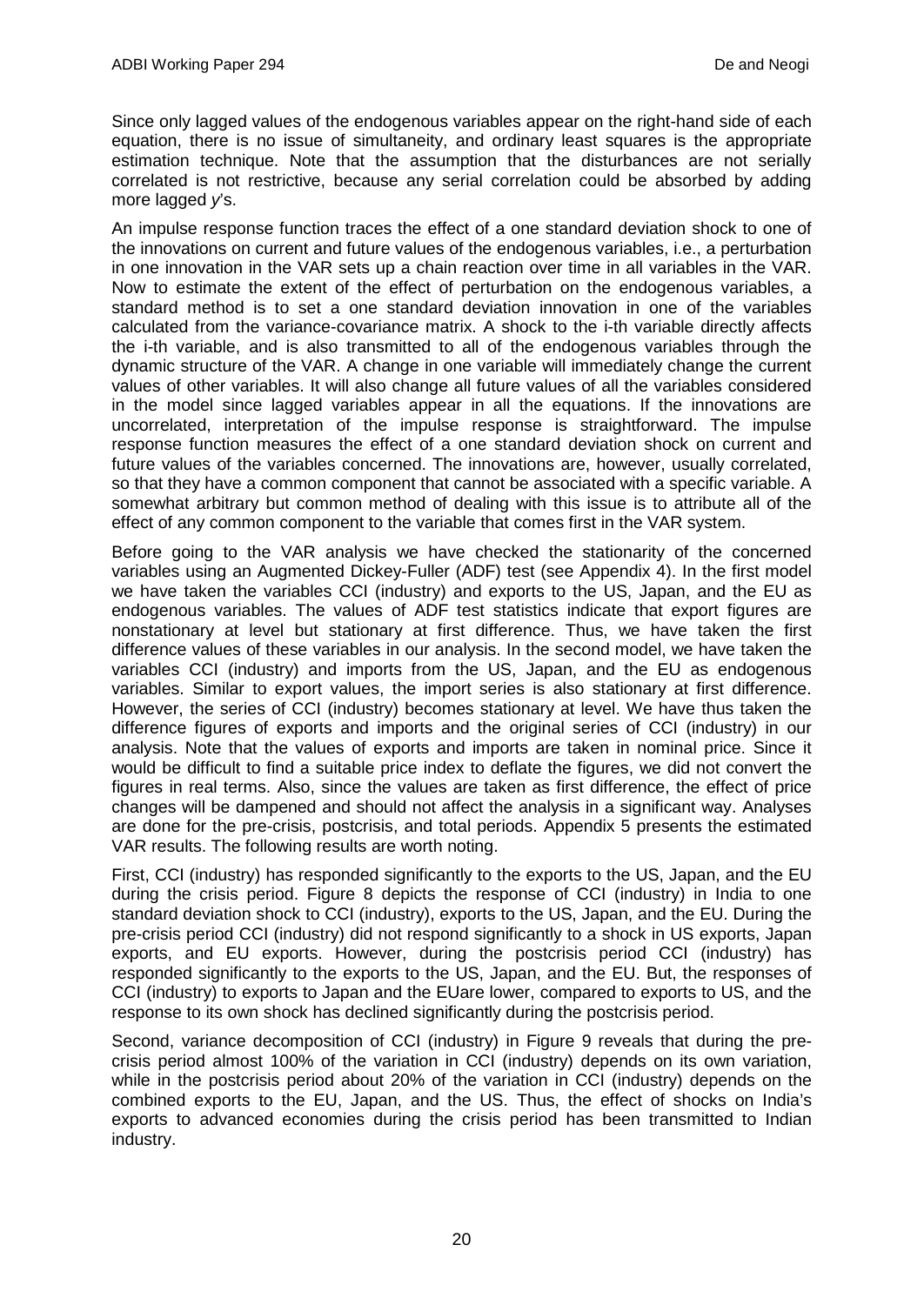Since only lagged values of the endogenous variables appear on the right-hand side of each equation, there is no issue of simultaneity, and ordinary least squares is the appropriate estimation technique. Note that the assumption that the disturbances are not serially correlated is not restrictive, because any serial correlation could be absorbed by adding more lagged *y*'s.

An impulse response function traces the effect of a one standard deviation shock to one of the innovations on current and future values of the endogenous variables, i.e., a perturbation in one innovation in the VAR sets up a chain reaction over time in all variables in the VAR. Now to estimate the extent of the effect of perturbation on the endogenous variables, a standard method is to set a one standard deviation innovation in one of the variables calculated from the variance-covariance matrix. A shock to the i-th variable directly affects the i-th variable, and is also transmitted to all of the endogenous variables through the dynamic structure of the VAR. A change in one variable will immediately change the current values of other variables. It will also change all future values of all the variables considered in the model since lagged variables appear in all the equations. If the innovations are uncorrelated, interpretation of the impulse response is straightforward. The impulse response function measures the effect of a one standard deviation shock on current and future values of the variables concerned. The innovations are, however, usually correlated, so that they have a common component that cannot be associated with a specific variable. A somewhat arbitrary but common method of dealing with this issue is to attribute all of the effect of any common component to the variable that comes first in the VAR system.

Before going to the VAR analysis we have checked the stationarity of the concerned variables using an Augmented Dickey-Fuller (ADF) test (see Appendix 4). In the first model we have taken the variables CCI (industry) and exports to the US, Japan, and the EU as endogenous variables. The values of ADF test statistics indicate that export figures are nonstationary at level but stationary at first difference. Thus, we have taken the first difference values of these variables in our analysis. In the second model, we have taken the variables CCI (industry) and imports from the US, Japan, and the EU as endogenous variables. Similar to export values, the import series is also stationary at first difference. However, the series of CCI (industry) becomes stationary at level. We have thus taken the difference figures of exports and imports and the original series of CCI (industry) in our analysis. Note that the values of exports and imports are taken in nominal price. Since it would be difficult to find a suitable price index to deflate the figures, we did not convert the figures in real terms. Also, since the values are taken as first difference, the effect of price changes will be dampened and should not affect the analysis in a significant way. Analyses are done for the pre-crisis, postcrisis, and total periods. Appendix 5 presents the estimated VAR results. The following results are worth noting.

First, CCI (industry) has responded significantly to the exports to the US, Japan, and the EU during the crisis period. Figure 8 depicts the response of CCI (industry) in India to one standard deviation shock to CCI (industry), exports to the US, Japan, and the EU. During the pre-crisis period CCI (industry) did not respond significantly to a shock in US exports, Japan exports, and EU exports. However, during the postcrisis period CCI (industry) has responded significantly to the exports to the US, Japan, and the EU. But, the responses of CCI (industry) to exports to Japan and the EUare lower, compared to exports to US, and the response to its own shock has declined significantly during the postcrisis period.

Second, variance decomposition of CCI (industry) in Figure 9 reveals that during the pre-crisis period almost 100% of the variation in CCI (industry) depends on its own variation, while in the postcrisis period about 20% of the variation in CCI (industry) depends on the combined exports to the EU, Japan, and the US. Thus, the effect of shocks on India's exports to advanced economies during the crisis period has been transmitted to Indian industry.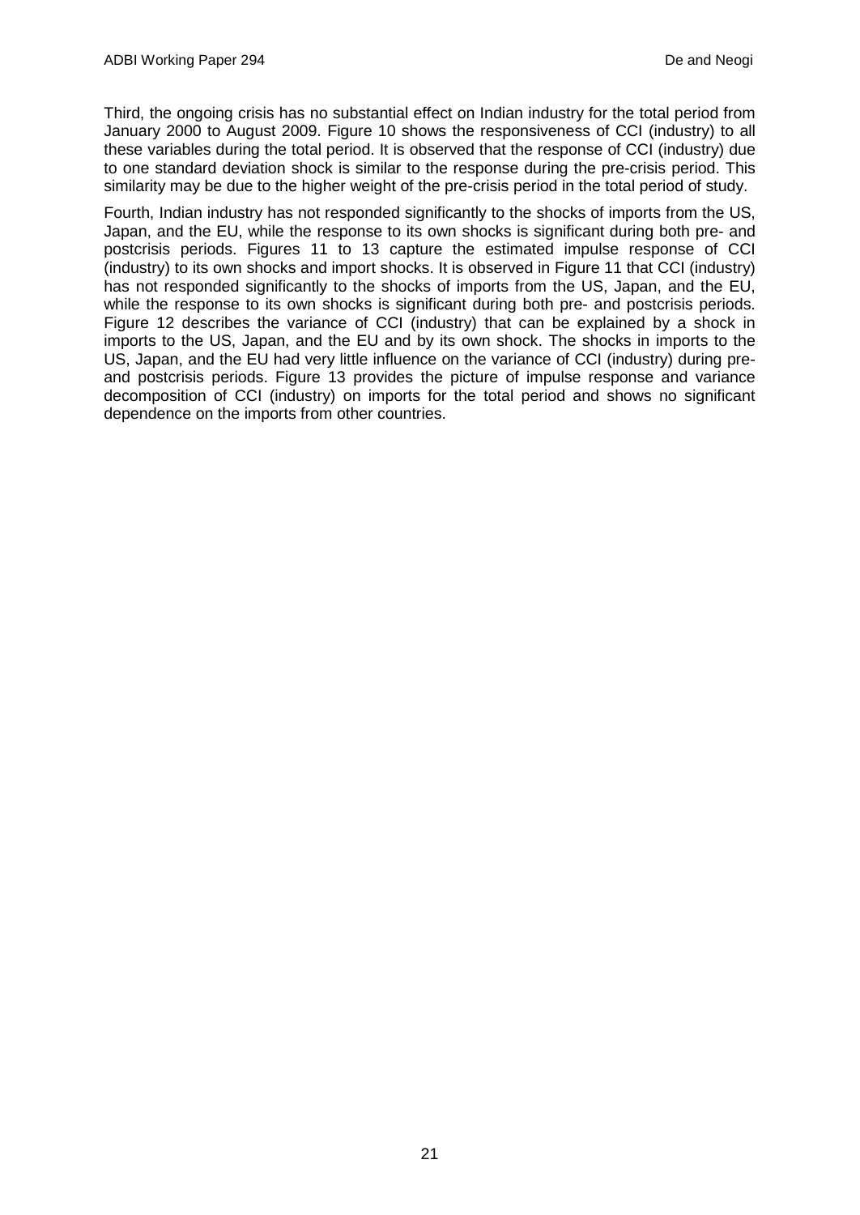Third, the ongoing crisis has no substantial effect on Indian industry for the total period from January 2000 to August 2009. Figure 10 shows the responsiveness of CCI (industry) to all these variables during the total period. It is observed that the response of CCI (industry) due to one standard deviation shock is similar to the response during the pre-crisis period. This similarity may be due to the higher weight of the pre-crisis period in the total period of study.

Fourth, Indian industry has not responded significantly to the shocks of imports from the US, Japan, and the EU, while the response to its own shocks is significant during both pre- and postcrisis periods. Figures 11 to 13 capture the estimated impulse response of CCI (industry) to its own shocks and import shocks. It is observed in Figure 11 that CCI (industry) has not responded significantly to the shocks of imports from the US, Japan, and the EU, while the response to its own shocks is significant during both pre- and postcrisis periods. Figure 12 describes the variance of CCI (industry) that can be explained by a shock in imports to the US, Japan, and the EU and by its own shock. The shocks in imports to the US, Japan, and the EU had very little influence on the variance of CCI (industry) during pre- and postcrisis periods. Figure 13 provides the picture of impulse response and variance decomposition of CCI (industry) on imports for the total period and shows no significant dependence on the imports from other countries.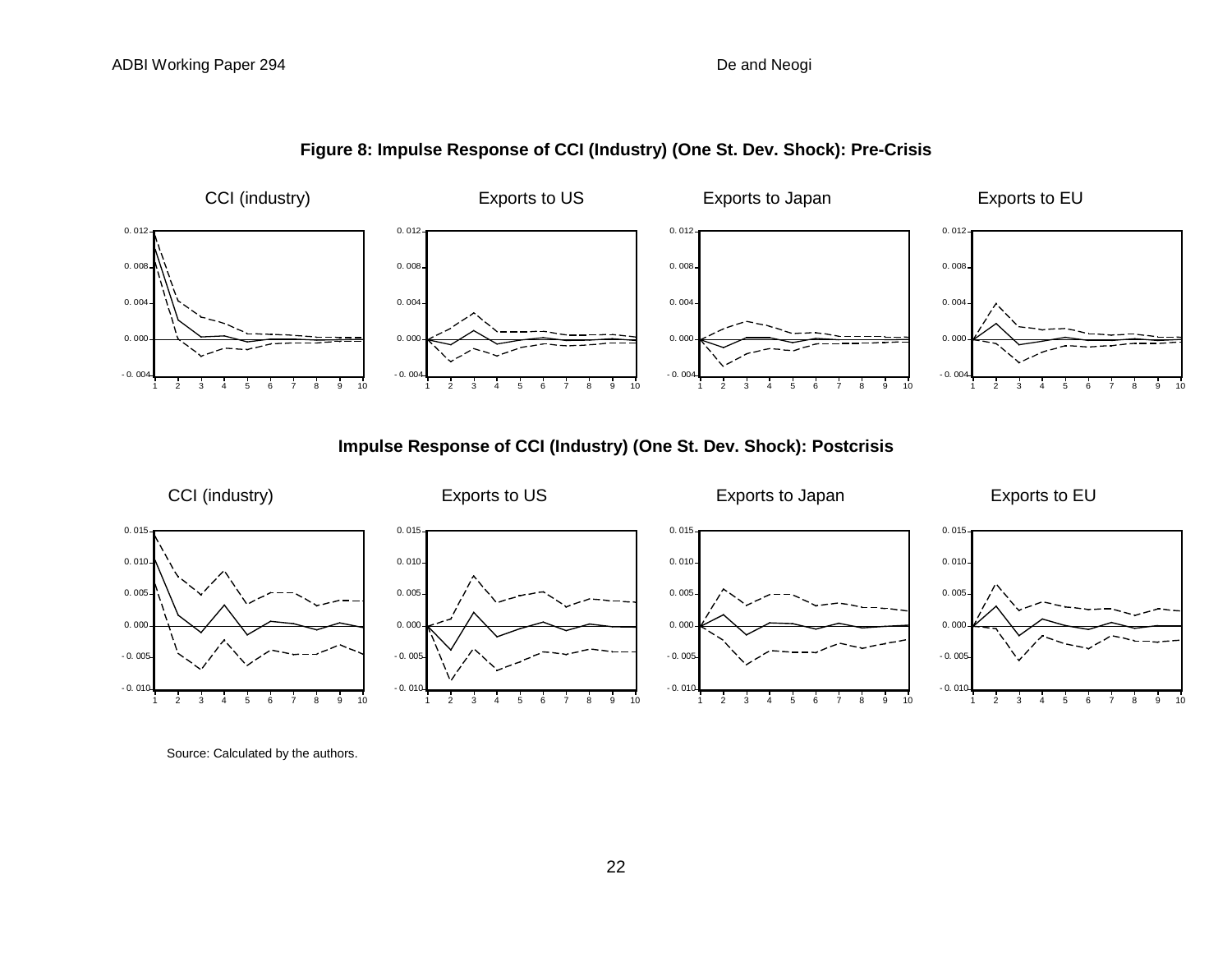**Figure 8: Impulse Response of CCI (Industry) (One St. Dev. Shock): Pre-Crisis**

CCI (industry) | Exports to US | Exports to Japan | Exports to EU

**Impulse Response of CCI (Industry) (One St. Dev. Shock): Postcrisis**

CCI (industry) | Exports to US | Exports to Japan | Exports to EU

Source: Calculated by the authors.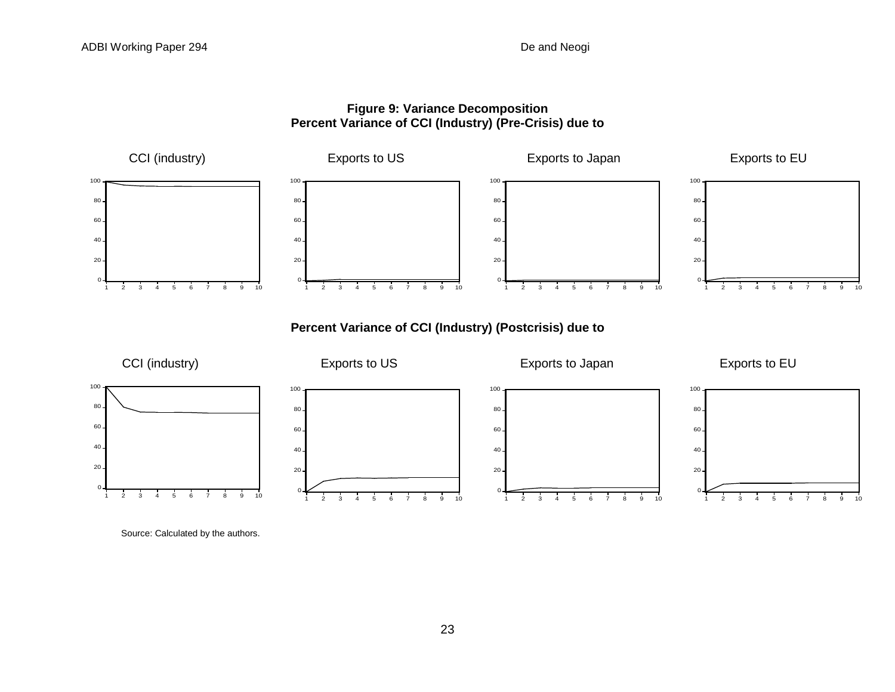**Figure 9: Variance Decomposition**
**Percent Variance of CCI (Industry) (Pre-Crisis) due to**

CCI (industry) | Exports to US | Exports to Japan | Exports to EU

**Percent Variance of CCI (Industry) (Postcrisis) due to**

CCI (industry) | Exports to US | Exports to Japan | Exports to EU

Source: Calculated by the authors.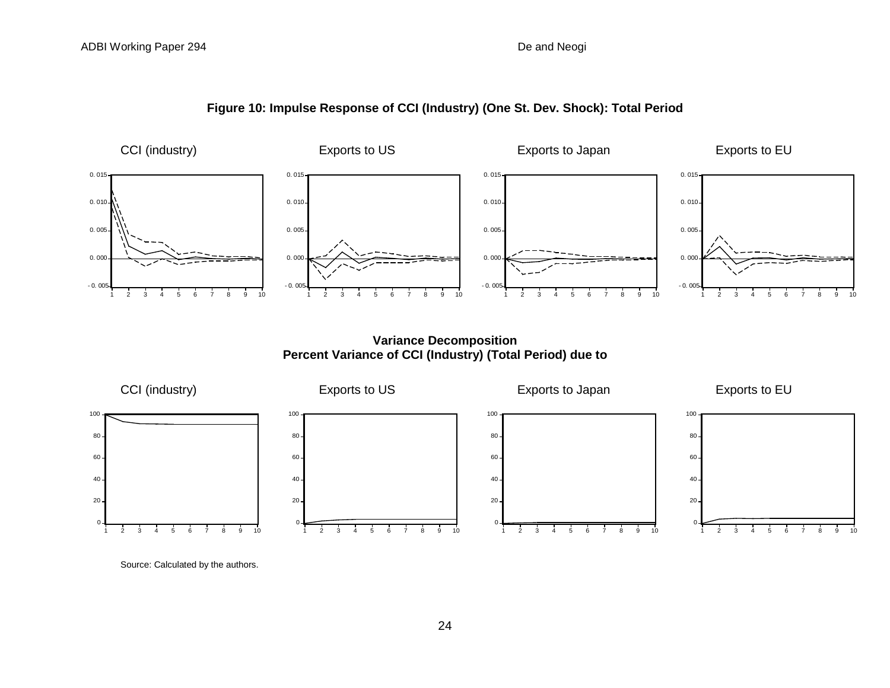**Figure 10: Impulse Response of CCI (Industry) (One St. Dev. Shock): Total Period**

CCI (industry) | Exports to US | Exports to Japan | Exports to EU

**Variance Decomposition**
**Percent Variance of CCI (Industry) (Total Period) due to**

CCI (industry) | Exports to US | Exports to Japan | Exports to EU

Source: Calculated by the authors.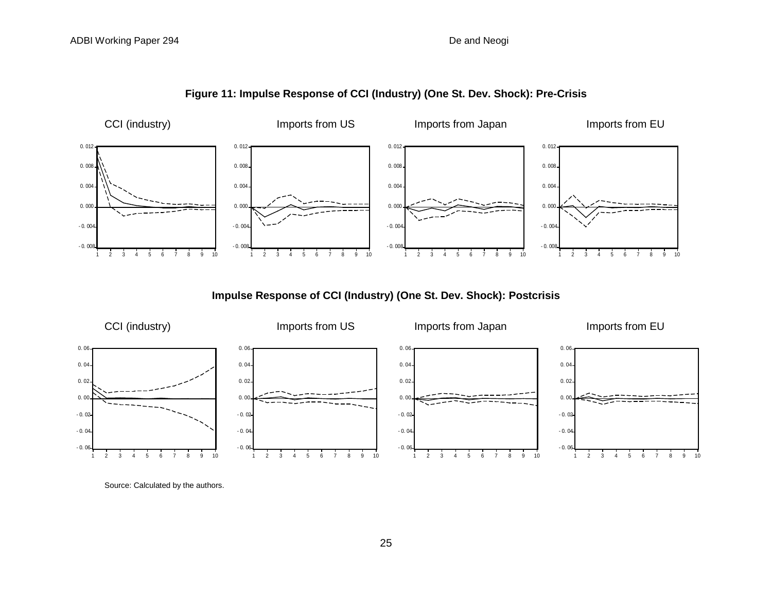**Figure 11: Impulse Response of CCI (Industry) (One St. Dev. Shock): Pre-Crisis**

CCI (industry) | Imports from US | Imports from Japan | Imports from EU

**Impulse Response of CCI (Industry) (One St. Dev. Shock): Postcrisis**

CCI (industry) | Imports from US | Imports from Japan | Imports from EU

Source: Calculated by the authors.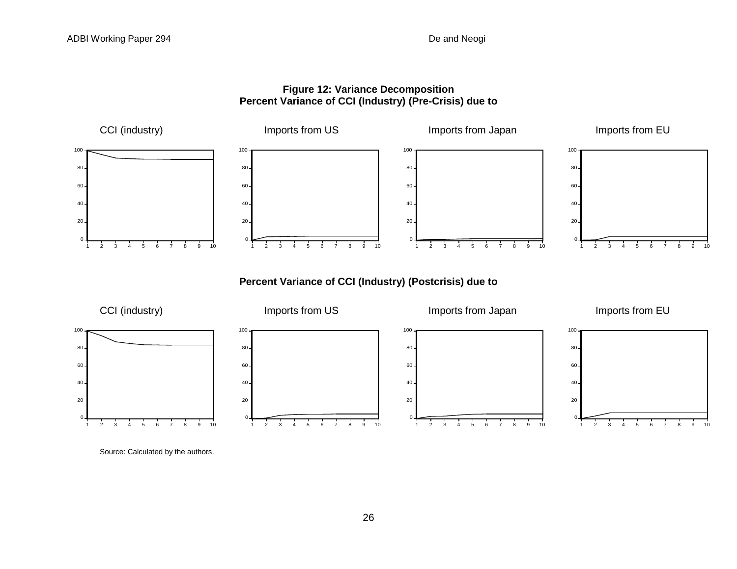**Figure 12: Variance Decomposition**
**Percent Variance of CCI (Industry) (Pre-Crisis) due to**

CCI (industry) | Imports from US | Imports from Japan | Imports from EU

**Percent Variance of CCI (Industry) (Postcrisis) due to**

CCI (industry) | Imports from US | Imports from Japan | Imports from EU

Source: Calculated by the authors.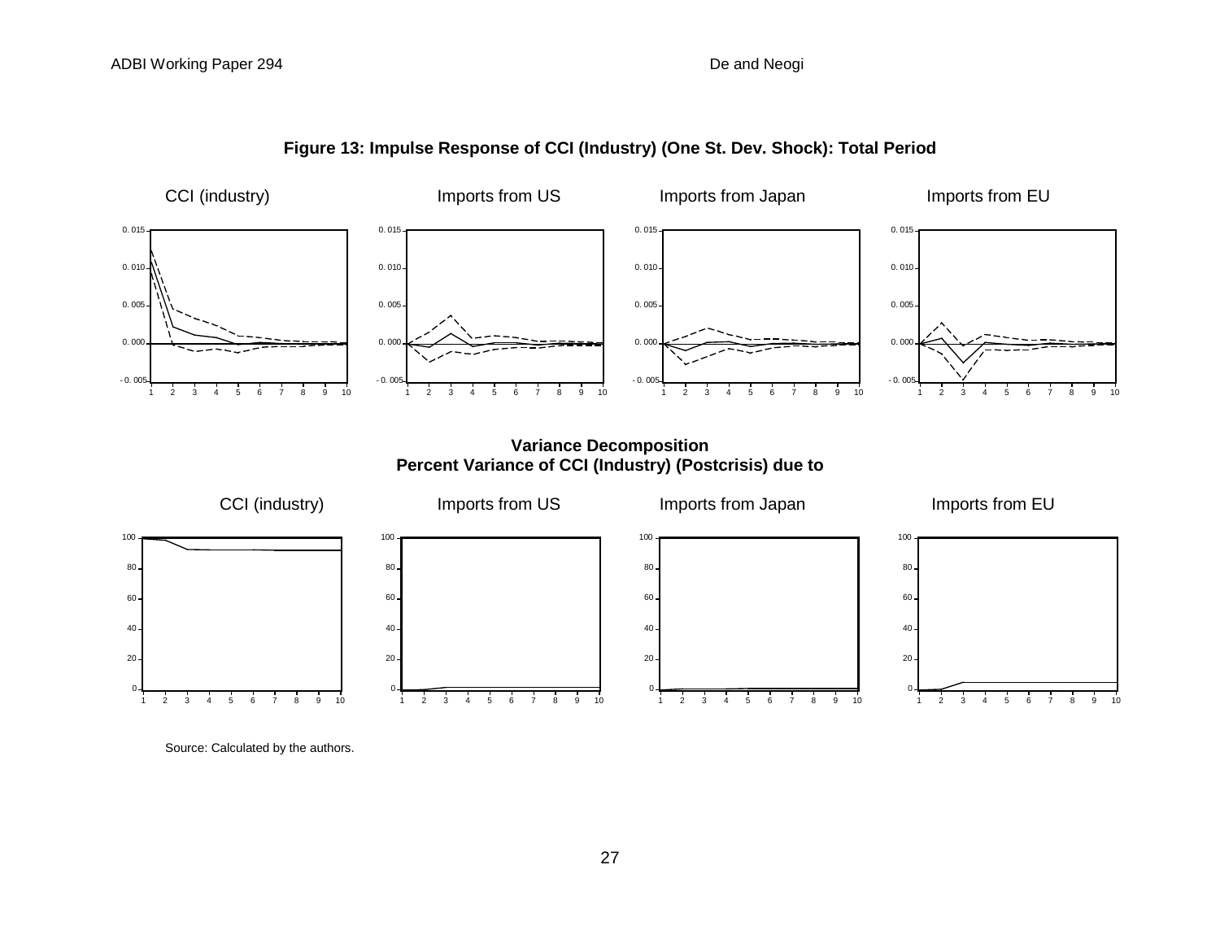**Figure 13: Impulse Response of CCI (Industry) (One St. Dev. Shock): Total Period**

CCI (industry) | Imports from US | Imports from Japan | Imports from EU

**Variance Decomposition**
**Percent Variance of CCI (Industry) (Postcrisis) due to**

CCI (industry) | Imports from US | Imports from Japan | Imports from EU

Source: Calculated by the authors.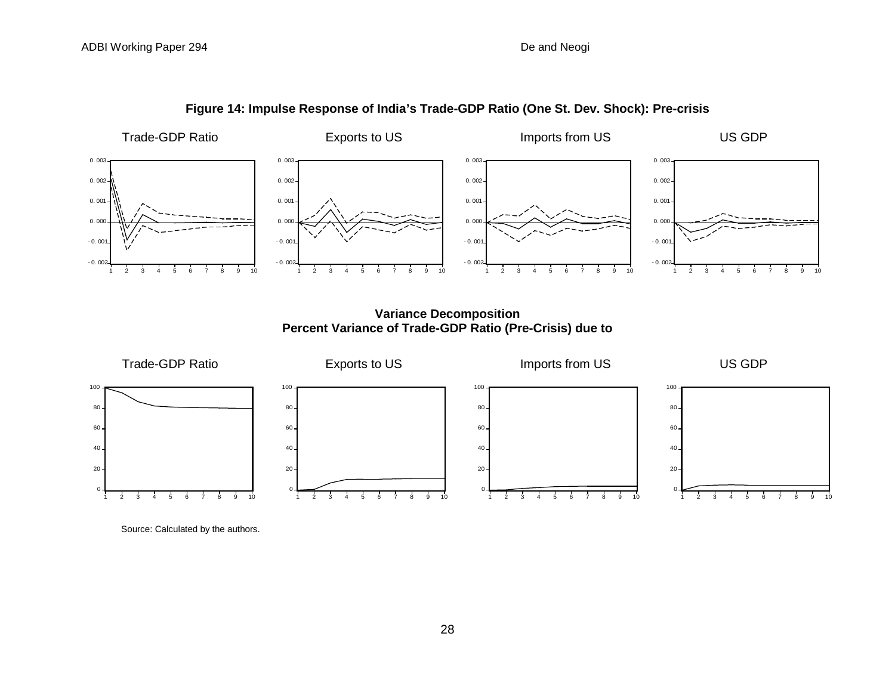**Figure 14: Impulse Response of India's Trade-GDP Ratio (One St. Dev. Shock): Pre-crisis**

Trade-GDP Ratio | Exports to US | Imports from US | US GDP

**Variance Decomposition**
**Percent Variance of Trade-GDP Ratio (Pre-Crisis) due to**

Trade-GDP Ratio | Exports to US | Imports from US | US GDP

Source: Calculated by the authors.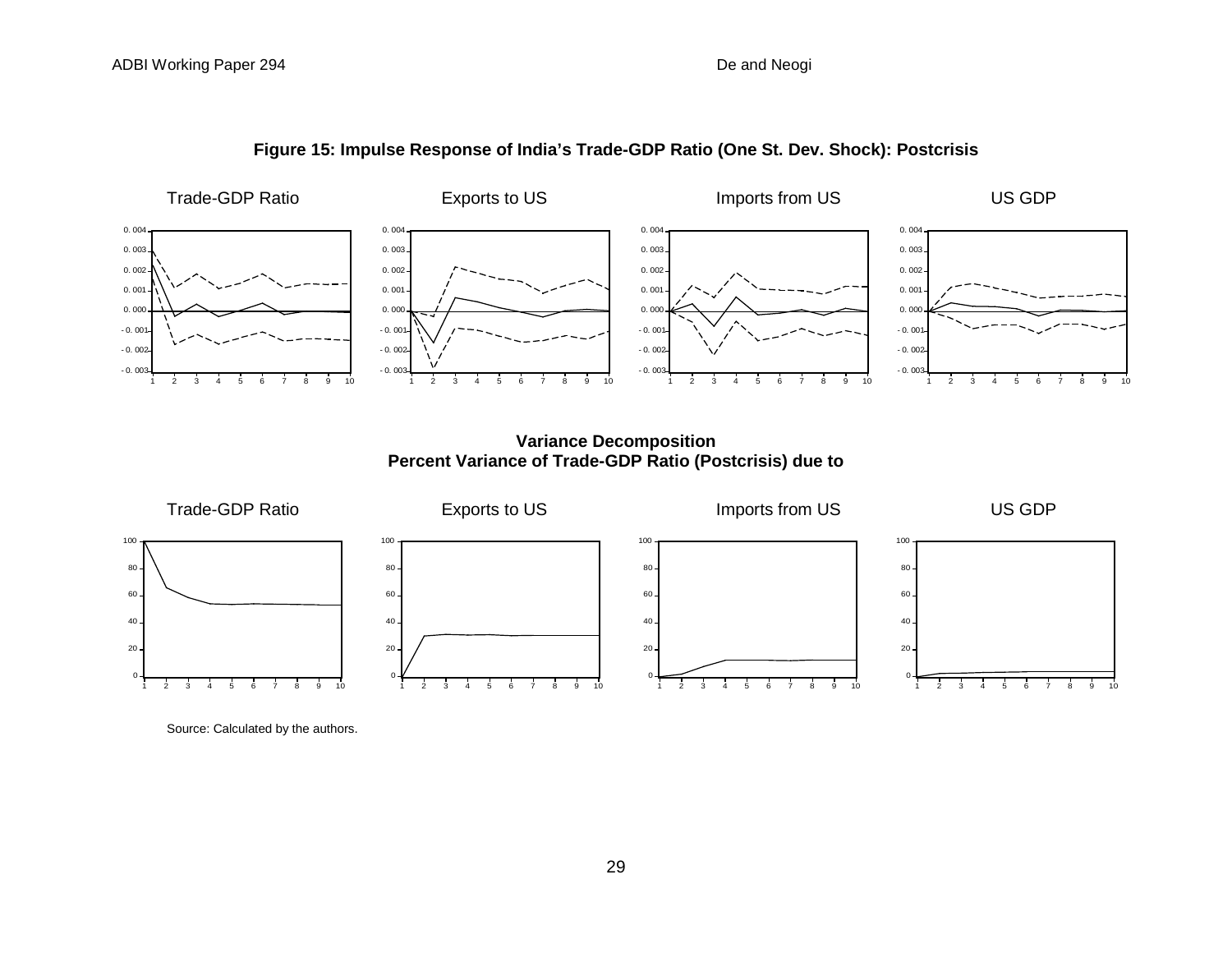**Figure 15: Impulse Response of India's Trade-GDP Ratio (One St. Dev. Shock): Postcrisis**

Trade-GDP Ratio | Exports to US | Imports from US | US GDP

**Variance Decomposition**
**Percent Variance of Trade-GDP Ratio (Postcrisis) due to**

Trade-GDP Ratio | Exports to US | Imports from US | US GDP

Source: Calculated by the authors.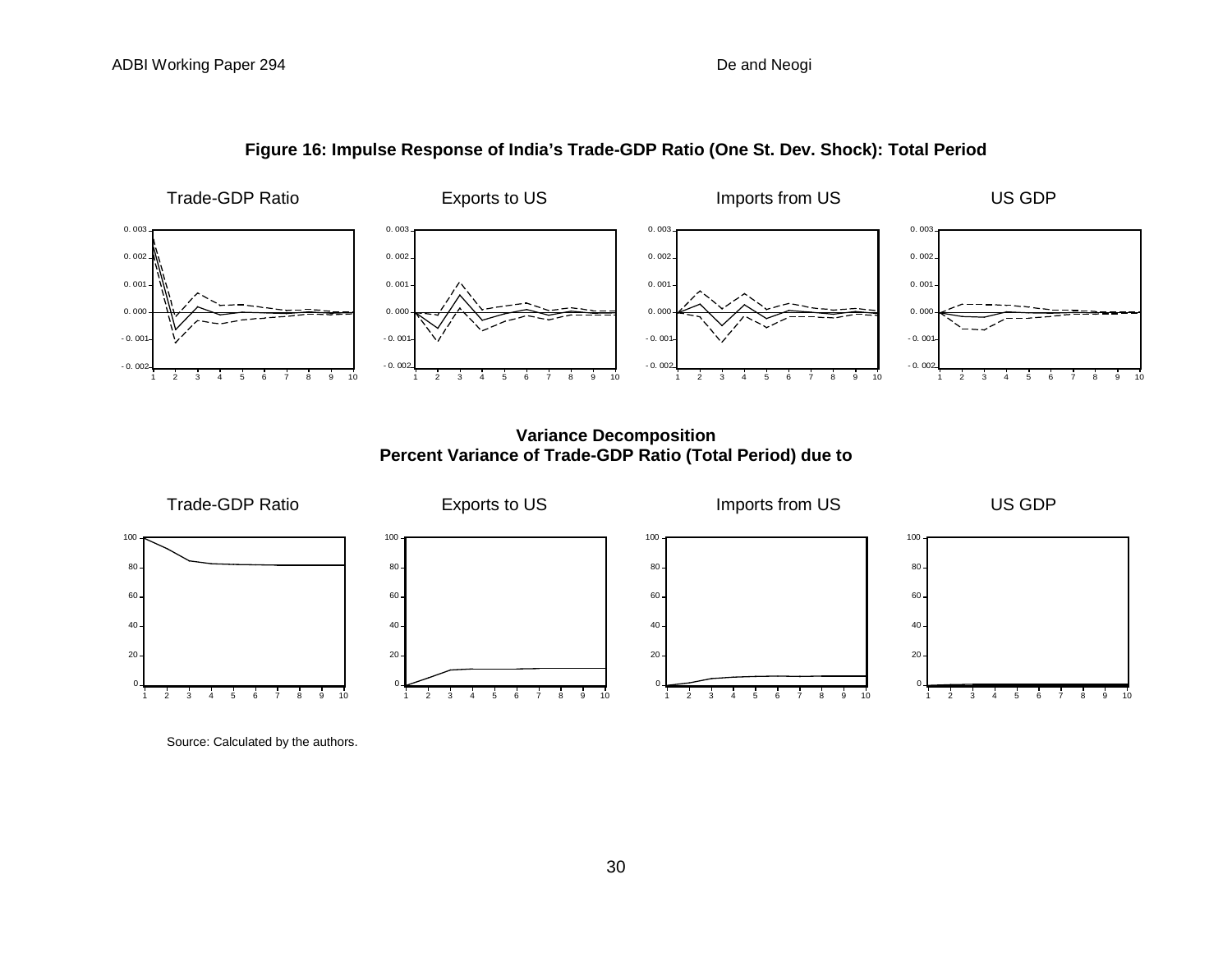**Figure 16: Impulse Response of India's Trade-GDP Ratio (One St. Dev. Shock): Total Period**

Trade-GDP Ratio | Exports to US | Imports from US | US GDP

**Variance Decomposition**
**Percent Variance of Trade-GDP Ratio (Total Period) due to**

Trade-GDP Ratio | Exports to US | Imports from US | US GDP

Source: Calculated by the authors.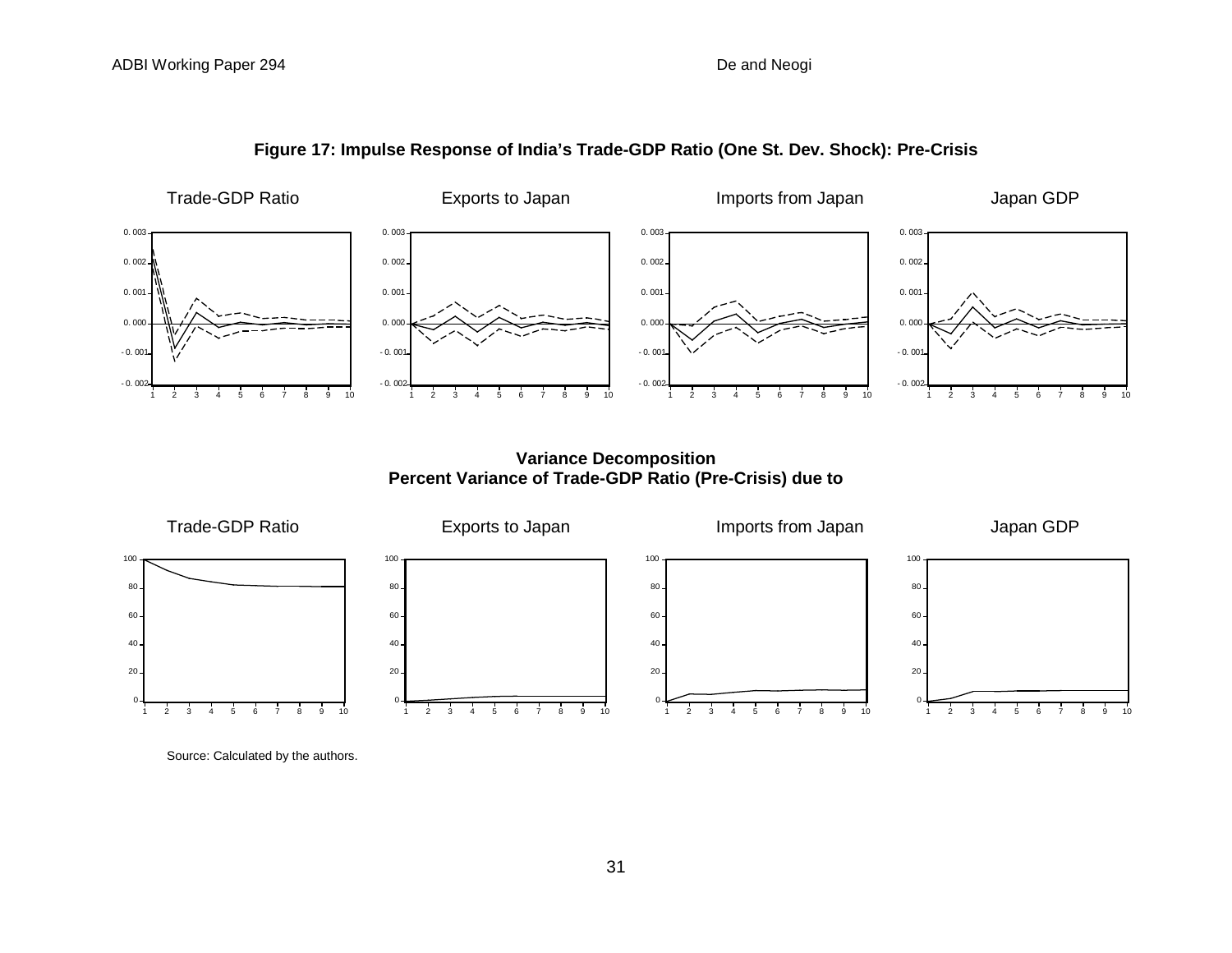**Figure 17: Impulse Response of India's Trade-GDP Ratio (One St. Dev. Shock): Pre-Crisis**

Trade-GDP Ratio | Exports to Japan | Imports from Japan | Japan GDP

**Variance Decomposition**
**Percent Variance of Trade-GDP Ratio (Pre-Crisis) due to**

Trade-GDP Ratio | Exports to Japan | Imports from Japan | Japan GDP

Source: Calculated by the authors.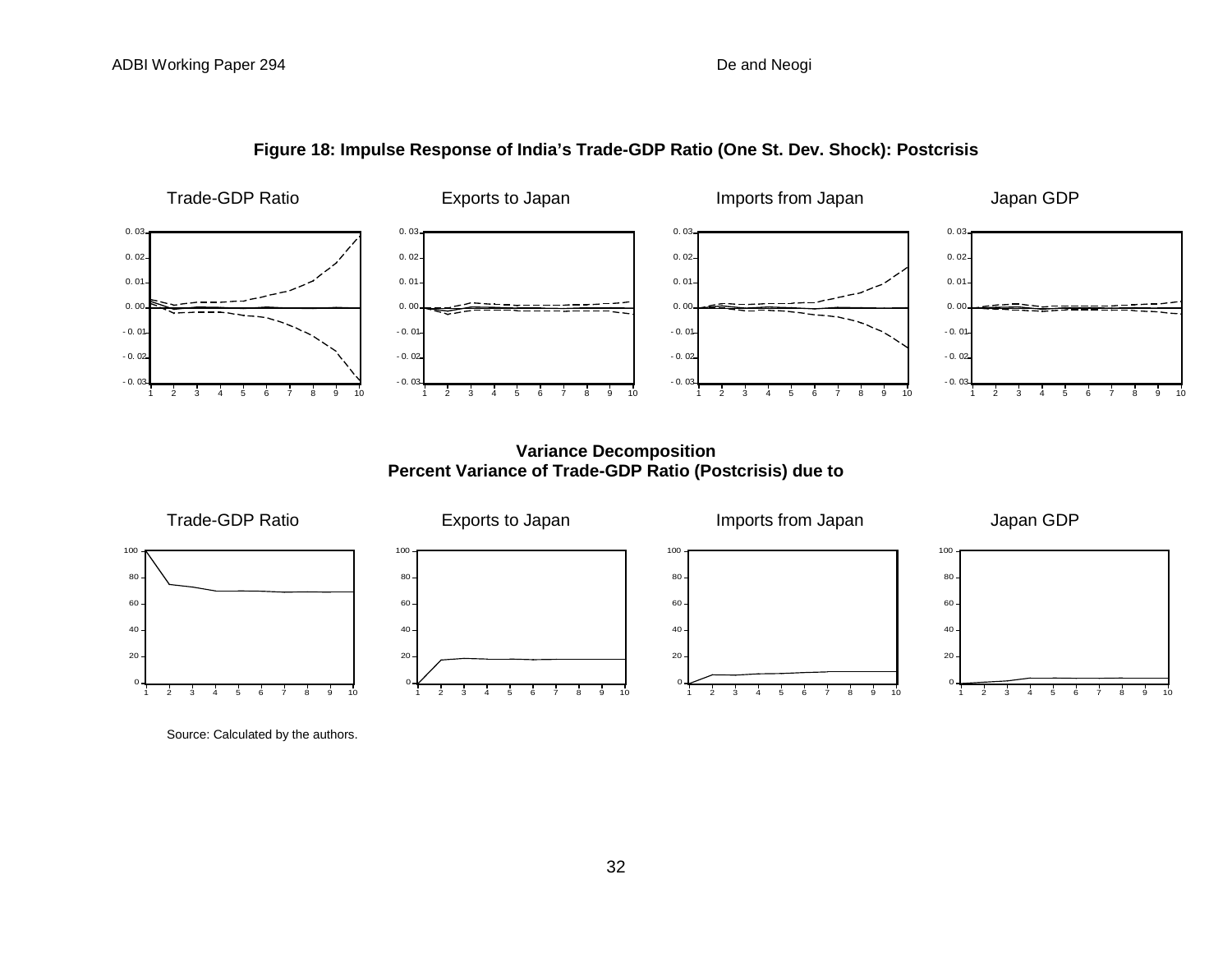**Figure 18: Impulse Response of India's Trade-GDP Ratio (One St. Dev. Shock): Postcrisis**

Trade-GDP Ratio

Exports to Japan

Imports from Japan

Japan GDP

**Variance Decomposition**
**Percent Variance of Trade-GDP Ratio (Postcrisis) due to**

Trade-GDP Ratio

Exports to Japan

Imports from Japan

Japan GDP

Source: Calculated by the authors.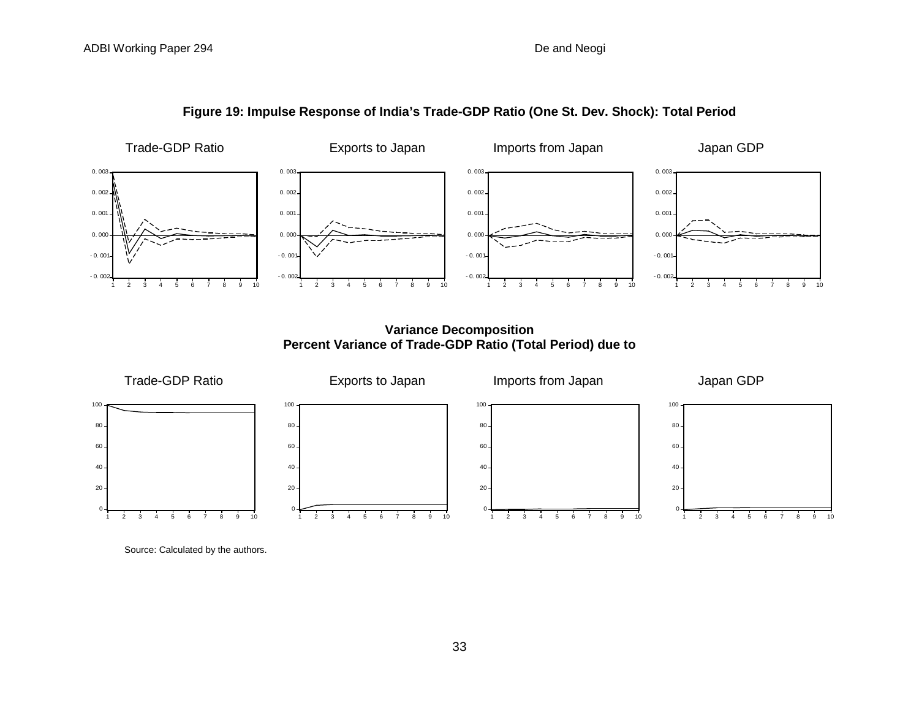**Figure 19: Impulse Response of India's Trade-GDP Ratio (One St. Dev. Shock): Total Period**

Trade-GDP Ratio | Exports to Japan | Imports from Japan | Japan GDP

**Variance Decomposition**
**Percent Variance of Trade-GDP Ratio (Total Period) due to**

Trade-GDP Ratio | Exports to Japan | Imports from Japan | Japan GDP

Source: Calculated by the authors.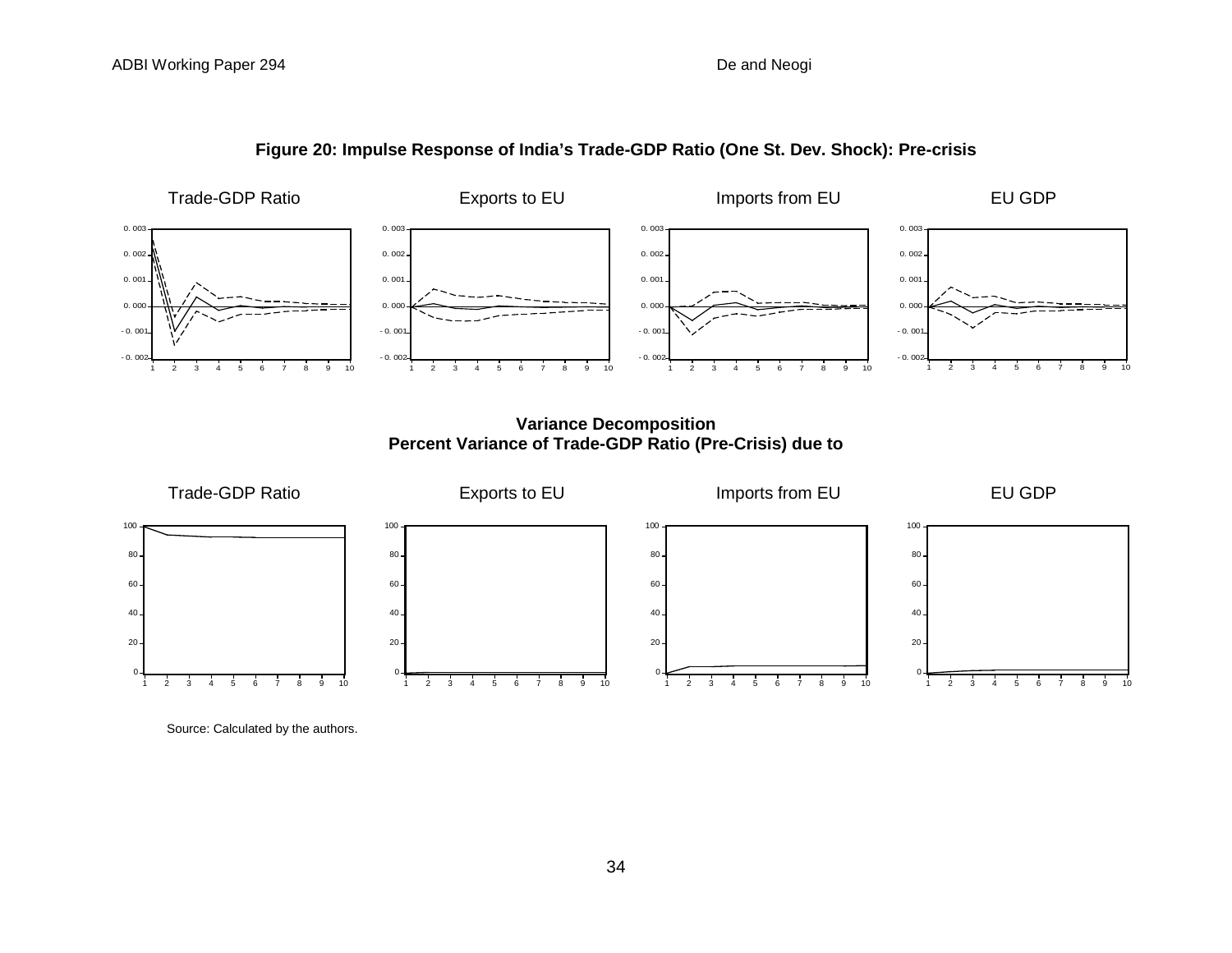**Figure 20: Impulse Response of India's Trade-GDP Ratio (One St. Dev. Shock): Pre-crisis**

Trade-GDP Ratio | Exports to EU | Imports from EU | EU GDP

**Variance Decomposition**
**Percent Variance of Trade-GDP Ratio (Pre-Crisis) due to**

Trade-GDP Ratio | Exports to EU | Imports from EU | EU GDP

Source: Calculated by the authors.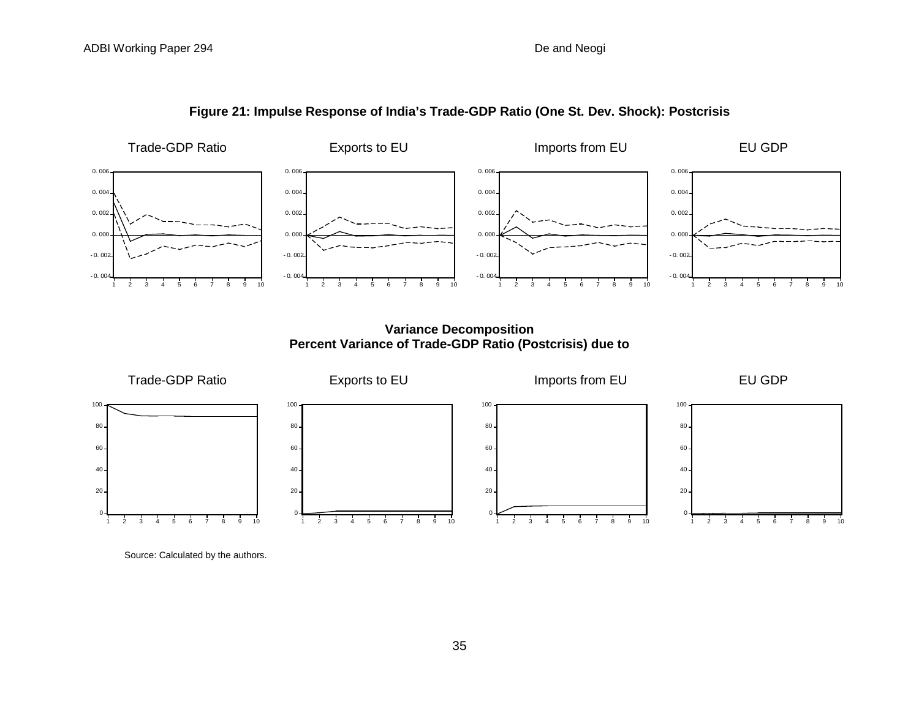**Figure 21: Impulse Response of India's Trade-GDP Ratio (One St. Dev. Shock): Postcrisis**

Trade-GDP Ratio | Exports to EU | Imports from EU | EU GDP

**Variance Decomposition**
**Percent Variance of Trade-GDP Ratio (Postcrisis) due to**

Trade-GDP Ratio | Exports to EU | Imports from EU | EU GDP

Source: Calculated by the authors.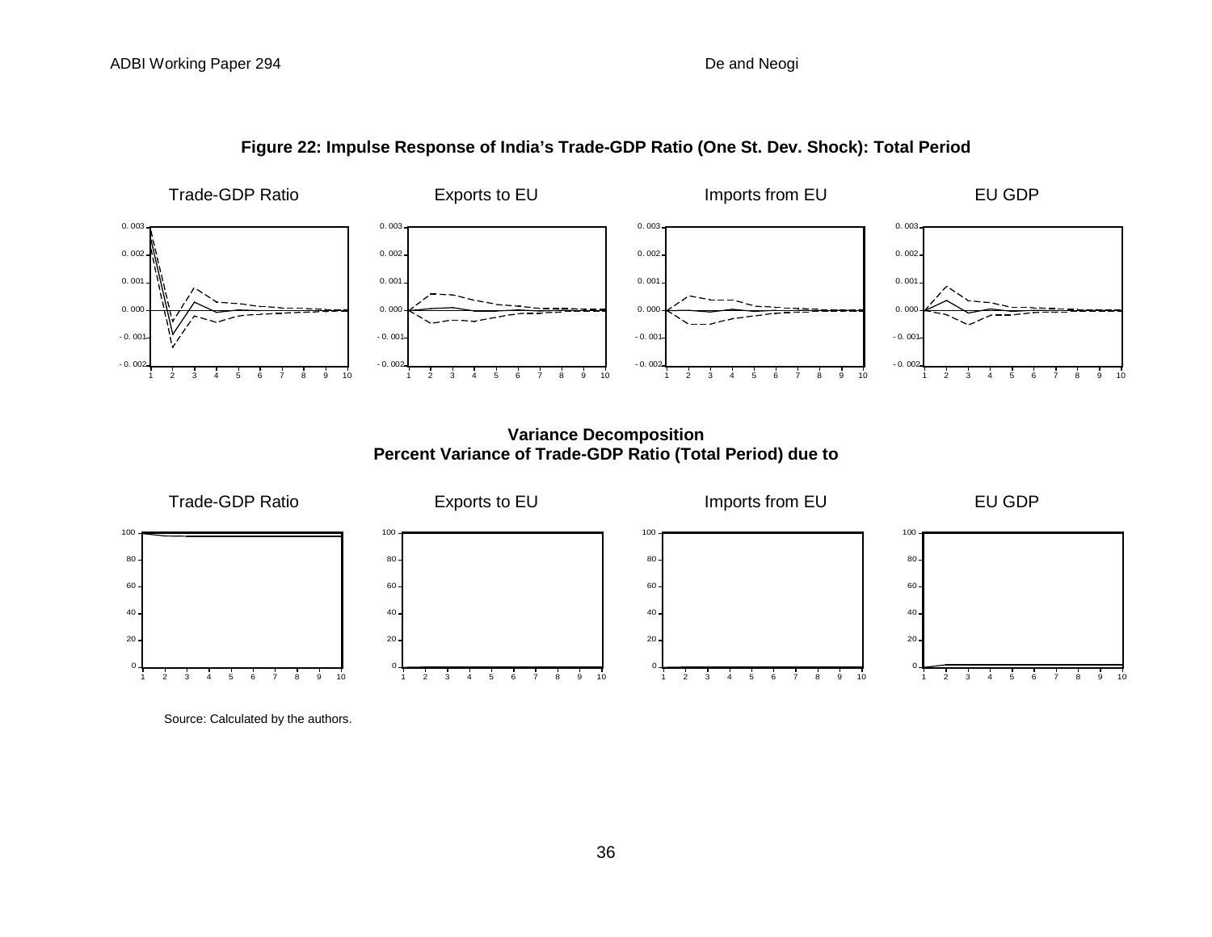**Figure 22: Impulse Response of India's Trade-GDP Ratio (One St. Dev. Shock): Total Period**

Trade-GDP Ratio | Exports to EU | Imports from EU | EU GDP

**Variance Decomposition**
**Percent Variance of Trade-GDP Ratio (Total Period) due to**

Trade-GDP Ratio | Exports to EU | Imports from EU | EU GDP

Source: Calculated by the authors.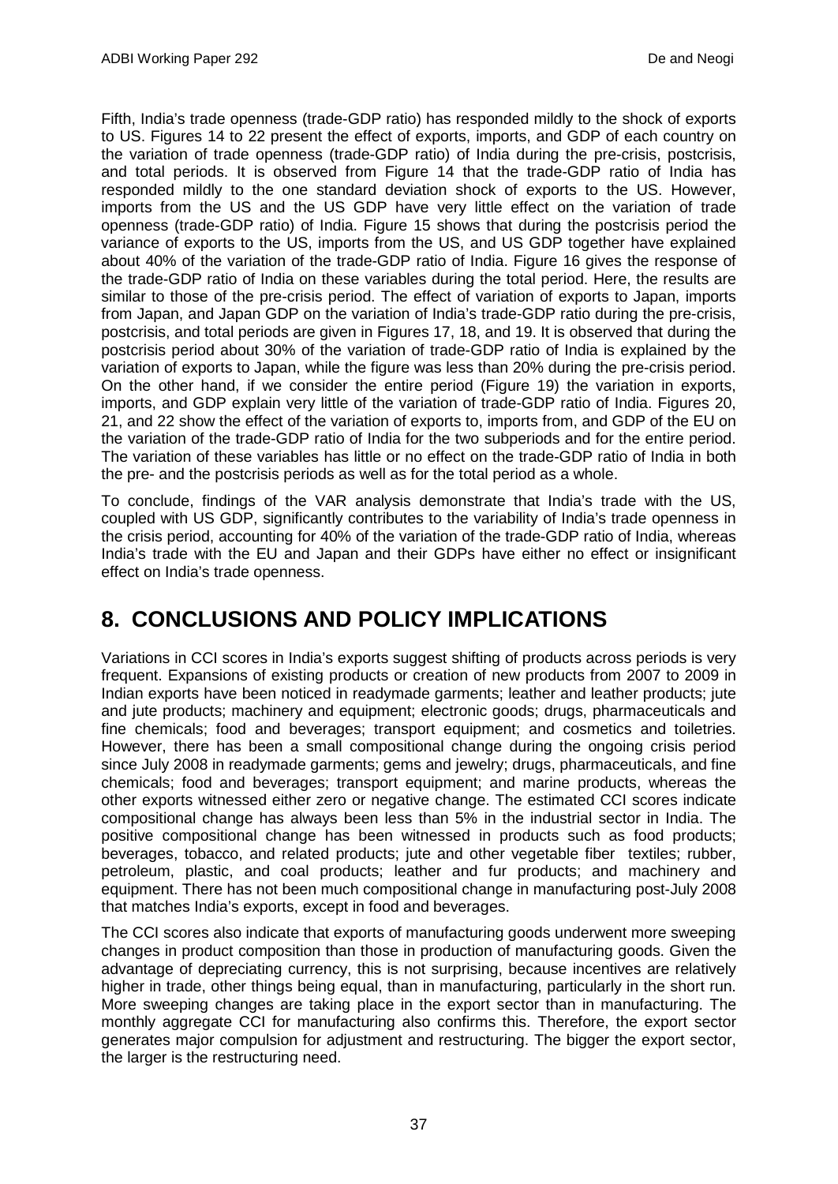Fifth, India's trade openness (trade-GDP ratio) has responded mildly to the shock of exports to US. Figures 14 to 22 present the effect of exports, imports, and GDP of each country on the variation of trade openness (trade-GDP ratio) of India during the pre-crisis, postcrisis, and total periods. It is observed from Figure 14 that the trade-GDP ratio of India has responded mildly to the one standard deviation shock of exports to the US. However, imports from the US and the US GDP have very little effect on the variation of trade openness (trade-GDP ratio) of India. Figure 15 shows that during the postcrisis period the variance of exports to the US, imports from the US, and US GDP together have explained about 40% of the variation of the trade-GDP ratio of India. Figure 16 gives the response of the trade-GDP ratio of India on these variables during the total period. Here, the results are similar to those of the pre-crisis period. The effect of variation of exports to Japan, imports from Japan, and Japan GDP on the variation of India's trade-GDP ratio during the pre-crisis, postcrisis, and total periods are given in Figures 17, 18, and 19. It is observed that during the postcrisis period about 30% of the variation of trade-GDP ratio of India is explained by the variation of exports to Japan, while the figure was less than 20% during the pre-crisis period. On the other hand, if we consider the entire period (Figure 19) the variation in exports, imports, and GDP explain very little of the variation of trade-GDP ratio of India. Figures 20, 21, and 22 show the effect of the variation of exports to, imports from, and GDP of the EU on the variation of the trade-GDP ratio of India for the two subperiods and for the entire period. The variation of these variables has little or no effect on the trade-GDP ratio of India in both the pre- and the postcrisis periods as well as for the total period as a whole.

To conclude, findings of the VAR analysis demonstrate that India's trade with the US, coupled with US GDP, significantly contributes to the variability of India's trade openness in the crisis period, accounting for 40% of the variation of the trade-GDP ratio of India, whereas India's trade with the EU and Japan and their GDPs have either no effect or insignificant effect on India's trade openness.

# 8. CONCLUSIONS AND POLICY IMPLICATIONS

Variations in CCI scores in India's exports suggest shifting of products across periods is very frequent. Expansions of existing products or creation of new products from 2007 to 2009 in Indian exports have been noticed in readymade garments; leather and leather products; jute and jute products; machinery and equipment; electronic goods; drugs, pharmaceuticals and fine chemicals; food and beverages; transport equipment; and cosmetics and toiletries. However, there has been a small compositional change during the ongoing crisis period since July 2008 in readymade garments; gems and jewelry; drugs, pharmaceuticals, and fine chemicals; food and beverages; transport equipment; and marine products, whereas the other exports witnessed either zero or negative change. The estimated CCI scores indicate compositional change has always been less than 5% in the industrial sector in India. The positive compositional change has been witnessed in products such as food products; beverages, tobacco, and related products; jute and other vegetable fiber textiles; rubber, petroleum, plastic, and coal products; leather and fur products; and machinery and equipment. There has not been much compositional change in manufacturing post-July 2008 that matches India's exports, except in food and beverages.

The CCI scores also indicate that exports of manufacturing goods underwent more sweeping changes in product composition than those in production of manufacturing goods. Given the advantage of depreciating currency, this is not surprising, because incentives are relatively higher in trade, other things being equal, than in manufacturing, particularly in the short run. More sweeping changes are taking place in the export sector than in manufacturing. The monthly aggregate CCI for manufacturing also confirms this. Therefore, the export sector generates major compulsion for adjustment and restructuring. The bigger the export sector, the larger is the restructuring need.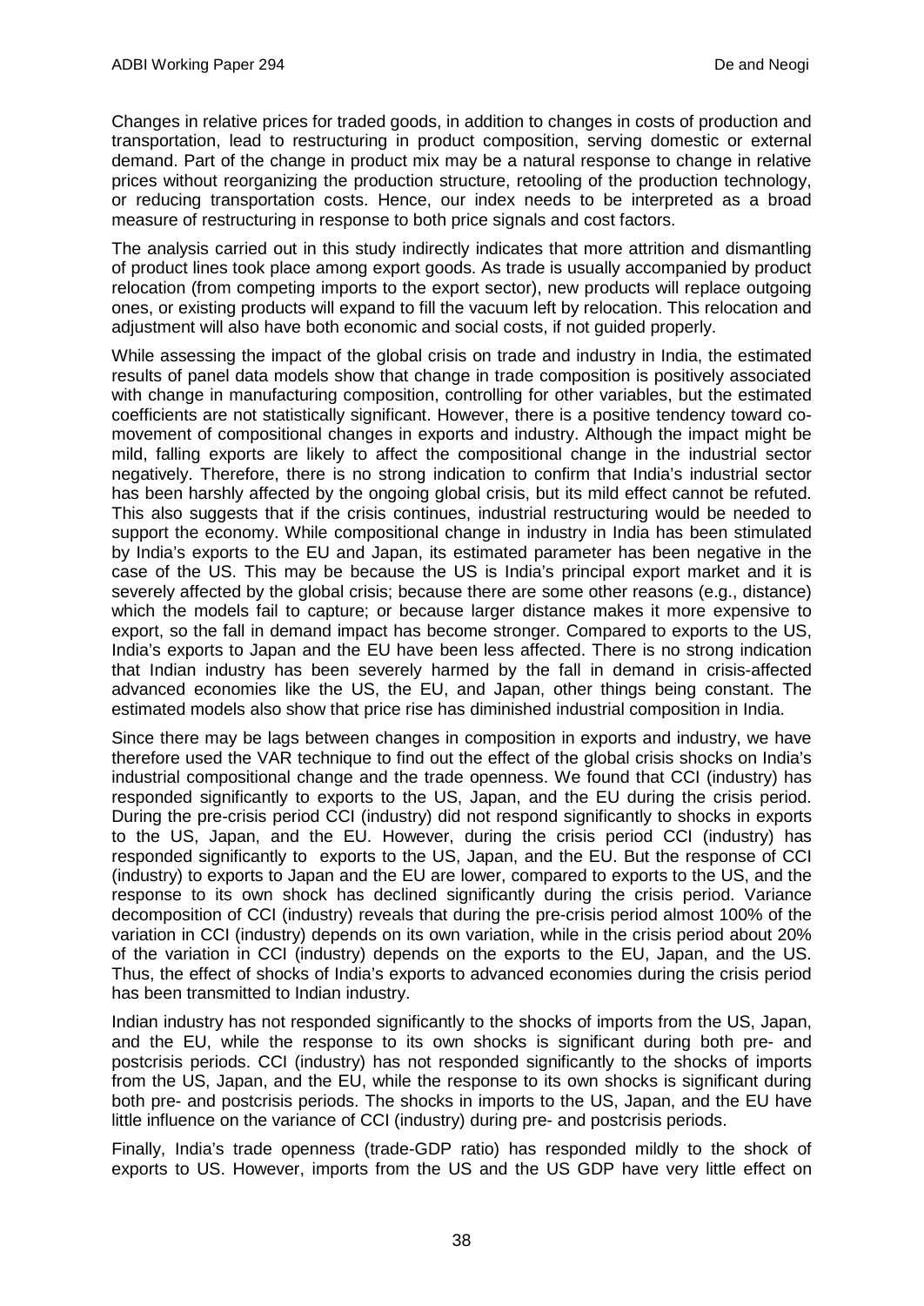Changes in relative prices for traded goods, in addition to changes in costs of production and transportation, lead to restructuring in product composition, serving domestic or external demand. Part of the change in product mix may be a natural response to change in relative prices without reorganizing the production structure, retooling of the production technology, or reducing transportation costs. Hence, our index needs to be interpreted as a broad measure of restructuring in response to both price signals and cost factors.

The analysis carried out in this study indirectly indicates that more attrition and dismantling of product lines took place among export goods. As trade is usually accompanied by product relocation (from competing imports to the export sector), new products will replace outgoing ones, or existing products will expand to fill the vacuum left by relocation. This relocation and adjustment will also have both economic and social costs, if not guided properly.

While assessing the impact of the global crisis on trade and industry in India, the estimated results of panel data models show that change in trade composition is positively associated with change in manufacturing composition, controlling for other variables, but the estimated coefficients are not statistically significant. However, there is a positive tendency toward co-movement of compositional changes in exports and industry. Although the impact might be mild, falling exports are likely to affect the compositional change in the industrial sector negatively. Therefore, there is no strong indication to confirm that India's industrial sector has been harshly affected by the ongoing global crisis, but its mild effect cannot be refuted. This also suggests that if the crisis continues, industrial restructuring would be needed to support the economy. While compositional change in industry in India has been stimulated by India's exports to the EU and Japan, its estimated parameter has been negative in the case of the US. This may be because the US is India's principal export market and it is severely affected by the global crisis; because there are some other reasons (e.g., distance) which the models fail to capture; or because larger distance makes it more expensive to export, so the fall in demand impact has become stronger. Compared to exports to the US, India's exports to Japan and the EU have been less affected. There is no strong indication that Indian industry has been severely harmed by the fall in demand in crisis-affected advanced economies like the US, the EU, and Japan, other things being constant. The estimated models also show that price rise has diminished industrial composition in India.

Since there may be lags between changes in composition in exports and industry, we have therefore used the VAR technique to find out the effect of the global crisis shocks on India's industrial compositional change and the trade openness. We found that CCI (industry) has responded significantly to exports to the US, Japan, and the EU during the crisis period. During the pre-crisis period CCI (industry) did not respond significantly to shocks in exports to the US, Japan, and the EU. However, during the crisis period CCI (industry) has responded significantly to exports to the US, Japan, and the EU. But the response of CCI (industry) to exports to Japan and the EU are lower, compared to exports to the US, and the response to its own shock has declined significantly during the crisis period. Variance decomposition of CCI (industry) reveals that during the pre-crisis period almost 100% of the variation in CCI (industry) depends on its own variation, while in the crisis period about 20% of the variation in CCI (industry) depends on the exports to the EU, Japan, and the US. Thus, the effect of shocks of India's exports to advanced economies during the crisis period has been transmitted to Indian industry.

Indian industry has not responded significantly to the shocks of imports from the US, Japan, and the EU, while the response to its own shocks is significant during both pre- and postcrisis periods. CCI (industry) has not responded significantly to the shocks of imports from the US, Japan, and the EU, while the response to its own shocks is significant during both pre- and postcrisis periods. The shocks in imports to the US, Japan, and the EU have little influence on the variance of CCI (industry) during pre- and postcrisis periods.

Finally, India's trade openness (trade-GDP ratio) has responded mildly to the shock of exports to US. However, imports from the US and the US GDP have very little effect on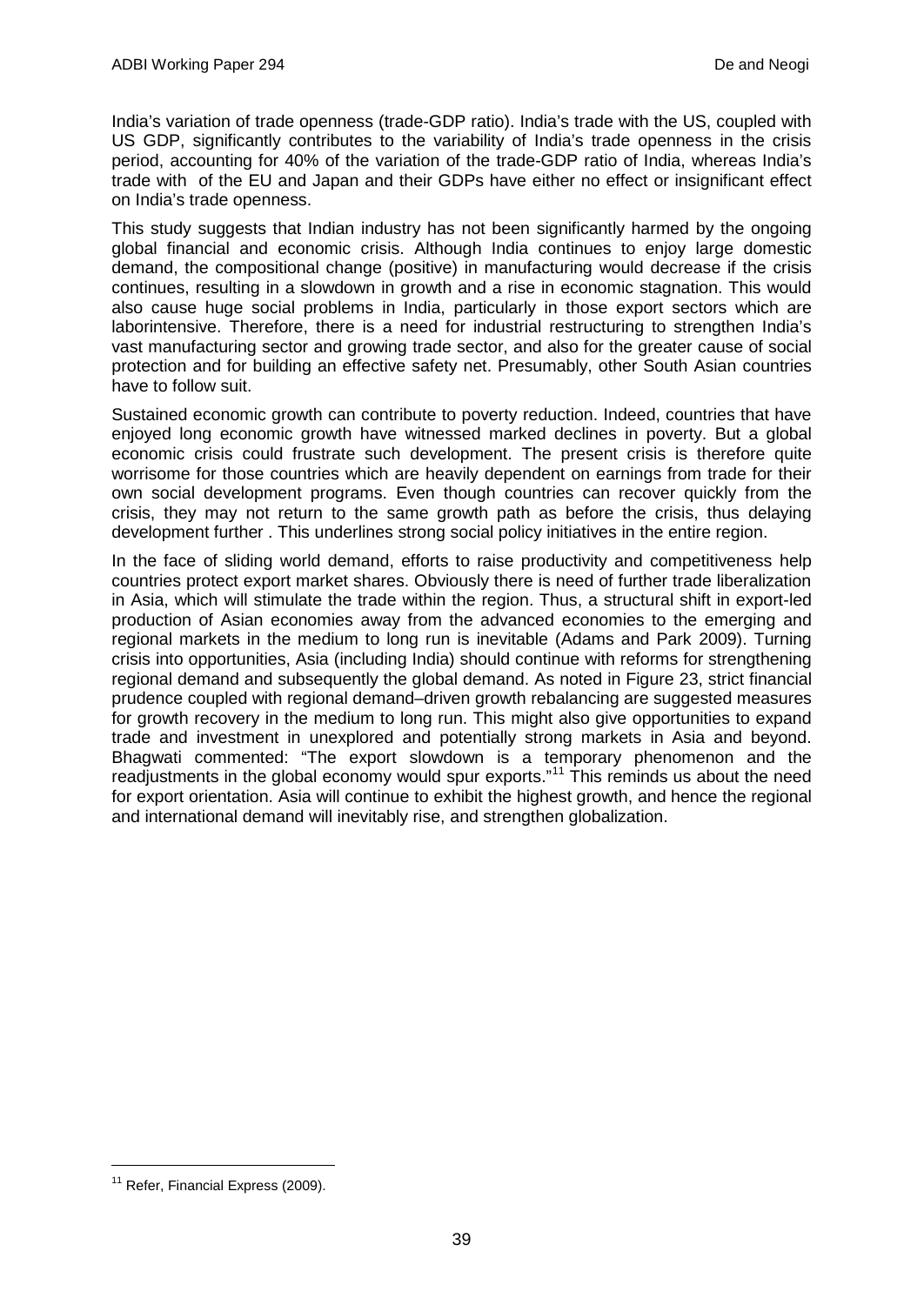India's variation of trade openness (trade-GDP ratio). India's trade with the US, coupled with US GDP, significantly contributes to the variability of India's trade openness in the crisis period, accounting for 40% of the variation of the trade-GDP ratio of India, whereas India's trade with of the EU and Japan and their GDPs have either no effect or insignificant effect on India's trade openness.

This study suggests that Indian industry has not been significantly harmed by the ongoing global financial and economic crisis. Although India continues to enjoy large domestic demand, the compositional change (positive) in manufacturing would decrease if the crisis continues, resulting in a slowdown in growth and a rise in economic stagnation. This would also cause huge social problems in India, particularly in those export sectors which are laborintensive. Therefore, there is a need for industrial restructuring to strengthen India's vast manufacturing sector and growing trade sector, and also for the greater cause of social protection and for building an effective safety net. Presumably, other South Asian countries have to follow suit.

Sustained economic growth can contribute to poverty reduction. Indeed, countries that have enjoyed long economic growth have witnessed marked declines in poverty. But a global economic crisis could frustrate such development. The present crisis is therefore quite worrisome for those countries which are heavily dependent on earnings from trade for their own social development programs. Even though countries can recover quickly from the crisis, they may not return to the same growth path as before the crisis, thus delaying development further . This underlines strong social policy initiatives in the entire region.

In the face of sliding world demand, efforts to raise productivity and competitiveness help countries protect export market shares. Obviously there is need of further trade liberalization in Asia, which will stimulate the trade within the region. Thus, a structural shift in export-led production of Asian economies away from the advanced economies to the emerging and regional markets in the medium to long run is inevitable (Adams and Park 2009). Turning crisis into opportunities, Asia (including India) should continue with reforms for strengthening regional demand and subsequently the global demand. As noted in Figure 23, strict financial prudence coupled with regional demand–driven growth rebalancing are suggested measures for growth recovery in the medium to long run. This might also give opportunities to expand trade and investment in unexplored and potentially strong markets in Asia and beyond. Bhagwati commented: "The export slowdown is a temporary phenomenon and the readjustments in the global economy would spur exports."[11] This reminds us about the need for export orientation. Asia will continue to exhibit the highest growth, and hence the regional and international demand will inevitably rise, and strengthen globalization.

---

[11] Refer, Financial Express (2009).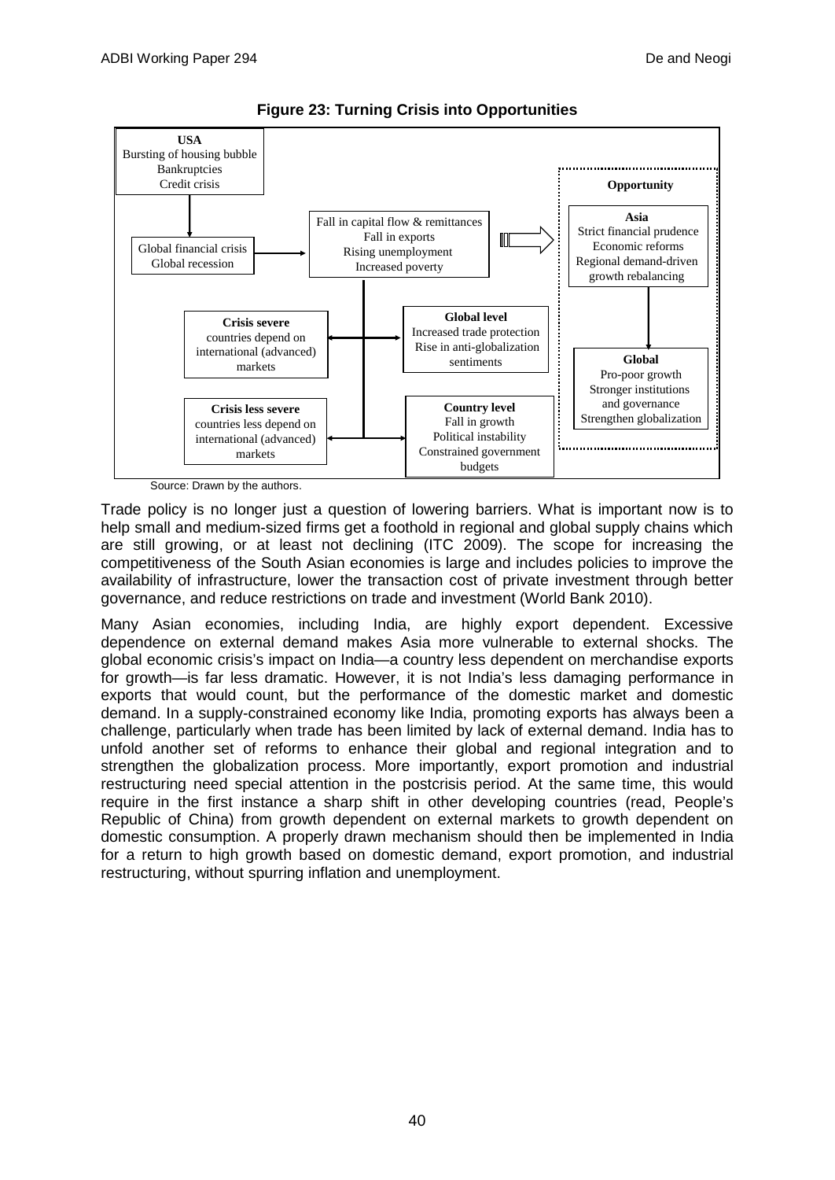**Figure 23: Turning Crisis into Opportunities**

**USA**
Bursting of housing bubble
Bankruptcies
Credit crisis

Global financial crisis
Global recession

Fall in capital flow & remittances
Fall in exports
Rising unemployment
Increased poverty

**Crisis severe**
countries depend on international (advanced) markets

**Crisis less severe**
countries less depend on international (advanced) markets

**Global level**
Increased trade protection
Rise in anti-globalization sentiments

**Country level**
Fall in growth
Political instability
Constrained government budgets

**Opportunity**

**Asia**
Strict financial prudence
Economic reforms
Regional demand-driven growth rebalancing

**Global**
Pro-poor growth
Stronger institutions and governance
Strengthen globalization

Source: Drawn by the authors.

Trade policy is no longer just a question of lowering barriers. What is important now is to help small and medium-sized firms get a foothold in regional and global supply chains which are still growing, or at least not declining (ITC 2009). The scope for increasing the competitiveness of the South Asian economies is large and includes policies to improve the availability of infrastructure, lower the transaction cost of private investment through better governance, and reduce restrictions on trade and investment (World Bank 2010).

Many Asian economies, including India, are highly export dependent. Excessive dependence on external demand makes Asia more vulnerable to external shocks. The global economic crisis's impact on India—a country less dependent on merchandise exports for growth—is far less dramatic. However, it is not India's less damaging performance in exports that would count, but the performance of the domestic market and domestic demand. In a supply-constrained economy like India, promoting exports has always been a challenge, particularly when trade has been limited by lack of external demand. India has to unfold another set of reforms to enhance their global and regional integration and to strengthen the globalization process. More importantly, export promotion and industrial restructuring need special attention in the postcrisis period. At the same time, this would require in the first instance a sharp shift in other developing countries (read, People's Republic of China) from growth dependent on external markets to growth dependent on domestic consumption. A properly drawn mechanism should then be implemented in India for a return to high growth based on domestic demand, export promotion, and industrial restructuring, without spurring inflation and unemployment.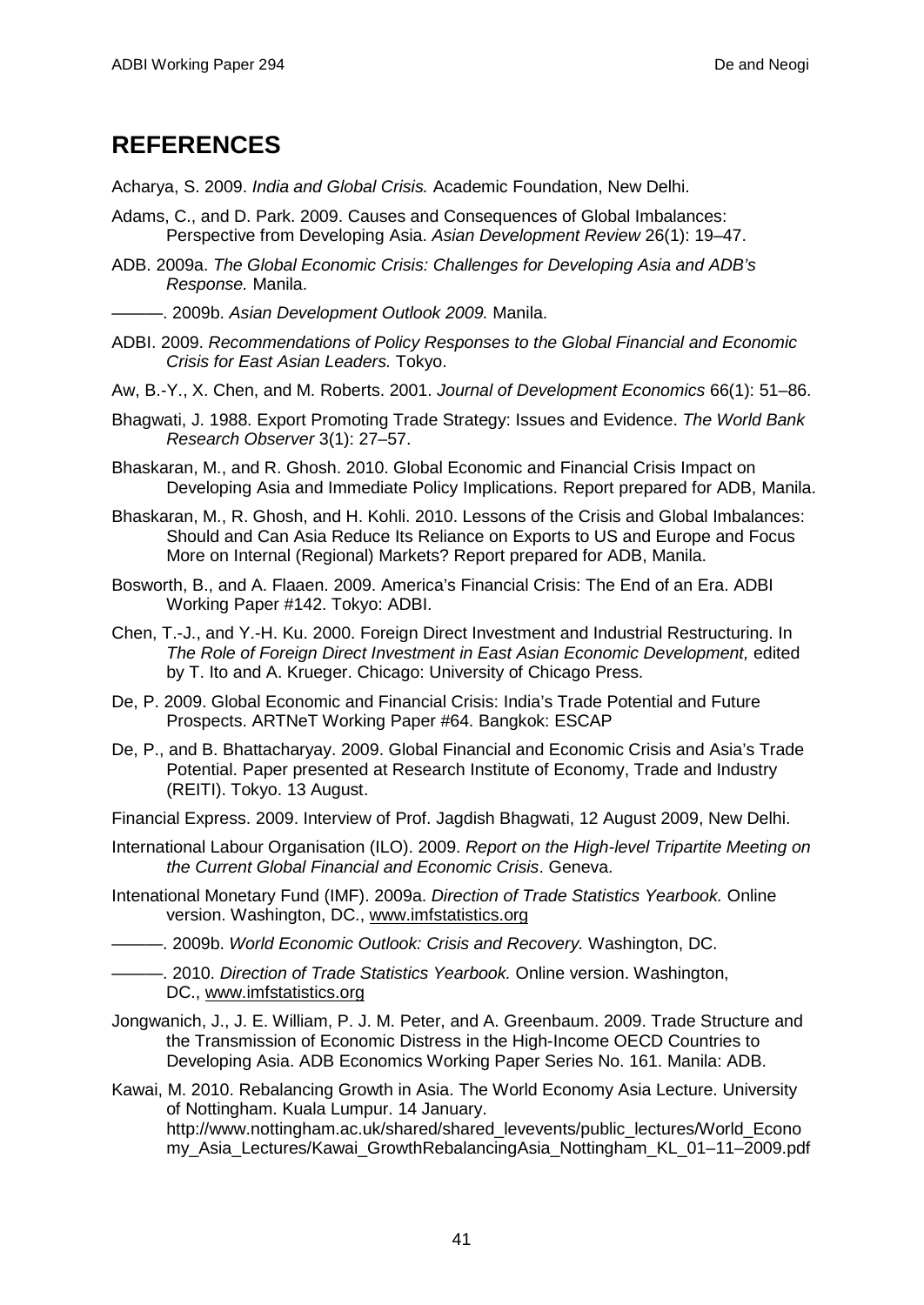## REFERENCES

Acharya, S. 2009. *India and Global Crisis.* Academic Foundation, New Delhi.

Adams, C., and D. Park. 2009. Causes and Consequences of Global Imbalances: Perspective from Developing Asia. *Asian Development Review* 26(1): 19–47.

ADB. 2009a. *The Global Economic Crisis: Challenges for Developing Asia and ADB's Response.* Manila.

———. 2009b. *Asian Development Outlook 2009.* Manila.

ADBI. 2009. *Recommendations of Policy Responses to the Global Financial and Economic Crisis for East Asian Leaders.* Tokyo.

Aw, B.-Y., X. Chen, and M. Roberts. 2001. *Journal of Development Economics* 66(1): 51–86.

Bhagwati, J. 1988. Export Promoting Trade Strategy: Issues and Evidence. *The World Bank Research Observer* 3(1): 27–57.

Bhaskaran, M., and R. Ghosh. 2010. Global Economic and Financial Crisis Impact on Developing Asia and Immediate Policy Implications. Report prepared for ADB, Manila.

Bhaskaran, M., R. Ghosh, and H. Kohli. 2010. Lessons of the Crisis and Global Imbalances: Should and Can Asia Reduce Its Reliance on Exports to US and Europe and Focus More on Internal (Regional) Markets? Report prepared for ADB, Manila.

Bosworth, B., and A. Flaaen. 2009. America's Financial Crisis: The End of an Era. ADBI Working Paper #142. Tokyo: ADBI.

Chen, T.-J., and Y.-H. Ku. 2000. Foreign Direct Investment and Industrial Restructuring. In *The Role of Foreign Direct Investment in East Asian Economic Development,* edited by T. Ito and A. Krueger. Chicago: University of Chicago Press.

De, P. 2009. Global Economic and Financial Crisis: India's Trade Potential and Future Prospects. ARTNeT Working Paper #64. Bangkok: ESCAP

De, P., and B. Bhattacharyay. 2009. Global Financial and Economic Crisis and Asia's Trade Potential. Paper presented at Research Institute of Economy, Trade and Industry (REITI). Tokyo. 13 August.

Financial Express. 2009. Interview of Prof. Jagdish Bhagwati, 12 August 2009, New Delhi.

International Labour Organisation (ILO). 2009. *Report on the High-level Tripartite Meeting on the Current Global Financial and Economic Crisis*. Geneva.

Intenational Monetary Fund (IMF). 2009a. *Direction of Trade Statistics Yearbook.* Online version. Washington, DC., www.imfstatistics.org

———. 2009b. *World Economic Outlook: Crisis and Recovery.* Washington, DC.

———. 2010. *Direction of Trade Statistics Yearbook.* Online version. Washington, DC., www.imfstatistics.org

Jongwanich, J., J. E. William, P. J. M. Peter, and A. Greenbaum. 2009. Trade Structure and the Transmission of Economic Distress in the High-Income OECD Countries to Developing Asia. ADB Economics Working Paper Series No. 161. Manila: ADB.

Kawai, M. 2010. Rebalancing Growth in Asia. The World Economy Asia Lecture. University of Nottingham. Kuala Lumpur. 14 January. http://www.nottingham.ac.uk/shared/shared_levevents/public_lectures/World_Economy_Asia_Lectures/Kawai_GrowthRebalancingAsia_Nottingham_KL_01–11–2009.pdf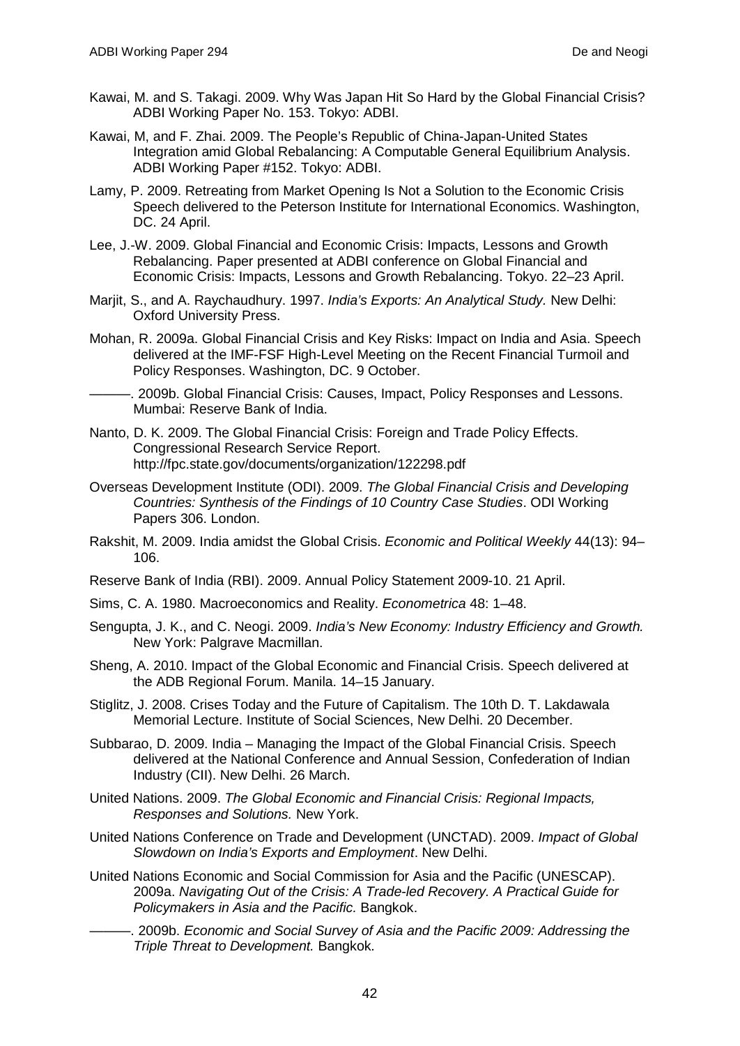Kawai, M. and S. Takagi. 2009. Why Was Japan Hit So Hard by the Global Financial Crisis? ADBI Working Paper No. 153. Tokyo: ADBI.

Kawai, M, and F. Zhai. 2009. The People's Republic of China-Japan-United States Integration amid Global Rebalancing: A Computable General Equilibrium Analysis. ADBI Working Paper #152. Tokyo: ADBI.

Lamy, P. 2009. Retreating from Market Opening Is Not a Solution to the Economic Crisis Speech delivered to the Peterson Institute for International Economics. Washington, DC. 24 April.

Lee, J.-W. 2009. Global Financial and Economic Crisis: Impacts, Lessons and Growth Rebalancing. Paper presented at ADBI conference on Global Financial and Economic Crisis: Impacts, Lessons and Growth Rebalancing. Tokyo. 22–23 April.

Marjit, S., and A. Raychaudhury. 1997. *India's Exports: An Analytical Study.* New Delhi: Oxford University Press.

Mohan, R. 2009a. Global Financial Crisis and Key Risks: Impact on India and Asia. Speech delivered at the IMF-FSF High-Level Meeting on the Recent Financial Turmoil and Policy Responses. Washington, DC. 9 October.

———. 2009b. Global Financial Crisis: Causes, Impact, Policy Responses and Lessons. Mumbai: Reserve Bank of India.

Nanto, D. K. 2009. The Global Financial Crisis: Foreign and Trade Policy Effects. Congressional Research Service Report. http://fpc.state.gov/documents/organization/122298.pdf

Overseas Development Institute (ODI). 2009. *The Global Financial Crisis and Developing Countries: Synthesis of the Findings of 10 Country Case Studies*. ODI Working Papers 306. London.

Rakshit, M. 2009. India amidst the Global Crisis. *Economic and Political Weekly* 44(13): 94–106.

Reserve Bank of India (RBI). 2009. Annual Policy Statement 2009-10. 21 April.

Sims, C. A. 1980. Macroeconomics and Reality. *Econometrica* 48: 1–48.

Sengupta, J. K., and C. Neogi. 2009. *India's New Economy: Industry Efficiency and Growth.* New York: Palgrave Macmillan.

Sheng, A. 2010. Impact of the Global Economic and Financial Crisis. Speech delivered at the ADB Regional Forum. Manila. 14–15 January.

Stiglitz, J. 2008. Crises Today and the Future of Capitalism. The 10th D. T. Lakdawala Memorial Lecture. Institute of Social Sciences, New Delhi. 20 December.

Subbarao, D. 2009. India – Managing the Impact of the Global Financial Crisis. Speech delivered at the National Conference and Annual Session, Confederation of Indian Industry (CII). New Delhi. 26 March.

United Nations. 2009. *The Global Economic and Financial Crisis: Regional Impacts, Responses and Solutions.* New York.

United Nations Conference on Trade and Development (UNCTAD). 2009. *Impact of Global Slowdown on India's Exports and Employment*. New Delhi.

United Nations Economic and Social Commission for Asia and the Pacific (UNESCAP). 2009a. *Navigating Out of the Crisis: A Trade-led Recovery. A Practical Guide for Policymakers in Asia and the Pacific.* Bangkok.

———. 2009b. *Economic and Social Survey of Asia and the Pacific 2009: Addressing the Triple Threat to Development.* Bangkok.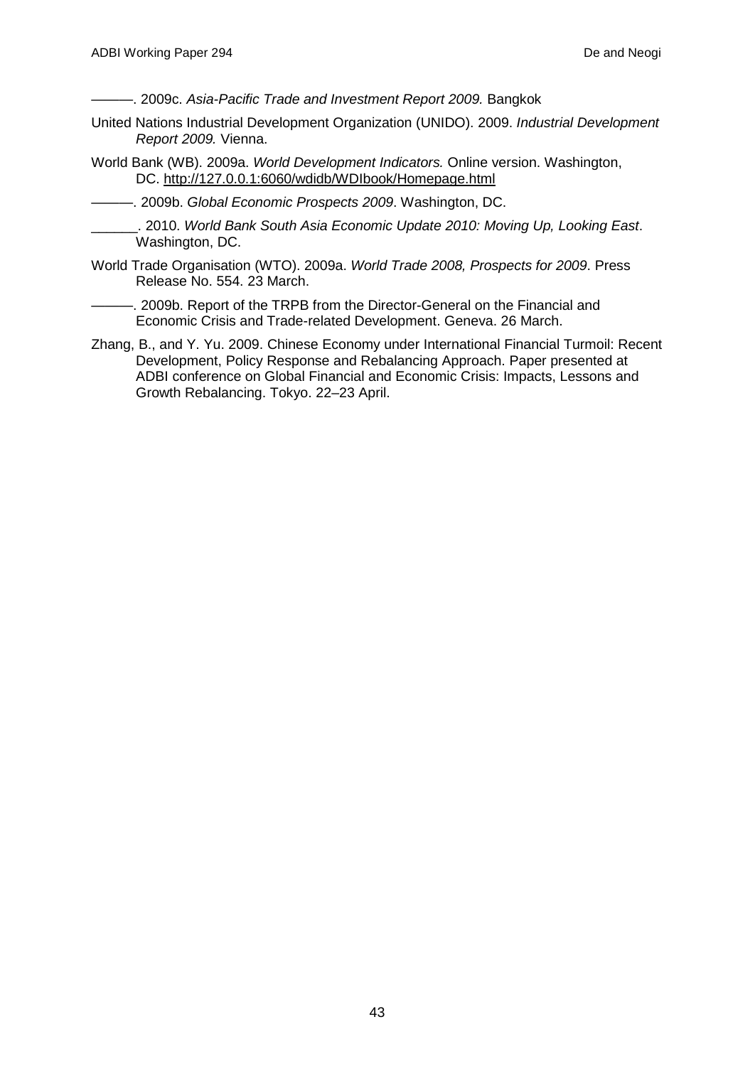———. 2009c. *Asia-Pacific Trade and Investment Report 2009.* Bangkok

United Nations Industrial Development Organization (UNIDO). 2009. *Industrial Development Report 2009.* Vienna.

World Bank (WB). 2009a. *World Development Indicators.* Online version. Washington, DC. http://127.0.0.1:6060/wdidb/WDIbook/Homepage.html

———. 2009b. *Global Economic Prospects 2009*. Washington, DC.

______. 2010. *World Bank South Asia Economic Update 2010: Moving Up, Looking East*. Washington, DC.

World Trade Organisation (WTO). 2009a. *World Trade 2008, Prospects for 2009*. Press Release No. 554. 23 March.

———. 2009b. Report of the TRPB from the Director-General on the Financial and Economic Crisis and Trade-related Development. Geneva. 26 March.

Zhang, B., and Y. Yu. 2009. Chinese Economy under International Financial Turmoil: Recent Development, Policy Response and Rebalancing Approach. Paper presented at ADBI conference on Global Financial and Economic Crisis: Impacts, Lessons and Growth Rebalancing. Tokyo. 22–23 April.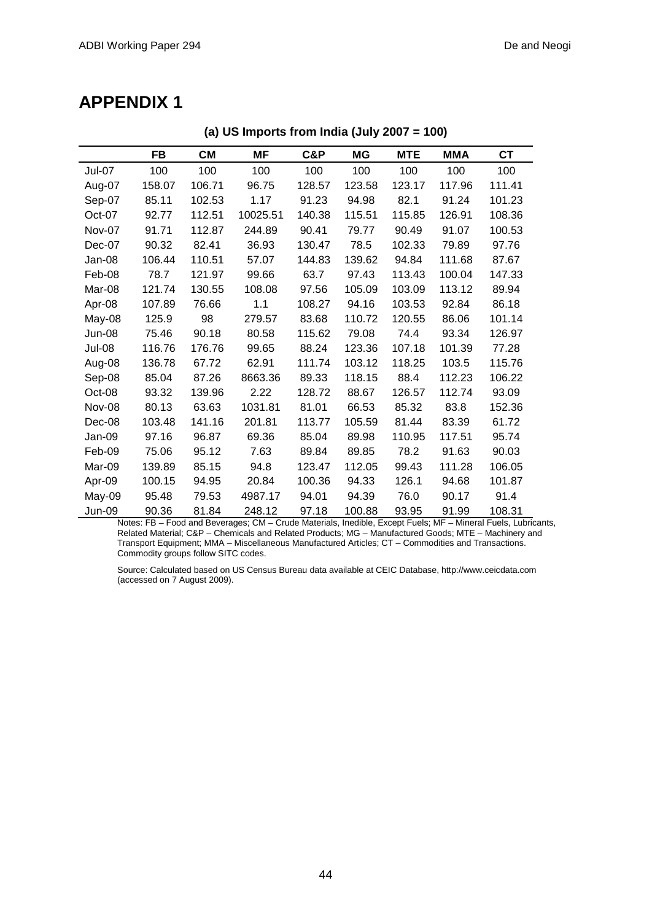# APPENDIX 1

**(a) US Imports from India (July 2007 = 100)**

| | FB | CM | MF | C&P | MG | MTE | MMA | CT |
|---|---|---|---|---|---|---|---|---|
| Jul-07 | 100 | 100 | 100 | 100 | 100 | 100 | 100 | 100 |
| Aug-07 | 158.07 | 106.71 | 96.75 | 128.57 | 123.58 | 123.17 | 117.96 | 111.41 |
| Sep-07 | 85.11 | 102.53 | 1.17 | 91.23 | 94.98 | 82.1 | 91.24 | 101.23 |
| Oct-07 | 92.77 | 112.51 | 10025.51 | 140.38 | 115.51 | 115.85 | 126.91 | 108.36 |
| Nov-07 | 91.71 | 112.87 | 244.89 | 90.41 | 79.77 | 90.49 | 91.07 | 100.53 |
| Dec-07 | 90.32 | 82.41 | 36.93 | 130.47 | 78.5 | 102.33 | 79.89 | 97.76 |
| Jan-08 | 106.44 | 110.51 | 57.07 | 144.83 | 139.62 | 94.84 | 111.68 | 87.67 |
| Feb-08 | 78.7 | 121.97 | 99.66 | 63.7 | 97.43 | 113.43 | 100.04 | 147.33 |
| Mar-08 | 121.74 | 130.55 | 108.08 | 97.56 | 105.09 | 103.09 | 113.12 | 89.94 |
| Apr-08 | 107.89 | 76.66 | 1.1 | 108.27 | 94.16 | 103.53 | 92.84 | 86.18 |
| May-08 | 125.9 | 98 | 279.57 | 83.68 | 110.72 | 120.55 | 86.06 | 101.14 |
| Jun-08 | 75.46 | 90.18 | 80.58 | 115.62 | 79.08 | 74.4 | 93.34 | 126.97 |
| Jul-08 | 116.76 | 176.76 | 99.65 | 88.24 | 123.36 | 107.18 | 101.39 | 77.28 |
| Aug-08 | 136.78 | 67.72 | 62.91 | 111.74 | 103.12 | 118.25 | 103.5 | 115.76 |
| Sep-08 | 85.04 | 87.26 | 8663.36 | 89.33 | 118.15 | 88.4 | 112.23 | 106.22 |
| Oct-08 | 93.32 | 139.96 | 2.22 | 128.72 | 88.67 | 126.57 | 112.74 | 93.09 |
| Nov-08 | 80.13 | 63.63 | 1031.81 | 81.01 | 66.53 | 85.32 | 83.8 | 152.36 |
| Dec-08 | 103.48 | 141.16 | 201.81 | 113.77 | 105.59 | 81.44 | 83.39 | 61.72 |
| Jan-09 | 97.16 | 96.87 | 69.36 | 85.04 | 89.98 | 110.95 | 117.51 | 95.74 |
| Feb-09 | 75.06 | 95.12 | 7.63 | 89.84 | 89.85 | 78.2 | 91.63 | 90.03 |
| Mar-09 | 139.89 | 85.15 | 94.8 | 123.47 | 112.05 | 99.43 | 111.28 | 106.05 |
| Apr-09 | 100.15 | 94.95 | 20.84 | 100.36 | 94.33 | 126.1 | 94.68 | 101.87 |
| May-09 | 95.48 | 79.53 | 4987.17 | 94.01 | 94.39 | 76.0 | 90.17 | 91.4 |
| Jun-09 | 90.36 | 81.84 | 248.12 | 97.18 | 100.88 | 93.95 | 91.99 | 108.31 |

Notes: FB – Food and Beverages; CM – Crude Materials, Inedible, Except Fuels; MF – Mineral Fuels, Lubricants, Related Material; C&P – Chemicals and Related Products; MG – Manufactured Goods; MTE – Machinery and Transport Equipment; MMA – Miscellaneous Manufactured Articles; CT – Commodities and Transactions. Commodity groups follow SITC codes.

Source: Calculated based on US Census Bureau data available at CEIC Database, http://www.ceicdata.com (accessed on 7 August 2009).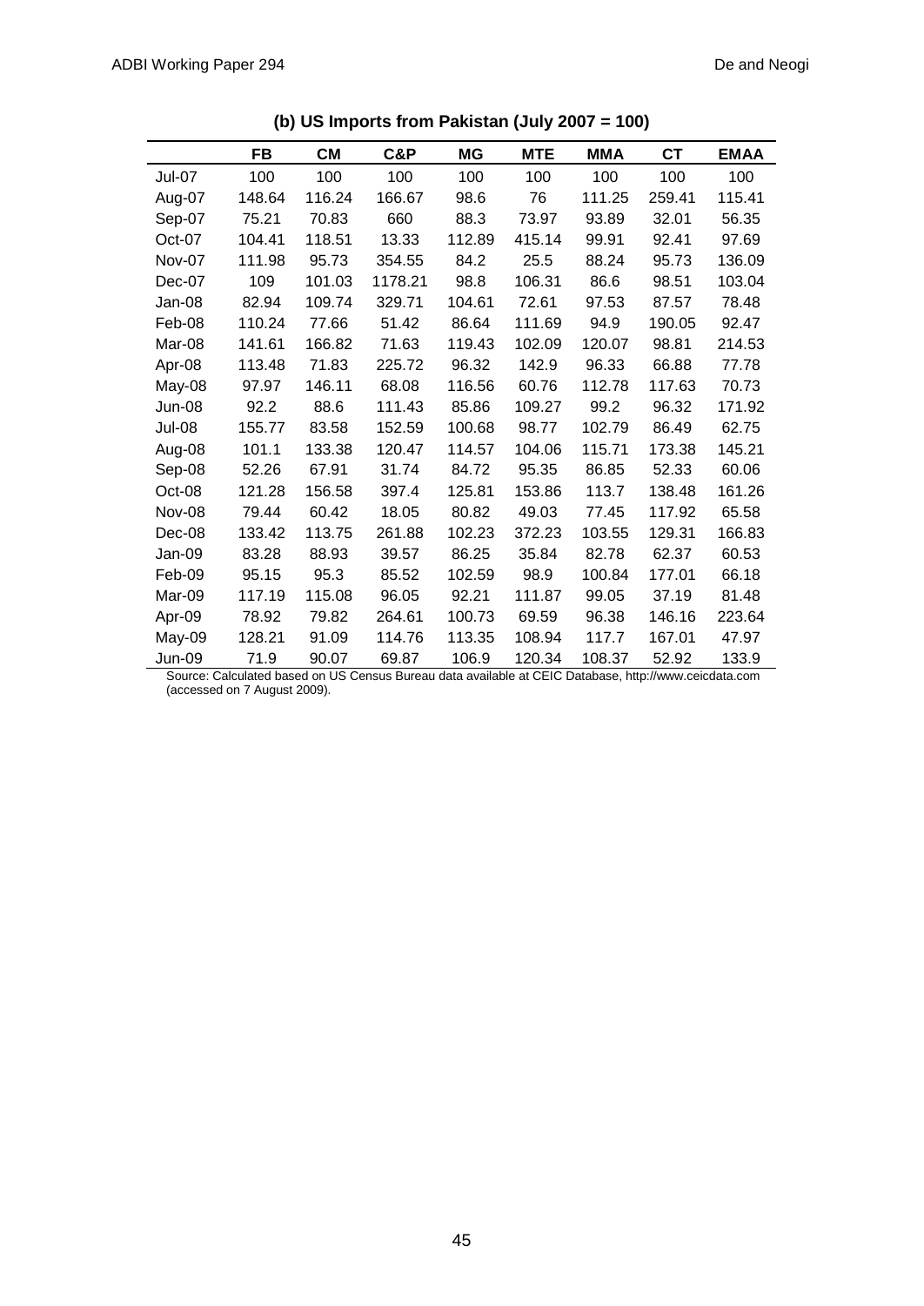**(b) US Imports from Pakistan (July 2007 = 100)**

| | FB | CM | C&P | MG | MTE | MMA | CT | EMAA |
|---|---|---|---|---|---|---|---|---|
| Jul-07 | 100 | 100 | 100 | 100 | 100 | 100 | 100 | 100 |
| Aug-07 | 148.64 | 116.24 | 166.67 | 98.6 | 76 | 111.25 | 259.41 | 115.41 |
| Sep-07 | 75.21 | 70.83 | 660 | 88.3 | 73.97 | 93.89 | 32.01 | 56.35 |
| Oct-07 | 104.41 | 118.51 | 13.33 | 112.89 | 415.14 | 99.91 | 92.41 | 97.69 |
| Nov-07 | 111.98 | 95.73 | 354.55 | 84.2 | 25.5 | 88.24 | 95.73 | 136.09 |
| Dec-07 | 109 | 101.03 | 1178.21 | 98.8 | 106.31 | 86.6 | 98.51 | 103.04 |
| Jan-08 | 82.94 | 109.74 | 329.71 | 104.61 | 72.61 | 97.53 | 87.57 | 78.48 |
| Feb-08 | 110.24 | 77.66 | 51.42 | 86.64 | 111.69 | 94.9 | 190.05 | 92.47 |
| Mar-08 | 141.61 | 166.82 | 71.63 | 119.43 | 102.09 | 120.07 | 98.81 | 214.53 |
| Apr-08 | 113.48 | 71.83 | 225.72 | 96.32 | 142.9 | 96.33 | 66.88 | 77.78 |
| May-08 | 97.97 | 146.11 | 68.08 | 116.56 | 60.76 | 112.78 | 117.63 | 70.73 |
| Jun-08 | 92.2 | 88.6 | 111.43 | 85.86 | 109.27 | 99.2 | 96.32 | 171.92 |
| Jul-08 | 155.77 | 83.58 | 152.59 | 100.68 | 98.77 | 102.79 | 86.49 | 62.75 |
| Aug-08 | 101.1 | 133.38 | 120.47 | 114.57 | 104.06 | 115.71 | 173.38 | 145.21 |
| Sep-08 | 52.26 | 67.91 | 31.74 | 84.72 | 95.35 | 86.85 | 52.33 | 60.06 |
| Oct-08 | 121.28 | 156.58 | 397.4 | 125.81 | 153.86 | 113.7 | 138.48 | 161.26 |
| Nov-08 | 79.44 | 60.42 | 18.05 | 80.82 | 49.03 | 77.45 | 117.92 | 65.58 |
| Dec-08 | 133.42 | 113.75 | 261.88 | 102.23 | 372.23 | 103.55 | 129.31 | 166.83 |
| Jan-09 | 83.28 | 88.93 | 39.57 | 86.25 | 35.84 | 82.78 | 62.37 | 60.53 |
| Feb-09 | 95.15 | 95.3 | 85.52 | 102.59 | 98.9 | 100.84 | 177.01 | 66.18 |
| Mar-09 | 117.19 | 115.08 | 96.05 | 92.21 | 111.87 | 99.05 | 37.19 | 81.48 |
| Apr-09 | 78.92 | 79.82 | 264.61 | 100.73 | 69.59 | 96.38 | 146.16 | 223.64 |
| May-09 | 128.21 | 91.09 | 114.76 | 113.35 | 108.94 | 117.7 | 167.01 | 47.97 |
| Jun-09 | 71.9 | 90.07 | 69.87 | 106.9 | 120.34 | 108.37 | 52.92 | 133.9 |

Source: Calculated based on US Census Bureau data available at CEIC Database, http://www.ceicdata.com (accessed on 7 August 2009).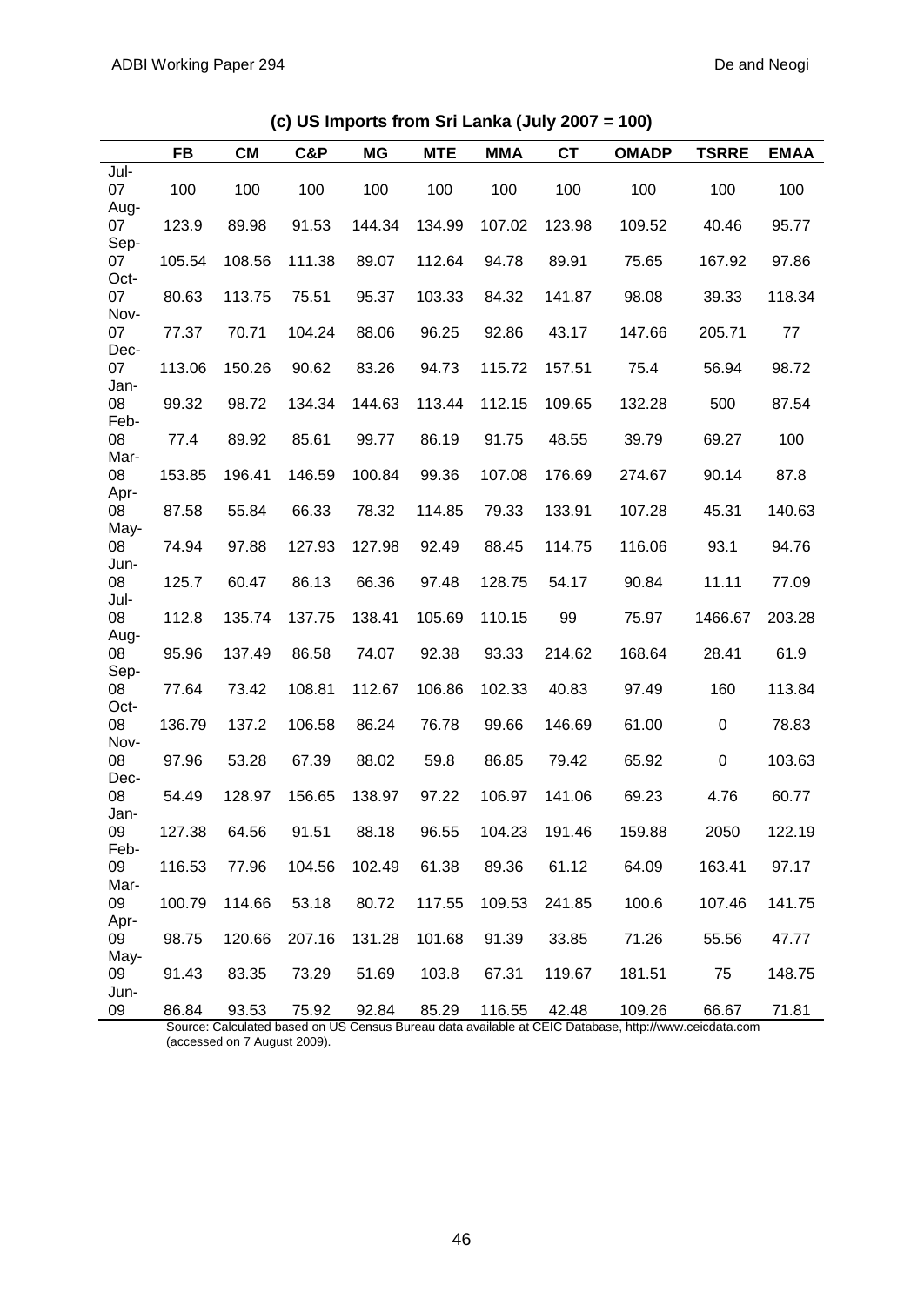**(c) US Imports from Sri Lanka (July 2007 = 100)**

| | FB | CM | C&P | MG | MTE | MMA | CT | OMADP | TSRRE | EMAA |
|---|---|---|---|---|---|---|---|---|---|---|
| Jul-07 | 100 | 100 | 100 | 100 | 100 | 100 | 100 | 100 | 100 | 100 |
| Aug-07 | 123.9 | 89.98 | 91.53 | 144.34 | 134.99 | 107.02 | 123.98 | 109.52 | 40.46 | 95.77 |
| Sep-07 | 105.54 | 108.56 | 111.38 | 89.07 | 112.64 | 94.78 | 89.91 | 75.65 | 167.92 | 97.86 |
| Oct-07 | 80.63 | 113.75 | 75.51 | 95.37 | 103.33 | 84.32 | 141.87 | 98.08 | 39.33 | 118.34 |
| Nov-07 | 77.37 | 70.71 | 104.24 | 88.06 | 96.25 | 92.86 | 43.17 | 147.66 | 205.71 | 77 |
| Dec-07 | 113.06 | 150.26 | 90.62 | 83.26 | 94.73 | 115.72 | 157.51 | 75.4 | 56.94 | 98.72 |
| Jan-08 | 99.32 | 98.72 | 134.34 | 144.63 | 113.44 | 112.15 | 109.65 | 132.28 | 500 | 87.54 |
| Feb-08 | 77.4 | 89.92 | 85.61 | 99.77 | 86.19 | 91.75 | 48.55 | 39.79 | 69.27 | 100 |
| Mar-08 | 153.85 | 196.41 | 146.59 | 100.84 | 99.36 | 107.08 | 176.69 | 274.67 | 90.14 | 87.8 |
| Apr-08 | 87.58 | 55.84 | 66.33 | 78.32 | 114.85 | 79.33 | 133.91 | 107.28 | 45.31 | 140.63 |
| May-08 | 74.94 | 97.88 | 127.93 | 127.98 | 92.49 | 88.45 | 114.75 | 116.06 | 93.1 | 94.76 |
| Jun-08 | 125.7 | 60.47 | 86.13 | 66.36 | 97.48 | 128.75 | 54.17 | 90.84 | 11.11 | 77.09 |
| Jul-08 | 112.8 | 135.74 | 137.75 | 138.41 | 105.69 | 110.15 | 99 | 75.97 | 1466.67 | 203.28 |
| Aug-08 | 95.96 | 137.49 | 86.58 | 74.07 | 92.38 | 93.33 | 214.62 | 168.64 | 28.41 | 61.9 |
| Sep-08 | 77.64 | 73.42 | 108.81 | 112.67 | 106.86 | 102.33 | 40.83 | 97.49 | 160 | 113.84 |
| Oct-08 | 136.79 | 137.2 | 106.58 | 86.24 | 76.78 | 99.66 | 146.69 | 61.00 | 0 | 78.83 |
| Nov-08 | 97.96 | 53.28 | 67.39 | 88.02 | 59.8 | 86.85 | 79.42 | 65.92 | 0 | 103.63 |
| Dec-08 | 54.49 | 128.97 | 156.65 | 138.97 | 97.22 | 106.97 | 141.06 | 69.23 | 4.76 | 60.77 |
| Jan-09 | 127.38 | 64.56 | 91.51 | 88.18 | 96.55 | 104.23 | 191.46 | 159.88 | 2050 | 122.19 |
| Feb-09 | 116.53 | 77.96 | 104.56 | 102.49 | 61.38 | 89.36 | 61.12 | 64.09 | 163.41 | 97.17 |
| Mar-09 | 100.79 | 114.66 | 53.18 | 80.72 | 117.55 | 109.53 | 241.85 | 100.6 | 107.46 | 141.75 |
| Apr-09 | 98.75 | 120.66 | 207.16 | 131.28 | 101.68 | 91.39 | 33.85 | 71.26 | 55.56 | 47.77 |
| May-09 | 91.43 | 83.35 | 73.29 | 51.69 | 103.8 | 67.31 | 119.67 | 181.51 | 75 | 148.75 |
| Jun-09 | 86.84 | 93.53 | 75.92 | 92.84 | 85.29 | 116.55 | 42.48 | 109.26 | 66.67 | 71.81 |

Source: Calculated based on US Census Bureau data available at CEIC Database, http://www.ceicdata.com (accessed on 7 August 2009).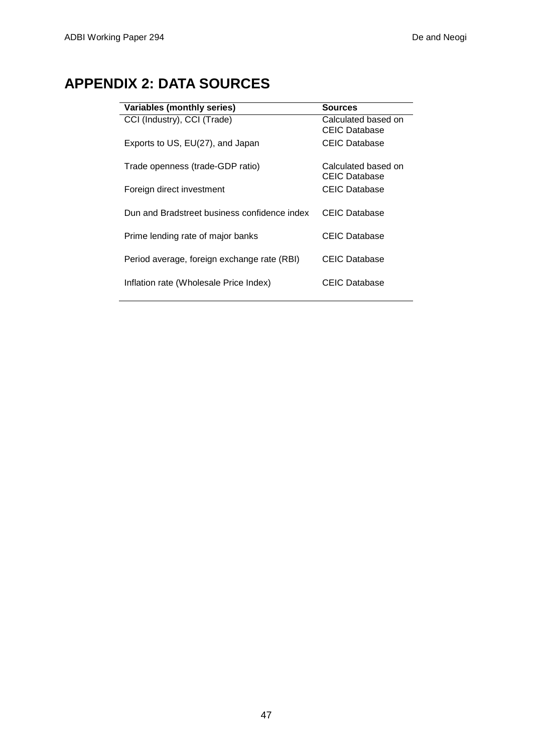# APPENDIX 2: DATA SOURCES

| Variables (monthly series) | Sources |
|---|---|
| CCI (Industry), CCI (Trade) | Calculated based on CEIC Database |
| Exports to US, EU(27), and Japan | CEIC Database |
| Trade openness (trade-GDP ratio) | Calculated based on CEIC Database |
| Foreign direct investment | CEIC Database |
| Dun and Bradstreet business confidence index | CEIC Database |
| Prime lending rate of major banks | CEIC Database |
| Period average, foreign exchange rate (RBI) | CEIC Database |
| Inflation rate (Wholesale Price Index) | CEIC Database |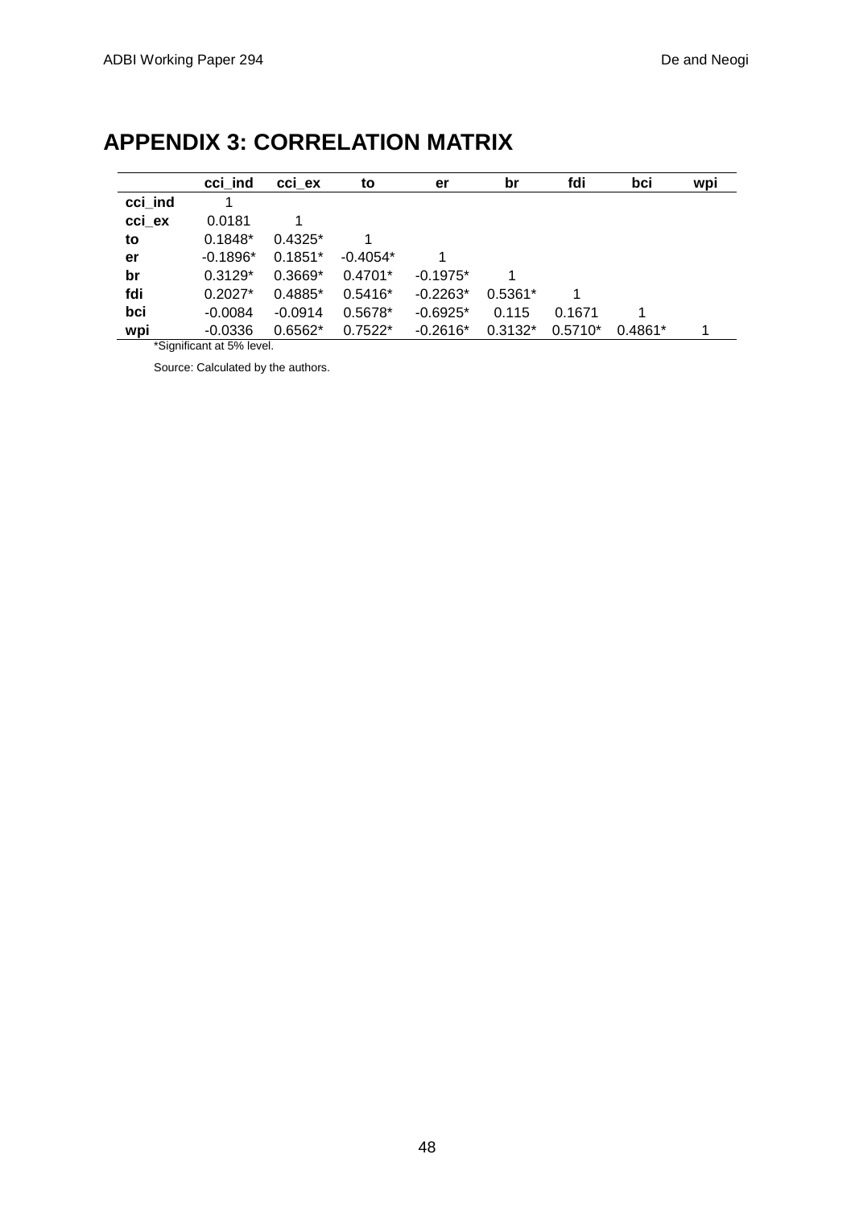# APPENDIX 3: CORRELATION MATRIX

| | cci_ind | cci_ex | to | er | br | fdi | bci | wpi |
|---|---|---|---|---|---|---|---|---|
| **cci_ind** | 1 | | | | | | | |
| **cci_ex** | 0.0181 | 1 | | | | | | |
| **to** | 0.1848* | 0.4325* | 1 | | | | | |
| **er** | -0.1896* | 0.1851* | -0.4054* | 1 | | | | |
| **br** | 0.3129* | 0.3669* | 0.4701* | -0.1975* | 1 | | | |
| **fdi** | 0.2027* | 0.4885* | 0.5416* | -0.2263* | 0.5361* | 1 | | |
| **bci** | -0.0084 | -0.0914 | 0.5678* | -0.6925* | 0.115 | 0.1671 | 1 | |
| **wpi** | -0.0336 | 0.6562* | 0.7522* | -0.2616* | 0.3132* | 0.5710* | 0.4861* | 1 |

*Significant at 5% level.

Source: Calculated by the authors.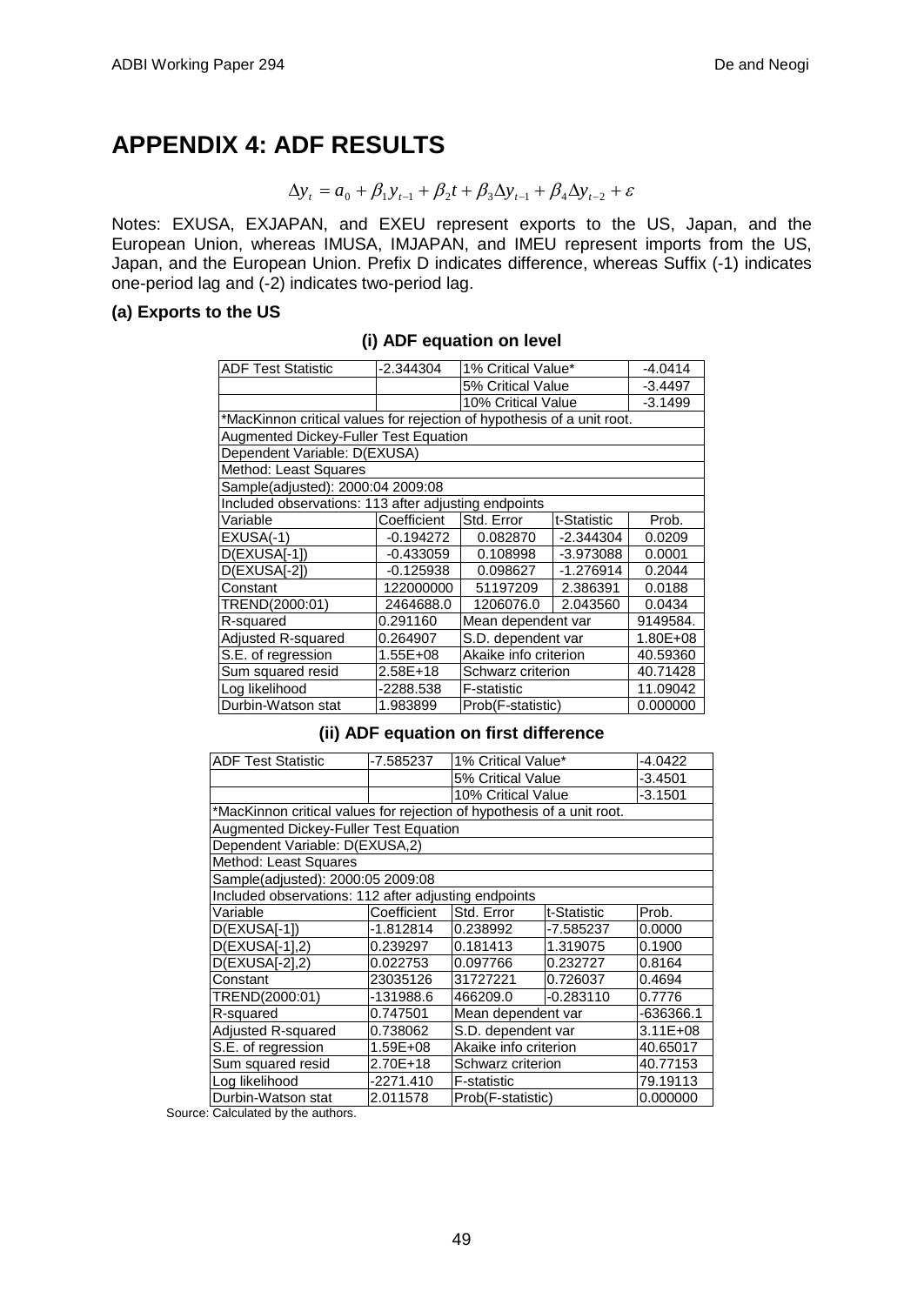# APPENDIX 4: ADF RESULTS

$$\Delta y_t = a_0 + \beta_1 y_{t-1} + \beta_2 t + \beta_3 \Delta y_{t-1} + \beta_4 \Delta y_{t-2} + \varepsilon$$

Notes: EXUSA, EXJAPAN, and EXEU represent exports to the US, Japan, and the European Union, whereas IMUSA, IMJAPAN, and IMEU represent imports from the US, Japan, and the European Union. Prefix D indicates difference, whereas Suffix (-1) indicates one-period lag and (-2) indicates two-period lag.

### (a) Exports to the US

#### (i) ADF equation on level

| ADF Test Statistic | -2.344304 | 1% Critical Value* | | -4.0414 |
|---|---|---|---|---|
| | | 5% Critical Value | | -3.4497 |
| | | 10% Critical Value | | -3.1499 |
| *MacKinnon critical values for rejection of hypothesis of a unit root. | | | | |
| Augmented Dickey-Fuller Test Equation | | | | |
| Dependent Variable: D(EXUSA) | | | | |
| Method: Least Squares | | | | |
| Sample(adjusted): 2000:04 2009:08 | | | | |
| Included observations: 113 after adjusting endpoints | | | | |
| Variable | Coefficient | Std. Error | t-Statistic | Prob. |
| EXUSA(-1) | -0.194272 | 0.082870 | -2.344304 | 0.0209 |
| D(EXUSA[-1]) | -0.433059 | 0.108998 | -3.973088 | 0.0001 |
| D(EXUSA[-2]) | -0.125938 | 0.098627 | -1.276914 | 0.2044 |
| Constant | 122000000 | 51197209 | 2.386391 | 0.0188 |
| TREND(2000:01) | 2464688.0 | 1206076.0 | 2.043560 | 0.0434 |
| R-squared | 0.291160 | Mean dependent var | | 9149584. |
| Adjusted R-squared | 0.264907 | S.D. dependent var | | 1.80E+08 |
| S.E. of regression | 1.55E+08 | Akaike info criterion | | 40.59360 |
| Sum squared resid | 2.58E+18 | Schwarz criterion | | 40.71428 |
| Log likelihood | -2288.538 | F-statistic | | 11.09042 |
| Durbin-Watson stat | 1.983899 | Prob(F-statistic) | | 0.000000 |

#### (ii) ADF equation on first difference

| ADF Test Statistic | -7.585237 | 1% Critical Value* | | -4.0422 |
|---|---|---|---|---|
| | | 5% Critical Value | | -3.4501 |
| | | 10% Critical Value | | -3.1501 |
| *MacKinnon critical values for rejection of hypothesis of a unit root. | | | | |
| Augmented Dickey-Fuller Test Equation | | | | |
| Dependent Variable: D(EXUSA,2) | | | | |
| Method: Least Squares | | | | |
| Sample(adjusted): 2000:05 2009:08 | | | | |
| Included observations: 112 after adjusting endpoints | | | | |
| Variable | Coefficient | Std. Error | t-Statistic | Prob. |
| D(EXUSA[-1]) | -1.812814 | 0.238992 | -7.585237 | 0.0000 |
| D(EXUSA[-1],2) | 0.239297 | 0.181413 | 1.319075 | 0.1900 |
| D(EXUSA[-2],2) | 0.022753 | 0.097766 | 0.232727 | 0.8164 |
| Constant | 23035126 | 31727221 | 0.726037 | 0.4694 |
| TREND(2000:01) | -131988.6 | 466209.0 | -0.283110 | 0.7776 |
| R-squared | 0.747501 | Mean dependent var | | -636366.1 |
| Adjusted R-squared | 0.738062 | S.D. dependent var | | 3.11E+08 |
| S.E. of regression | 1.59E+08 | Akaike info criterion | | 40.65017 |
| Sum squared resid | 2.70E+18 | Schwarz criterion | | 40.77153 |
| Log likelihood | -2271.410 | F-statistic | | 79.19113 |
| Durbin-Watson stat | 2.011578 | Prob(F-statistic) | | 0.000000 |

Source: Calculated by the authors.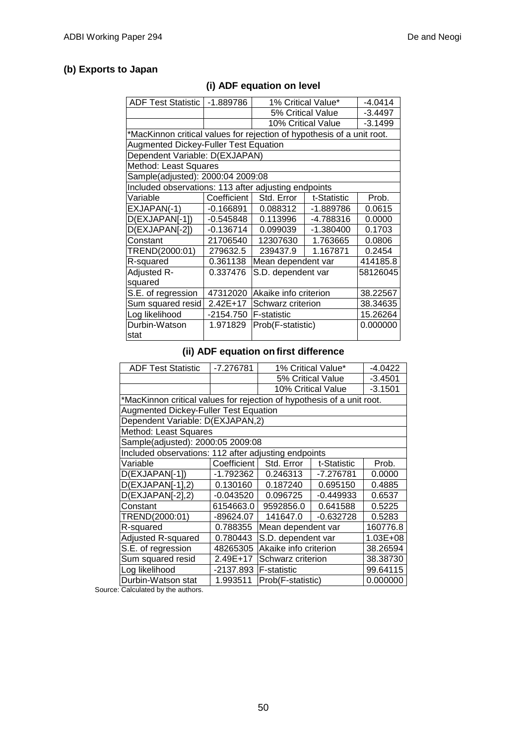### (b) Exports to Japan

#### (i) ADF equation on level

| ADF Test Statistic | -1.889786 | 1% Critical Value* | | -4.0414 |
|---|---|---|---|---|
| | | 5% Critical Value | | -3.4497 |
| | | 10% Critical Value | | -3.1499 |
| *MacKinnon critical values for rejection of hypothesis of a unit root. | | | | |
| Augmented Dickey-Fuller Test Equation | | | | |
| Dependent Variable: D(EXJAPAN) | | | | |
| Method: Least Squares | | | | |
| Sample(adjusted): 2000:04 2009:08 | | | | |
| Included observations: 113 after adjusting endpoints | | | | |
| Variable | Coefficient | Std. Error | t-Statistic | Prob. |
| EXJAPAN(-1) | -0.166891 | 0.088312 | -1.889786 | 0.0615 |
| D(EXJAPAN[-1]) | -0.545848 | 0.113996 | -4.788316 | 0.0000 |
| D(EXJAPAN[-2]) | -0.136714 | 0.099039 | -1.380400 | 0.1703 |
| Constant | 21706540 | 12307630 | 1.763665 | 0.0806 |
| TREND(2000:01) | 279632.5 | 239437.9 | 1.167871 | 0.2454 |
| R-squared | 0.361138 | Mean dependent var | | 414185.8 |
| Adjusted R-squared | 0.337476 | S.D. dependent var | | 58126045 |
| S.E. of regression | 47312020 | Akaike info criterion | | 38.22567 |
| Sum squared resid | 2.42E+17 | Schwarz criterion | | 38.34635 |
| Log likelihood | -2154.750 | F-statistic | | 15.26264 |
| Durbin-Watson stat | 1.971829 | Prob(F-statistic) | | 0.000000 |

#### (ii) ADF equation on first difference

| ADF Test Statistic | -7.276781 | 1% Critical Value* | | -4.0422 |
|---|---|---|---|---|
| | | 5% Critical Value | | -3.4501 |
| | | 10% Critical Value | | -3.1501 |
| *MacKinnon critical values for rejection of hypothesis of a unit root. | | | | |
| Augmented Dickey-Fuller Test Equation | | | | |
| Dependent Variable: D(EXJAPAN,2) | | | | |
| Method: Least Squares | | | | |
| Sample(adjusted): 2000:05 2009:08 | | | | |
| Included observations: 112 after adjusting endpoints | | | | |
| Variable | Coefficient | Std. Error | t-Statistic | Prob. |
| D(EXJAPAN[-1]) | -1.792362 | 0.246313 | -7.276781 | 0.0000 |
| D(EXJAPAN[-1],2) | 0.130160 | 0.187240 | 0.695150 | 0.4885 |
| D(EXJAPAN[-2],2) | -0.043520 | 0.096725 | -0.449933 | 0.6537 |
| Constant | 6154663.0 | 9592856.0 | 0.641588 | 0.5225 |
| TREND(2000:01) | -89624.07 | 141647.0 | -0.632728 | 0.5283 |
| R-squared | 0.788355 | Mean dependent var | | 160776.8 |
| Adjusted R-squared | 0.780443 | S.D. dependent var | | 1.03E+08 |
| S.E. of regression | 48265305 | Akaike info criterion | | 38.26594 |
| Sum squared resid | 2.49E+17 | Schwarz criterion | | 38.38730 |
| Log likelihood | -2137.893 | F-statistic | | 99.64115 |
| Durbin-Watson stat | 1.993511 | Prob(F-statistic) | | 0.000000 |

Source: Calculated by the authors.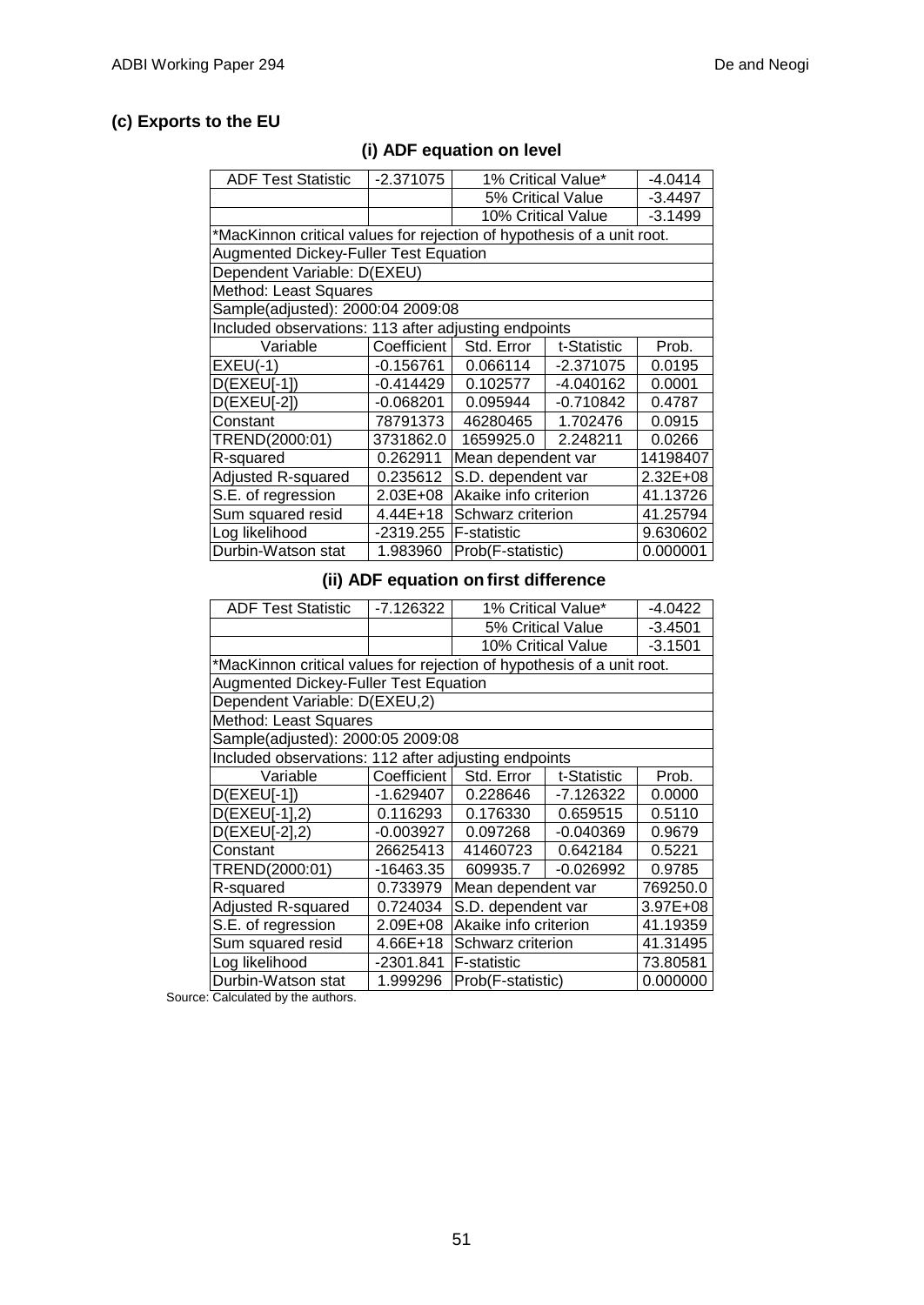### (c) Exports to the EU

#### (i) ADF equation on level

| ADF Test Statistic | -2.371075 | 1% Critical Value* | | -4.0414 |
|---|---|---|---|---|
| | | 5% Critical Value | | -3.4497 |
| | | 10% Critical Value | | -3.1499 |
| *MacKinnon critical values for rejection of hypothesis of a unit root. | | | | |
| Augmented Dickey-Fuller Test Equation | | | | |
| Dependent Variable: D(EXEU) | | | | |
| Method: Least Squares | | | | |
| Sample(adjusted): 2000:04 2009:08 | | | | |
| Included observations: 113 after adjusting endpoints | | | | |
| Variable | Coefficient | Std. Error | t-Statistic | Prob. |
| EXEU(-1) | -0.156761 | 0.066114 | -2.371075 | 0.0195 |
| D(EXEU[-1]) | -0.414429 | 0.102577 | -4.040162 | 0.0001 |
| D(EXEU[-2]) | -0.068201 | 0.095944 | -0.710842 | 0.4787 |
| Constant | 78791373 | 46280465 | 1.702476 | 0.0915 |
| TREND(2000:01) | 3731862.0 | 1659925.0 | 2.248211 | 0.0266 |
| R-squared | 0.262911 | Mean dependent var | | 14198407 |
| Adjusted R-squared | 0.235612 | S.D. dependent var | | 2.32E+08 |
| S.E. of regression | 2.03E+08 | Akaike info criterion | | 41.13726 |
| Sum squared resid | 4.44E+18 | Schwarz criterion | | 41.25794 |
| Log likelihood | -2319.255 | F-statistic | | 9.630602 |
| Durbin-Watson stat | 1.983960 | Prob(F-statistic) | | 0.000001 |

#### (ii) ADF equation on first difference

| ADF Test Statistic | -7.126322 | 1% Critical Value* | | -4.0422 |
|---|---|---|---|---|
| | | 5% Critical Value | | -3.4501 |
| | | 10% Critical Value | | -3.1501 |
| *MacKinnon critical values for rejection of hypothesis of a unit root. | | | | |
| Augmented Dickey-Fuller Test Equation | | | | |
| Dependent Variable: D(EXEU,2) | | | | |
| Method: Least Squares | | | | |
| Sample(adjusted): 2000:05 2009:08 | | | | |
| Included observations: 112 after adjusting endpoints | | | | |
| Variable | Coefficient | Std. Error | t-Statistic | Prob. |
| D(EXEU[-1]) | -1.629407 | 0.228646 | -7.126322 | 0.0000 |
| D(EXEU[-1],2) | 0.116293 | 0.176330 | 0.659515 | 0.5110 |
| D(EXEU[-2],2) | -0.003927 | 0.097268 | -0.040369 | 0.9679 |
| Constant | 26625413 | 41460723 | 0.642184 | 0.5221 |
| TREND(2000:01) | -16463.35 | 609935.7 | -0.026992 | 0.9785 |
| R-squared | 0.733979 | Mean dependent var | | 769250.0 |
| Adjusted R-squared | 0.724034 | S.D. dependent var | | 3.97E+08 |
| S.E. of regression | 2.09E+08 | Akaike info criterion | | 41.19359 |
| Sum squared resid | 4.66E+18 | Schwarz criterion | | 41.31495 |
| Log likelihood | -2301.841 | F-statistic | | 73.80581 |
| Durbin-Watson stat | 1.999296 | Prob(F-statistic) | | 0.000000 |

Source: Calculated by the authors.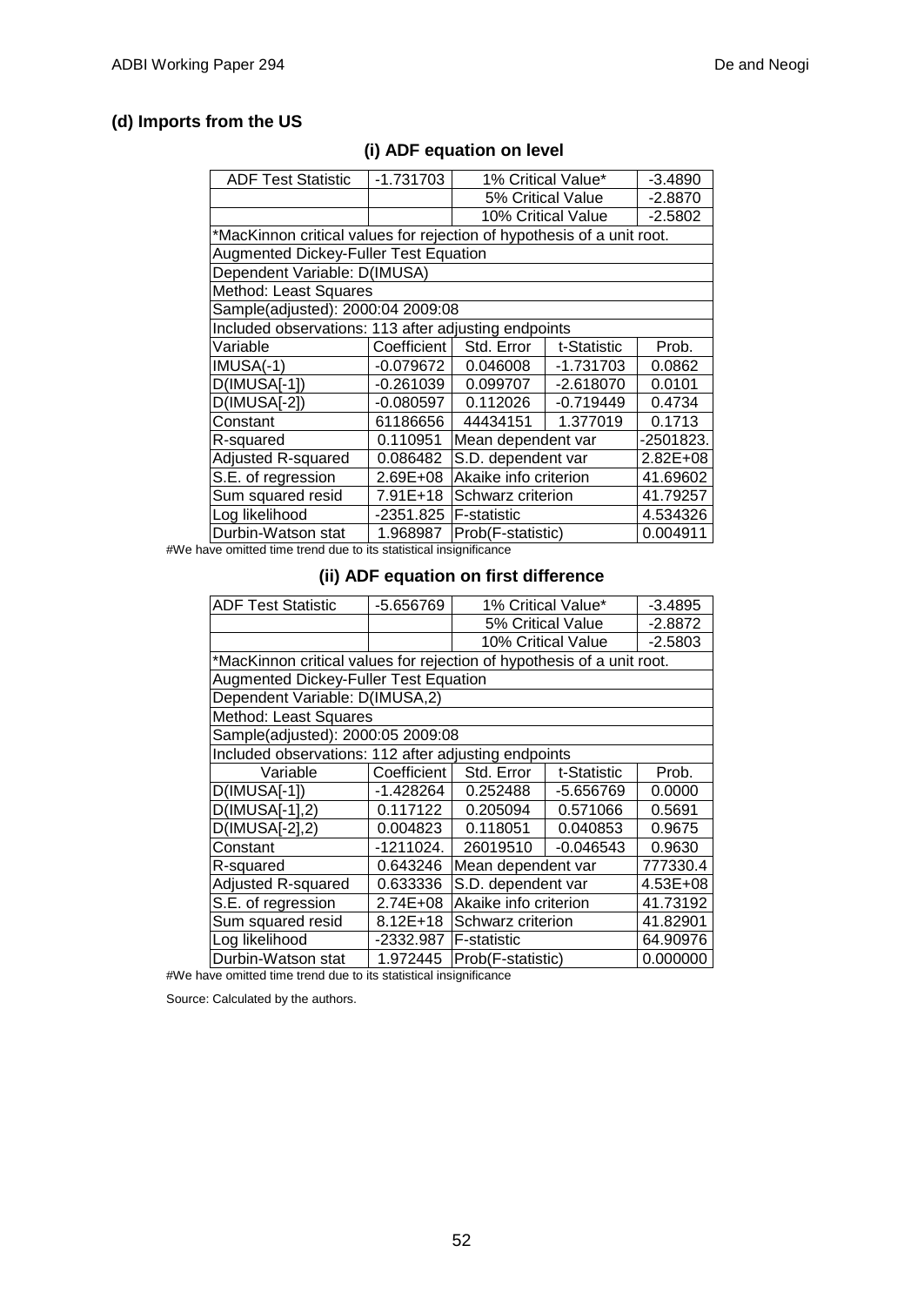### (d) Imports from the US

#### (i) ADF equation on level

| ADF Test Statistic | -1.731703 | 1% Critical Value* | | -3.4890 |
|---|---|---|---|---|
| | | 5% Critical Value | | -2.8870 |
| | | 10% Critical Value | | -2.5802 |
| *MacKinnon critical values for rejection of hypothesis of a unit root. | | | | |
| Augmented Dickey-Fuller Test Equation | | | | |
| Dependent Variable: D(IMUSA) | | | | |
| Method: Least Squares | | | | |
| Sample(adjusted): 2000:04 2009:08 | | | | |
| Included observations: 113 after adjusting endpoints | | | | |
| Variable | Coefficient | Std. Error | t-Statistic | Prob. |
| IMUSA(-1) | -0.079672 | 0.046008 | -1.731703 | 0.0862 |
| D(IMUSA[-1]) | -0.261039 | 0.099707 | -2.618070 | 0.0101 |
| D(IMUSA[-2]) | -0.080597 | 0.112026 | -0.719449 | 0.4734 |
| Constant | 61186656 | 44434151 | 1.377019 | 0.1713 |
| R-squared | 0.110951 | Mean dependent var | | -2501823. |
| Adjusted R-squared | 0.086482 | S.D. dependent var | | 2.82E+08 |
| S.E. of regression | 2.69E+08 | Akaike info criterion | | 41.69602 |
| Sum squared resid | 7.91E+18 | Schwarz criterion | | 41.79257 |
| Log likelihood | -2351.825 | F-statistic | | 4.534326 |
| Durbin-Watson stat | 1.968987 | Prob(F-statistic) | | 0.004911 |

#We have omitted time trend due to its statistical insignificance

#### (ii) ADF equation on first difference

| ADF Test Statistic | -5.656769 | 1% Critical Value* | | -3.4895 |
|---|---|---|---|---|
| | | 5% Critical Value | | -2.8872 |
| | | 10% Critical Value | | -2.5803 |
| *MacKinnon critical values for rejection of hypothesis of a unit root. | | | | |
| Augmented Dickey-Fuller Test Equation | | | | |
| Dependent Variable: D(IMUSA,2) | | | | |
| Method: Least Squares | | | | |
| Sample(adjusted): 2000:05 2009:08 | | | | |
| Included observations: 112 after adjusting endpoints | | | | |
| Variable | Coefficient | Std. Error | t-Statistic | Prob. |
| D(IMUSA[-1]) | -1.428264 | 0.252488 | -5.656769 | 0.0000 |
| D(IMUSA[-1],2) | 0.117122 | 0.205094 | 0.571066 | 0.5691 |
| D(IMUSA[-2],2) | 0.004823 | 0.118051 | 0.040853 | 0.9675 |
| Constant | -1211024. | 26019510 | -0.046543 | 0.9630 |
| R-squared | 0.643246 | Mean dependent var | | 777330.4 |
| Adjusted R-squared | 0.633336 | S.D. dependent var | | 4.53E+08 |
| S.E. of regression | 2.74E+08 | Akaike info criterion | | 41.73192 |
| Sum squared resid | 8.12E+18 | Schwarz criterion | | 41.82901 |
| Log likelihood | -2332.987 | F-statistic | | 64.90976 |
| Durbin-Watson stat | 1.972445 | Prob(F-statistic) | | 0.000000 |

#We have omitted time trend due to its statistical insignificance

Source: Calculated by the authors.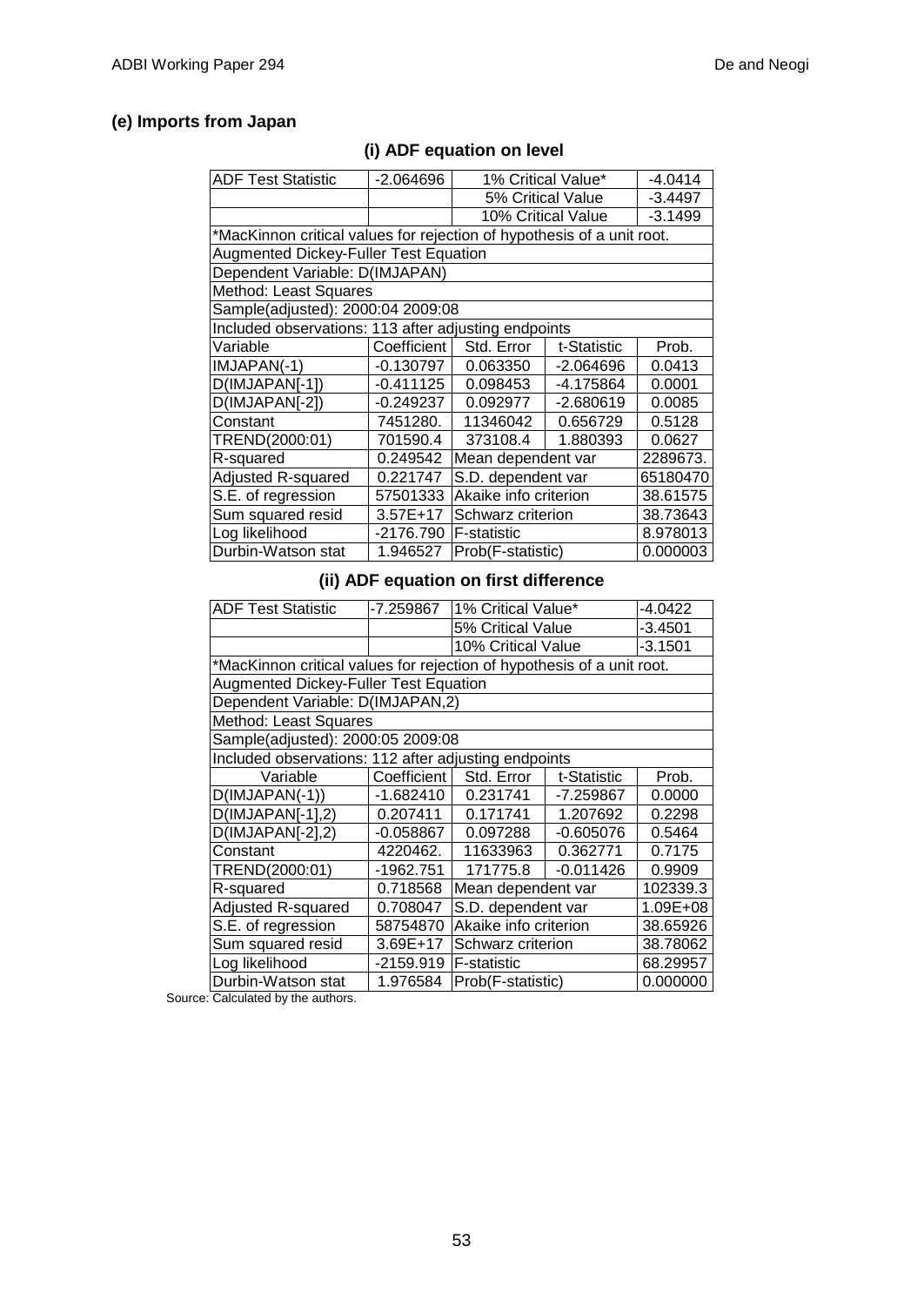### (e) Imports from Japan

#### (i) ADF equation on level

| ADF Test Statistic | -2.064696 | 1% Critical Value* | | -4.0414 |
|---|---|---|---|---|
| | | 5% Critical Value | | -3.4497 |
| | | 10% Critical Value | | -3.1499 |
| *MacKinnon critical values for rejection of hypothesis of a unit root. | | | | |
| Augmented Dickey-Fuller Test Equation | | | | |
| Dependent Variable: D(IMJAPAN) | | | | |
| Method: Least Squares | | | | |
| Sample(adjusted): 2000:04 2009:08 | | | | |
| Included observations: 113 after adjusting endpoints | | | | |
| Variable | Coefficient | Std. Error | t-Statistic | Prob. |
| IMJAPAN(-1) | -0.130797 | 0.063350 | -2.064696 | 0.0413 |
| D(IMJAPAN[-1]) | -0.411125 | 0.098453 | -4.175864 | 0.0001 |
| D(IMJAPAN[-2]) | -0.249237 | 0.092977 | -2.680619 | 0.0085 |
| Constant | 7451280. | 11346042 | 0.656729 | 0.5128 |
| TREND(2000:01) | 701590.4 | 373108.4 | 1.880393 | 0.0627 |
| R-squared | 0.249542 | Mean dependent var | | 2289673. |
| Adjusted R-squared | 0.221747 | S.D. dependent var | | 65180470 |
| S.E. of regression | 57501333 | Akaike info criterion | | 38.61575 |
| Sum squared resid | 3.57E+17 | Schwarz criterion | | 38.73643 |
| Log likelihood | -2176.790 | F-statistic | | 8.978013 |
| Durbin-Watson stat | 1.946527 | Prob(F-statistic) | | 0.000003 |

#### (ii) ADF equation on first difference

| ADF Test Statistic | -7.259867 | 1% Critical Value* | | -4.0422 |
|---|---|---|---|---|
| | | 5% Critical Value | | -3.4501 |
| | | 10% Critical Value | | -3.1501 |
| *MacKinnon critical values for rejection of hypothesis of a unit root. | | | | |
| Augmented Dickey-Fuller Test Equation | | | | |
| Dependent Variable: D(IMJAPAN,2) | | | | |
| Method: Least Squares | | | | |
| Sample(adjusted): 2000:05 2009:08 | | | | |
| Included observations: 112 after adjusting endpoints | | | | |
| Variable | Coefficient | Std. Error | t-Statistic | Prob. |
| D(IMJAPAN(-1)) | -1.682410 | 0.231741 | -7.259867 | 0.0000 |
| D(IMJAPAN[-1],2) | 0.207411 | 0.171741 | 1.207692 | 0.2298 |
| D(IMJAPAN[-2],2) | -0.058867 | 0.097288 | -0.605076 | 0.5464 |
| Constant | 4220462. | 11633963 | 0.362771 | 0.7175 |
| TREND(2000:01) | -1962.751 | 171775.8 | -0.011426 | 0.9909 |
| R-squared | 0.718568 | Mean dependent var | | 102339.3 |
| Adjusted R-squared | 0.708047 | S.D. dependent var | | 1.09E+08 |
| S.E. of regression | 58754870 | Akaike info criterion | | 38.65926 |
| Sum squared resid | 3.69E+17 | Schwarz criterion | | 38.78062 |
| Log likelihood | -2159.919 | F-statistic | | 68.29957 |
| Durbin-Watson stat | 1.976584 | Prob(F-statistic) | | 0.000000 |

Source: Calculated by the authors.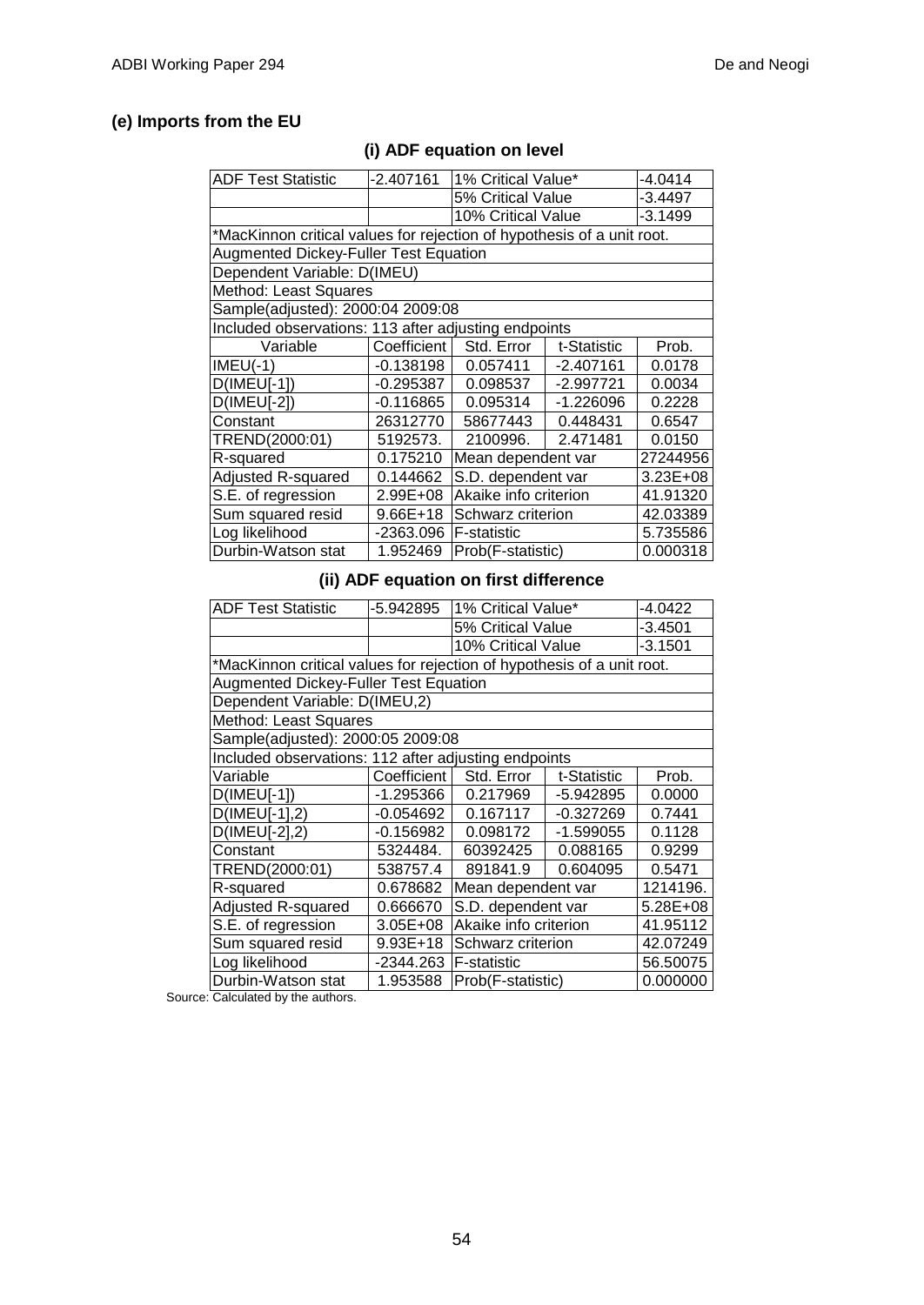### (e) Imports from the EU

#### (i) ADF equation on level

| ADF Test Statistic | -2.407161 | 1% Critical Value* | | -4.0414 |
|---|---|---|---|---|
| | | 5% Critical Value | | -3.4497 |
| | | 10% Critical Value | | -3.1499 |
| *MacKinnon critical values for rejection of hypothesis of a unit root. | | | | |
| Augmented Dickey-Fuller Test Equation | | | | |
| Dependent Variable: D(IMEU) | | | | |
| Method: Least Squares | | | | |
| Sample(adjusted): 2000:04 2009:08 | | | | |
| Included observations: 113 after adjusting endpoints | | | | |
| Variable | Coefficient | Std. Error | t-Statistic | Prob. |
| IMEU(-1) | -0.138198 | 0.057411 | -2.407161 | 0.0178 |
| D(IMEU[-1]) | -0.295387 | 0.098537 | -2.997721 | 0.0034 |
| D(IMEU[-2]) | -0.116865 | 0.095314 | -1.226096 | 0.2228 |
| Constant | 26312770 | 58677443 | 0.448431 | 0.6547 |
| TREND(2000:01) | 5192573. | 2100996. | 2.471481 | 0.0150 |
| R-squared | 0.175210 | Mean dependent var | | 27244956 |
| Adjusted R-squared | 0.144662 | S.D. dependent var | | 3.23E+08 |
| S.E. of regression | 2.99E+08 | Akaike info criterion | | 41.91320 |
| Sum squared resid | 9.66E+18 | Schwarz criterion | | 42.03389 |
| Log likelihood | -2363.096 | F-statistic | | 5.735586 |
| Durbin-Watson stat | 1.952469 | Prob(F-statistic) | | 0.000318 |

#### (ii) ADF equation on first difference

| ADF Test Statistic | -5.942895 | 1% Critical Value* | | -4.0422 |
|---|---|---|---|---|
| | | 5% Critical Value | | -3.4501 |
| | | 10% Critical Value | | -3.1501 |
| *MacKinnon critical values for rejection of hypothesis of a unit root. | | | | |
| Augmented Dickey-Fuller Test Equation | | | | |
| Dependent Variable: D(IMEU,2) | | | | |
| Method: Least Squares | | | | |
| Sample(adjusted): 2000:05 2009:08 | | | | |
| Included observations: 112 after adjusting endpoints | | | | |
| Variable | Coefficient | Std. Error | t-Statistic | Prob. |
| D(IMEU[-1]) | -1.295366 | 0.217969 | -5.942895 | 0.0000 |
| D(IMEU[-1],2) | -0.054692 | 0.167117 | -0.327269 | 0.7441 |
| D(IMEU[-2],2) | -0.156982 | 0.098172 | -1.599055 | 0.1128 |
| Constant | 5324484. | 60392425 | 0.088165 | 0.9299 |
| TREND(2000:01) | 538757.4 | 891841.9 | 0.604095 | 0.5471 |
| R-squared | 0.678682 | Mean dependent var | | 1214196. |
| Adjusted R-squared | 0.666670 | S.D. dependent var | | 5.28E+08 |
| S.E. of regression | 3.05E+08 | Akaike info criterion | | 41.95112 |
| Sum squared resid | 9.93E+18 | Schwarz criterion | | 42.07249 |
| Log likelihood | -2344.263 | F-statistic | | 56.50075 |
| Durbin-Watson stat | 1.953588 | Prob(F-statistic) | | 0.000000 |

Source: Calculated by the authors.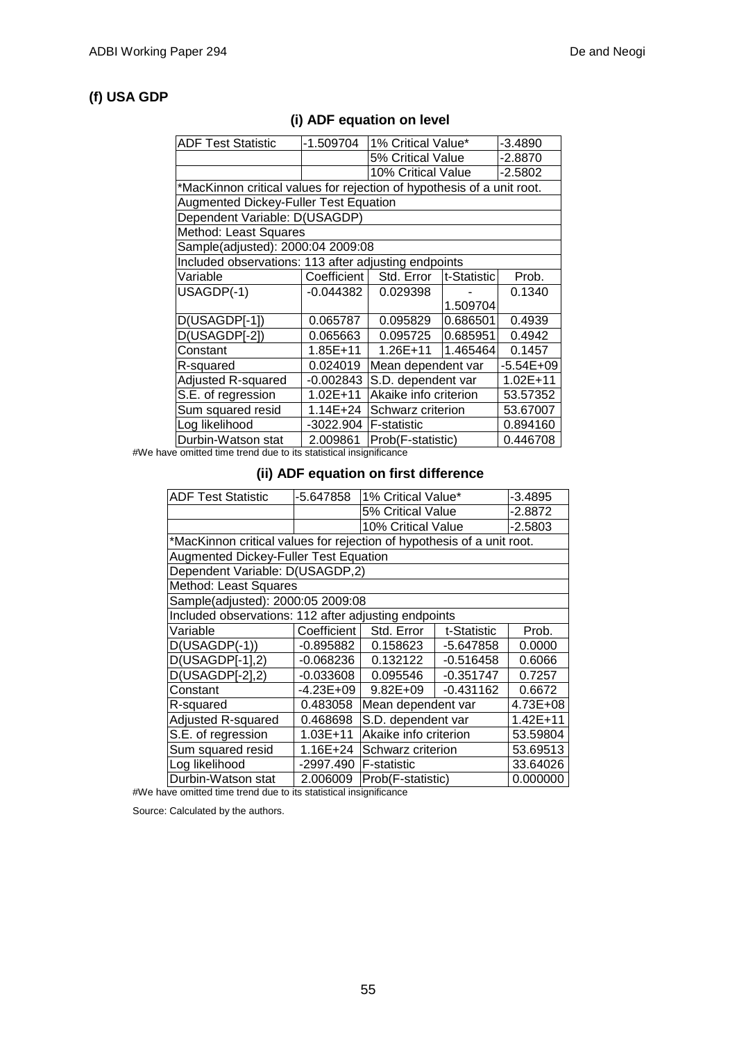### (f) USA GDP

#### (i) ADF equation on level

| ADF Test Statistic | -1.509704 | 1% Critical Value* | | -3.4890 |
|---|---|---|---|---|
| | | 5% Critical Value | | -2.8870 |
| | | 10% Critical Value | | -2.5802 |
| *MacKinnon critical values for rejection of hypothesis of a unit root. | | | | |
| Augmented Dickey-Fuller Test Equation | | | | |
| Dependent Variable: D(USAGDP) | | | | |
| Method: Least Squares | | | | |
| Sample(adjusted): 2000:04 2009:08 | | | | |
| Included observations: 113 after adjusting endpoints | | | | |
| Variable | Coefficient | Std. Error | t-Statistic | Prob. |
| USAGDP(-1) | -0.044382 | 0.029398 | -1.509704 | 0.1340 |
| D(USAGDP[-1]) | 0.065787 | 0.095829 | 0.686501 | 0.4939 |
| D(USAGDP[-2]) | 0.065663 | 0.095725 | 0.685951 | 0.4942 |
| Constant | 1.85E+11 | 1.26E+11 | 1.465464 | 0.1457 |
| R-squared | 0.024019 | Mean dependent var | | -5.54E+09 |
| Adjusted R-squared | -0.002843 | S.D. dependent var | | 1.02E+11 |
| S.E. of regression | 1.02E+11 | Akaike info criterion | | 53.57352 |
| Sum squared resid | 1.14E+24 | Schwarz criterion | | 53.67007 |
| Log likelihood | -3022.904 | F-statistic | | 0.894160 |
| Durbin-Watson stat | 2.009861 | Prob(F-statistic) | | 0.446708 |

#We have omitted time trend due to its statistical insignificance

#### (ii) ADF equation on first difference

| ADF Test Statistic | -5.647858 | 1% Critical Value* | | -3.4895 |
|---|---|---|---|---|
| | | 5% Critical Value | | -2.8872 |
| | | 10% Critical Value | | -2.5803 |
| *MacKinnon critical values for rejection of hypothesis of a unit root. | | | | |
| Augmented Dickey-Fuller Test Equation | | | | |
| Dependent Variable: D(USAGDP,2) | | | | |
| Method: Least Squares | | | | |
| Sample(adjusted): 2000:05 2009:08 | | | | |
| Included observations: 112 after adjusting endpoints | | | | |
| Variable | Coefficient | Std. Error | t-Statistic | Prob. |
| D(USAGDP(-1)) | -0.895882 | 0.158623 | -5.647858 | 0.0000 |
| D(USAGDP[-1],2) | -0.068236 | 0.132122 | -0.516458 | 0.6066 |
| D(USAGDP[-2],2) | -0.033608 | 0.095546 | -0.351747 | 0.7257 |
| Constant | -4.23E+09 | 9.82E+09 | -0.431162 | 0.6672 |
| R-squared | 0.483058 | Mean dependent var | | 4.73E+08 |
| Adjusted R-squared | 0.468698 | S.D. dependent var | | 1.42E+11 |
| S.E. of regression | 1.03E+11 | Akaike info criterion | | 53.59804 |
| Sum squared resid | 1.16E+24 | Schwarz criterion | | 53.69513 |
| Log likelihood | -2997.490 | F-statistic | | 33.64026 |
| Durbin-Watson stat | 2.006009 | Prob(F-statistic) | | 0.000000 |

#We have omitted time trend due to its statistical insignificance

Source: Calculated by the authors.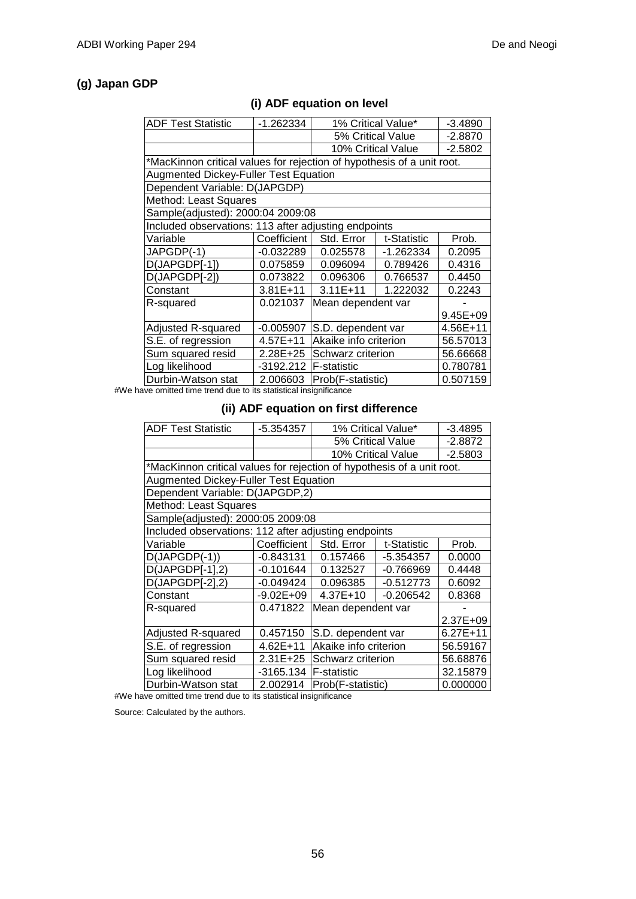### (g) Japan GDP

#### (i) ADF equation on level

| ADF Test Statistic | -1.262334 | 1% Critical Value* | | -3.4890 |
|---|---|---|---|---|
| | | 5% Critical Value | | -2.8870 |
| | | 10% Critical Value | | -2.5802 |
| *MacKinnon critical values for rejection of hypothesis of a unit root. | | | | |
| Augmented Dickey-Fuller Test Equation | | | | |
| Dependent Variable: D(JAPGDP) | | | | |
| Method: Least Squares | | | | |
| Sample(adjusted): 2000:04 2009:08 | | | | |
| Included observations: 113 after adjusting endpoints | | | | |
| Variable | Coefficient | Std. Error | t-Statistic | Prob. |
| JAPGDP(-1) | -0.032289 | 0.025578 | -1.262334 | 0.2095 |
| D(JAPGDP[-1]) | 0.075859 | 0.096094 | 0.789426 | 0.4316 |
| D(JAPGDP[-2]) | 0.073822 | 0.096306 | 0.766537 | 0.4450 |
| Constant | 3.81E+11 | 3.11E+11 | 1.222032 | 0.2243 |
| R-squared | 0.021037 | Mean dependent var | | -9.45E+09 |
| Adjusted R-squared | -0.005907 | S.D. dependent var | | 4.56E+11 |
| S.E. of regression | 4.57E+11 | Akaike info criterion | | 56.57013 |
| Sum squared resid | 2.28E+25 | Schwarz criterion | | 56.66668 |
| Log likelihood | -3192.212 | F-statistic | | 0.780781 |
| Durbin-Watson stat | 2.006603 | Prob(F-statistic) | | 0.507159 |

#We have omitted time trend due to its statistical insignificance

#### (ii) ADF equation on first difference

| ADF Test Statistic | -5.354357 | 1% Critical Value* | | -3.4895 |
|---|---|---|---|---|
| | | 5% Critical Value | | -2.8872 |
| | | 10% Critical Value | | -2.5803 |
| *MacKinnon critical values for rejection of hypothesis of a unit root. | | | | |
| Augmented Dickey-Fuller Test Equation | | | | |
| Dependent Variable: D(JAPGDP,2) | | | | |
| Method: Least Squares | | | | |
| Sample(adjusted): 2000:05 2009:08 | | | | |
| Included observations: 112 after adjusting endpoints | | | | |
| Variable | Coefficient | Std. Error | t-Statistic | Prob. |
| D(JAPGDP(-1)) | -0.843131 | 0.157466 | -5.354357 | 0.0000 |
| D(JAPGDP[-1],2) | -0.101644 | 0.132527 | -0.766969 | 0.4448 |
| D(JAPGDP[-2],2) | -0.049424 | 0.096385 | -0.512773 | 0.6092 |
| Constant | -9.02E+09 | 4.37E+10 | -0.206542 | 0.8368 |
| R-squared | 0.471822 | Mean dependent var | | -2.37E+09 |
| Adjusted R-squared | 0.457150 | S.D. dependent var | | 6.27E+11 |
| S.E. of regression | 4.62E+11 | Akaike info criterion | | 56.59167 |
| Sum squared resid | 2.31E+25 | Schwarz criterion | | 56.68876 |
| Log likelihood | -3165.134 | F-statistic | | 32.15879 |
| Durbin-Watson stat | 2.002914 | Prob(F-statistic) | | 0.000000 |

#We have omitted time trend due to its statistical insignificance

Source: Calculated by the authors.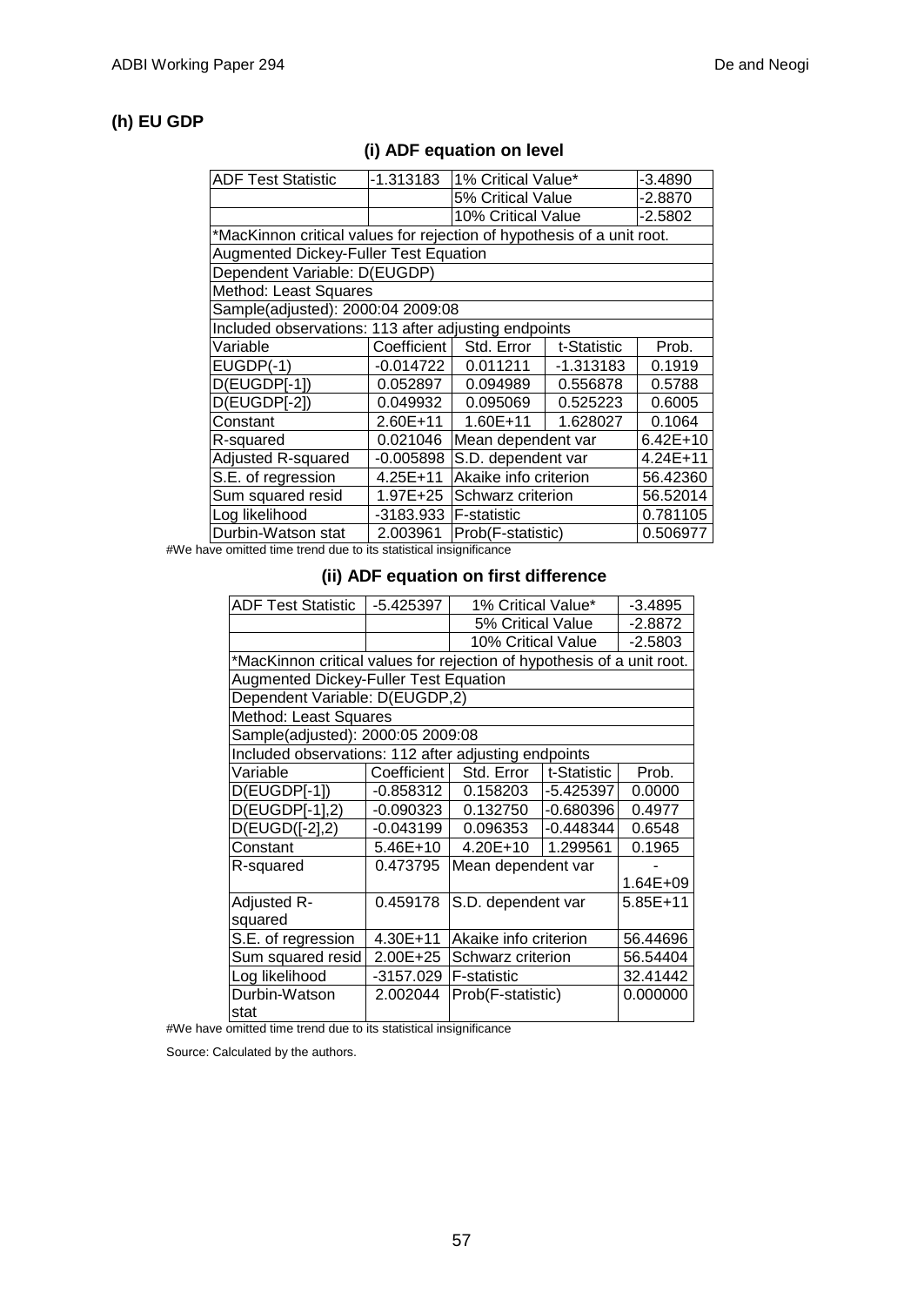### (h) EU GDP

#### (i) ADF equation on level

| ADF Test Statistic | -1.313183 | 1% Critical Value* | | -3.4890 |
|---|---|---|---|---|
| | | 5% Critical Value | | -2.8870 |
| | | 10% Critical Value | | -2.5802 |
| *MacKinnon critical values for rejection of hypothesis of a unit root. | | | | |
| Augmented Dickey-Fuller Test Equation | | | | |
| Dependent Variable: D(EUGDP) | | | | |
| Method: Least Squares | | | | |
| Sample(adjusted): 2000:04 2009:08 | | | | |
| Included observations: 113 after adjusting endpoints | | | | |
| Variable | Coefficient | Std. Error | t-Statistic | Prob. |
| EUGDP(-1) | -0.014722 | 0.011211 | -1.313183 | 0.1919 |
| D(EUGDP[-1]) | 0.052897 | 0.094989 | 0.556878 | 0.5788 |
| D(EUGDP[-2]) | 0.049932 | 0.095069 | 0.525223 | 0.6005 |
| Constant | 2.60E+11 | 1.60E+11 | 1.628027 | 0.1064 |
| R-squared | 0.021046 | Mean dependent var | | 6.42E+10 |
| Adjusted R-squared | -0.005898 | S.D. dependent var | | 4.24E+11 |
| S.E. of regression | 4.25E+11 | Akaike info criterion | | 56.42360 |
| Sum squared resid | 1.97E+25 | Schwarz criterion | | 56.52014 |
| Log likelihood | -3183.933 | F-statistic | | 0.781105 |
| Durbin-Watson stat | 2.003961 | Prob(F-statistic) | | 0.506977 |

#We have omitted time trend due to its statistical insignificance

#### (ii) ADF equation on first difference

| ADF Test Statistic | -5.425397 | 1% Critical Value* | | -3.4895 |
|---|---|---|---|---|
| | | 5% Critical Value | | -2.8872 |
| | | 10% Critical Value | | -2.5803 |
| *MacKinnon critical values for rejection of hypothesis of a unit root. | | | | |
| Augmented Dickey-Fuller Test Equation | | | | |
| Dependent Variable: D(EUGDP,2) | | | | |
| Method: Least Squares | | | | |
| Sample(adjusted): 2000:05 2009:08 | | | | |
| Included observations: 112 after adjusting endpoints | | | | |
| Variable | Coefficient | Std. Error | t-Statistic | Prob. |
| D(EUGDP[-1]) | -0.858312 | 0.158203 | -5.425397 | 0.0000 |
| D(EUGDP[-1],2) | -0.090323 | 0.132750 | -0.680396 | 0.4977 |
| D(EUGD([-2],2) | -0.043199 | 0.096353 | -0.448344 | 0.6548 |
| Constant | 5.46E+10 | 4.20E+10 | 1.299561 | 0.1965 |
| R-squared | 0.473795 | Mean dependent var | | -1.64E+09 |
| Adjusted R-squared | 0.459178 | S.D. dependent var | | 5.85E+11 |
| S.E. of regression | 4.30E+11 | Akaike info criterion | | 56.44696 |
| Sum squared resid | 2.00E+25 | Schwarz criterion | | 56.54404 |
| Log likelihood | -3157.029 | F-statistic | | 32.41442 |
| Durbin-Watson stat | 2.002044 | Prob(F-statistic) | | 0.000000 |

#We have omitted time trend due to its statistical insignificance

Source: Calculated by the authors.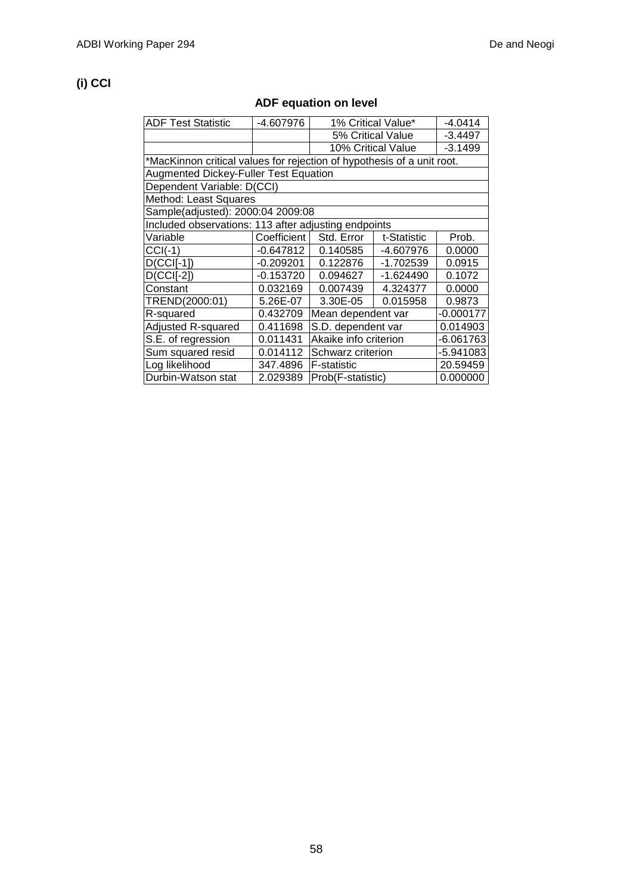**(i) CCI**

**ADF equation on level**

| ADF Test Statistic | -4.607976 | 1% Critical Value* | | -4.0414 |
|---|---|---|---|---|
| | | 5% Critical Value | | -3.4497 |
| | | 10% Critical Value | | -3.1499 |
| *MacKinnon critical values for rejection of hypothesis of a unit root. | | | | |
| Augmented Dickey-Fuller Test Equation | | | | |
| Dependent Variable: D(CCI) | | | | |
| Method: Least Squares | | | | |
| Sample(adjusted): 2000:04 2009:08 | | | | |
| Included observations: 113 after adjusting endpoints | | | | |
| Variable | Coefficient | Std. Error | t-Statistic | Prob. |
| CCI(-1) | -0.647812 | 0.140585 | -4.607976 | 0.0000 |
| D(CCI[-1]) | -0.209201 | 0.122876 | -1.702539 | 0.0915 |
| D(CCI[-2]) | -0.153720 | 0.094627 | -1.624490 | 0.1072 |
| Constant | 0.032169 | 0.007439 | 4.324377 | 0.0000 |
| TREND(2000:01) | 5.26E-07 | 3.30E-05 | 0.015958 | 0.9873 |
| R-squared | 0.432709 | Mean dependent var | | -0.000177 |
| Adjusted R-squared | 0.411698 | S.D. dependent var | | 0.014903 |
| S.E. of regression | 0.011431 | Akaike info criterion | | -6.061763 |
| Sum squared resid | 0.014112 | Schwarz criterion | | -5.941083 |
| Log likelihood | 347.4896 | F-statistic | | 20.59459 |
| Durbin-Watson stat | 2.029389 | Prob(F-statistic) | | 0.000000 |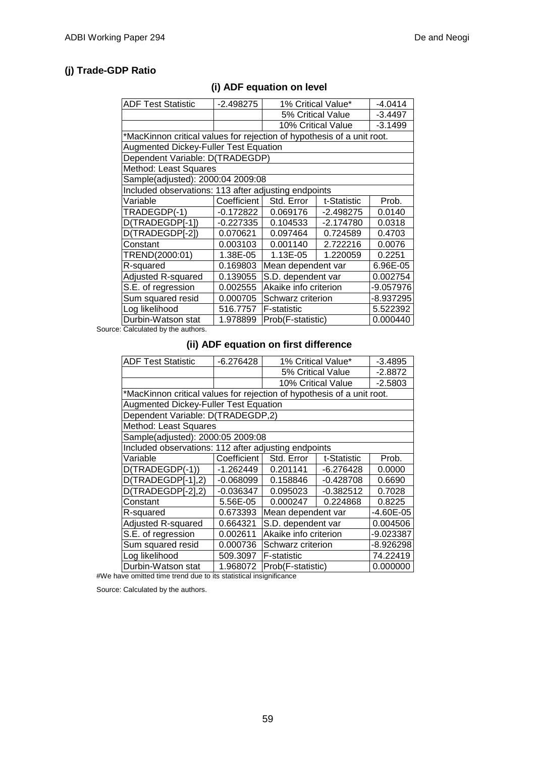### (j) Trade-GDP Ratio

#### (i) ADF equation on level

| ADF Test Statistic | -2.498275 | 1% Critical Value* | | -4.0414 |
|---|---|---|---|---|
| | | 5% Critical Value | | -3.4497 |
| | | 10% Critical Value | | -3.1499 |
| *MacKinnon critical values for rejection of hypothesis of a unit root. | | | | |
| Augmented Dickey-Fuller Test Equation | | | | |
| Dependent Variable: D(TRADEGDP) | | | | |
| Method: Least Squares | | | | |
| Sample(adjusted): 2000:04 2009:08 | | | | |
| Included observations: 113 after adjusting endpoints | | | | |
| Variable | Coefficient | Std. Error | t-Statistic | Prob. |
| TRADEGDP(-1) | -0.172822 | 0.069176 | -2.498275 | 0.0140 |
| D(TRADEGDP[-1]) | -0.227335 | 0.104533 | -2.174780 | 0.0318 |
| D(TRADEGDP[-2]) | 0.070621 | 0.097464 | 0.724589 | 0.4703 |
| Constant | 0.003103 | 0.001140 | 2.722216 | 0.0076 |
| TREND(2000:01) | 1.38E-05 | 1.13E-05 | 1.220059 | 0.2251 |
| R-squared | 0.169803 | Mean dependent var | | 6.96E-05 |
| Adjusted R-squared | 0.139055 | S.D. dependent var | | 0.002754 |
| S.E. of regression | 0.002555 | Akaike info criterion | | -9.057976 |
| Sum squared resid | 0.000705 | Schwarz criterion | | -8.937295 |
| Log likelihood | 516.7757 | F-statistic | | 5.522392 |
| Durbin-Watson stat | 1.978899 | Prob(F-statistic) | | 0.000440 |

Source: Calculated by the authors.

#### (ii) ADF equation on first difference

| ADF Test Statistic | -6.276428 | 1% Critical Value* | | -3.4895 |
|---|---|---|---|---|
| | | 5% Critical Value | | -2.8872 |
| | | 10% Critical Value | | -2.5803 |
| *MacKinnon critical values for rejection of hypothesis of a unit root. | | | | |
| Augmented Dickey-Fuller Test Equation | | | | |
| Dependent Variable: D(TRADEGDP,2) | | | | |
| Method: Least Squares | | | | |
| Sample(adjusted): 2000:05 2009:08 | | | | |
| Included observations: 112 after adjusting endpoints | | | | |
| Variable | Coefficient | Std. Error | t-Statistic | Prob. |
| D(TRADEGDP(-1)) | -1.262449 | 0.201141 | -6.276428 | 0.0000 |
| D(TRADEGDP[-1],2) | -0.068099 | 0.158846 | -0.428708 | 0.6690 |
| D(TRADEGDP[-2],2) | -0.036347 | 0.095023 | -0.382512 | 0.7028 |
| Constant | 5.56E-05 | 0.000247 | 0.224868 | 0.8225 |
| R-squared | 0.673393 | Mean dependent var | | -4.60E-05 |
| Adjusted R-squared | 0.664321 | S.D. dependent var | | 0.004506 |
| S.E. of regression | 0.002611 | Akaike info criterion | | -9.023387 |
| Sum squared resid | 0.000736 | Schwarz criterion | | -8.926298 |
| Log likelihood | 509.3097 | F-statistic | | 74.22419 |
| Durbin-Watson stat | 1.968072 | Prob(F-statistic) | | 0.000000 |

#We have omitted time trend due to its statistical insignificance

Source: Calculated by the authors.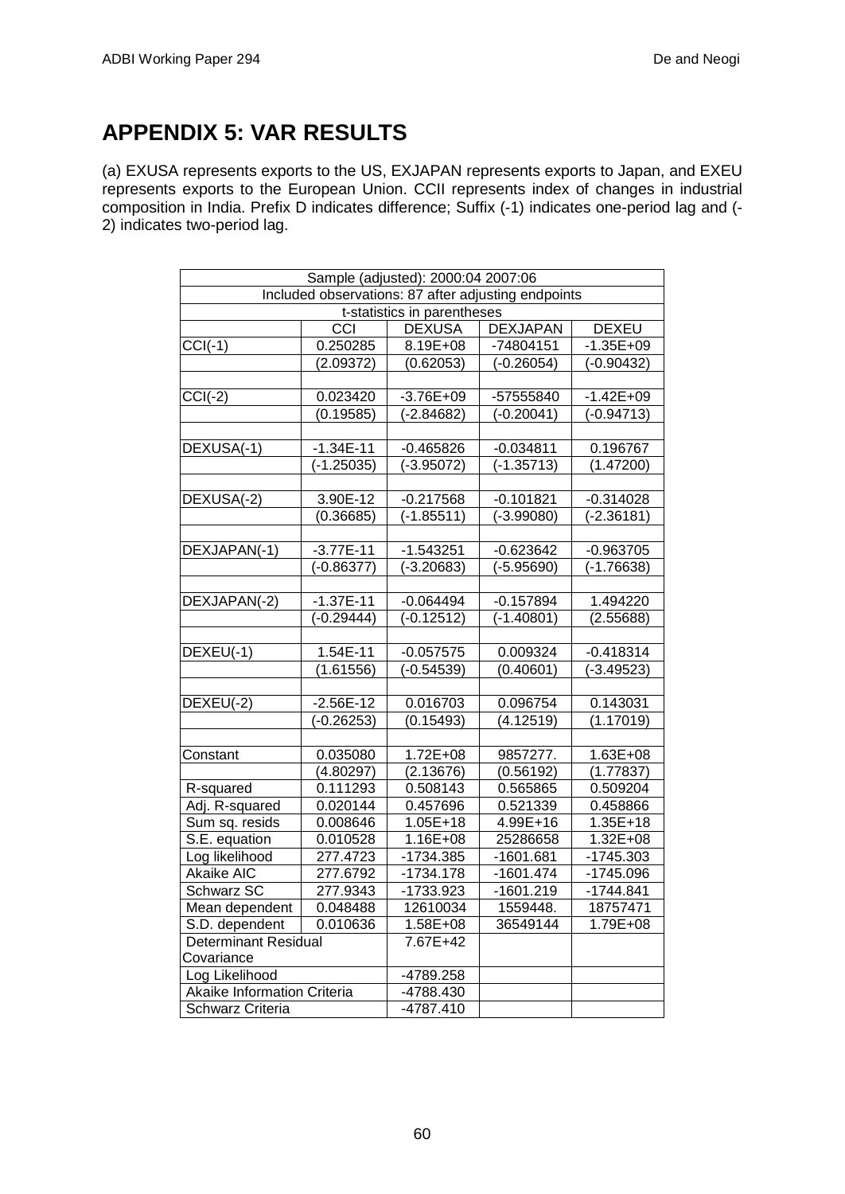# APPENDIX 5: VAR RESULTS

(a) EXUSA represents exports to the US, EXJAPAN represents exports to Japan, and EXEU represents exports to the European Union. CCII represents index of changes in industrial composition in India. Prefix D indicates difference; Suffix (-1) indicates one-period lag and (-2) indicates two-period lag.

| Sample (adjusted): 2000:04 2007:06 | | | | |
|---|---|---|---|---|
| Included observations: 87 after adjusting endpoints | | | | |
| t-statistics in parentheses | | | | |
| | CCI | DEXUSA | DEXJAPAN | DEXEU |
| CCI(-1) | 0.250285 | 8.19E+08 | -74804151 | -1.35E+09 |
| | (2.09372) | (0.62053) | (-0.26054) | (-0.90432) |
| CCI(-2) | 0.023420 | -3.76E+09 | -57555840 | -1.42E+09 |
| | (0.19585) | (-2.84682) | (-0.20041) | (-0.94713) |
| DEXUSA(-1) | -1.34E-11 | -0.465826 | -0.034811 | 0.196767 |
| | (-1.25035) | (-3.95072) | (-1.35713) | (1.47200) |
| DEXUSA(-2) | 3.90E-12 | -0.217568 | -0.101821 | -0.314028 |
| | (0.36685) | (-1.85511) | (-3.99080) | (-2.36181) |
| DEXJAPAN(-1) | -3.77E-11 | -1.543251 | -0.623642 | -0.963705 |
| | (-0.86377) | (-3.20683) | (-5.95690) | (-1.76638) |
| DEXJAPAN(-2) | -1.37E-11 | -0.064494 | -0.157894 | 1.494220 |
| | (-0.29444) | (-0.12512) | (-1.40801) | (2.55688) |
| DEXEU(-1) | 1.54E-11 | -0.057575 | 0.009324 | -0.418314 |
| | (1.61556) | (-0.54539) | (0.40601) | (-3.49523) |
| DEXEU(-2) | -2.56E-12 | 0.016703 | 0.096754 | 0.143031 |
| | (-0.26253) | (0.15493) | (4.12519) | (1.17019) |
| Constant | 0.035080 | 1.72E+08 | 9857277. | 1.63E+08 |
| | (4.80297) | (2.13676) | (0.56192) | (1.77837) |
| R-squared | 0.111293 | 0.508143 | 0.565865 | 0.509204 |
| Adj. R-squared | 0.020144 | 0.457696 | 0.521339 | 0.458866 |
| Sum sq. resids | 0.008646 | 1.05E+18 | 4.99E+16 | 1.35E+18 |
| S.E. equation | 0.010528 | 1.16E+08 | 25286658 | 1.32E+08 |
| Log likelihood | 277.4723 | -1734.385 | -1601.681 | -1745.303 |
| Akaike AIC | 277.6792 | -1734.178 | -1601.474 | -1745.096 |
| Schwarz SC | 277.9343 | -1733.923 | -1601.219 | -1744.841 |
| Mean dependent | 0.048488 | 12610034 | 1559448. | 18757471 |
| S.D. dependent | 0.010636 | 1.58E+08 | 36549144 | 1.79E+08 |
| Determinant Residual Covariance | | 7.67E+42 | | |
| Log Likelihood | | -4789.258 | | |
| Akaike Information Criteria | | -4788.430 | | |
| Schwarz Criteria | | -4787.410 | | |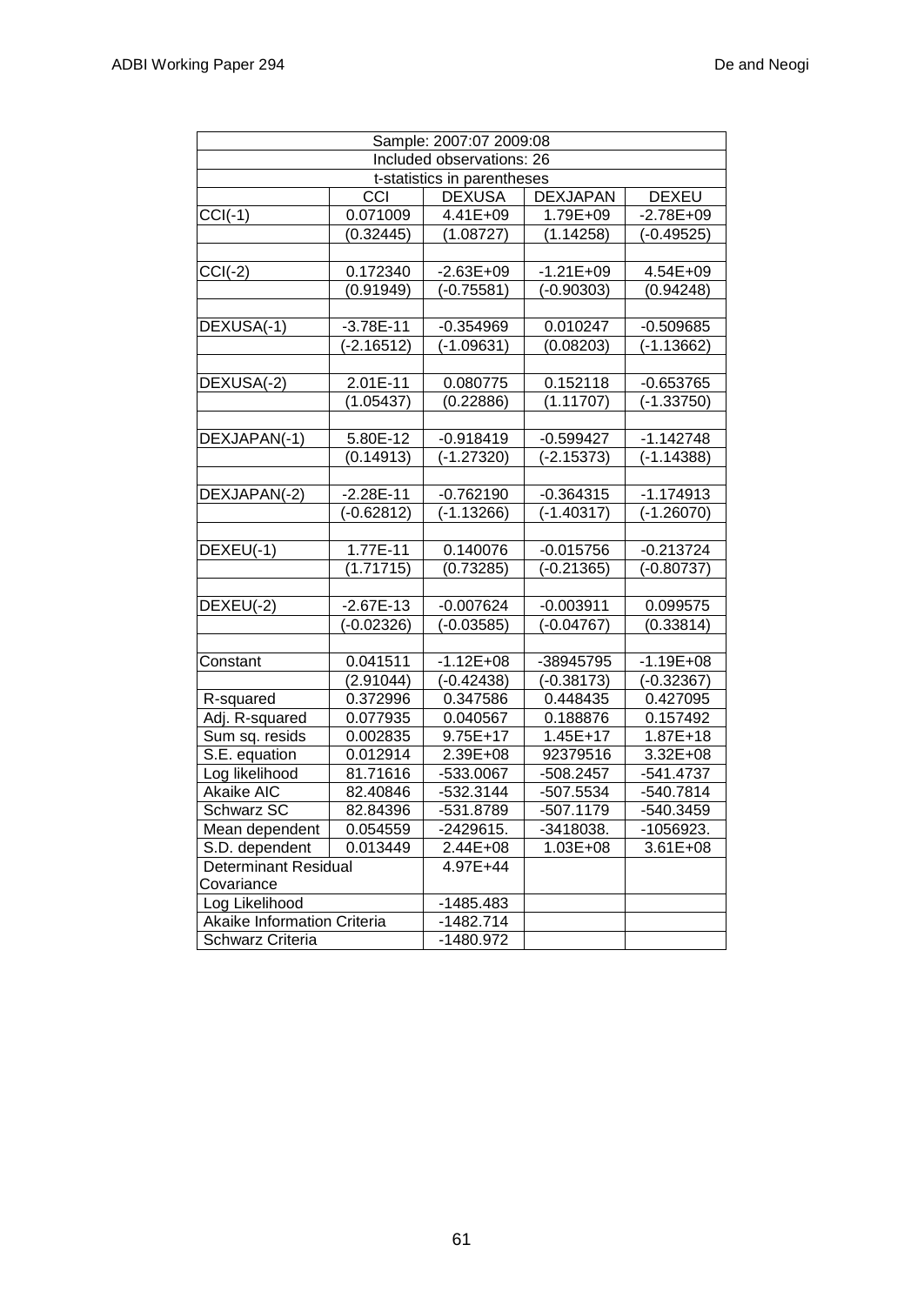| Sample: 2007:07 2009:08 | | | | |
|---|---|---|---|---|
| Included observations: 26 | | | | |
| t-statistics in parentheses | | | | |
| | CCI | DEXUSA | DEXJAPAN | DEXEU |
| CCI(-1) | 0.071009 | 4.41E+09 | 1.79E+09 | -2.78E+09 |
| | (0.32445) | (1.08727) | (1.14258) | (-0.49525) |
| | | | | |
| CCI(-2) | 0.172340 | -2.63E+09 | -1.21E+09 | 4.54E+09 |
| | (0.91949) | (-0.75581) | (-0.90303) | (0.94248) |
| | | | | |
| DEXUSA(-1) | -3.78E-11 | -0.354969 | 0.010247 | -0.509685 |
| | (-2.16512) | (-1.09631) | (0.08203) | (-1.13662) |
| | | | | |
| DEXUSA(-2) | 2.01E-11 | 0.080775 | 0.152118 | -0.653765 |
| | (1.05437) | (0.22886) | (1.11707) | (-1.33750) |
| | | | | |
| DEXJAPAN(-1) | 5.80E-12 | -0.918419 | -0.599427 | -1.142748 |
| | (0.14913) | (-1.27320) | (-2.15373) | (-1.14388) |
| | | | | |
| DEXJAPAN(-2) | -2.28E-11 | -0.762190 | -0.364315 | -1.174913 |
| | (-0.62812) | (-1.13266) | (-1.40317) | (-1.26070) |
| | | | | |
| DEXEU(-1) | 1.77E-11 | 0.140076 | -0.015756 | -0.213724 |
| | (1.71715) | (0.73285) | (-0.21365) | (-0.80737) |
| | | | | |
| DEXEU(-2) | -2.67E-13 | -0.007624 | -0.003911 | 0.099575 |
| | (-0.02326) | (-0.03585) | (-0.04767) | (0.33814) |
| | | | | |
| Constant | 0.041511 | -1.12E+08 | -38945795 | -1.19E+08 |
| | (2.91044) | (-0.42438) | (-0.38173) | (-0.32367) |
| R-squared | 0.372996 | 0.347586 | 0.448435 | 0.427095 |
| Adj. R-squared | 0.077935 | 0.040567 | 0.188876 | 0.157492 |
| Sum sq. resids | 0.002835 | 9.75E+17 | 1.45E+17 | 1.87E+18 |
| S.E. equation | 0.012914 | 2.39E+08 | 92379516 | 3.32E+08 |
| Log likelihood | 81.71616 | -533.0067 | -508.2457 | -541.4737 |
| Akaike AIC | 82.40846 | -532.3144 | -507.5534 | -540.7814 |
| Schwarz SC | 82.84396 | -531.8789 | -507.1179 | -540.3459 |
| Mean dependent | 0.054559 | -2429615. | -3418038. | -1056923. |
| S.D. dependent | 0.013449 | 2.44E+08 | 1.03E+08 | 3.61E+08 |
| Determinant Residual Covariance | | 4.97E+44 | | |
| Log Likelihood | | -1485.483 | | |
| Akaike Information Criteria | | -1482.714 | | |
| Schwarz Criteria | | -1480.972 | | |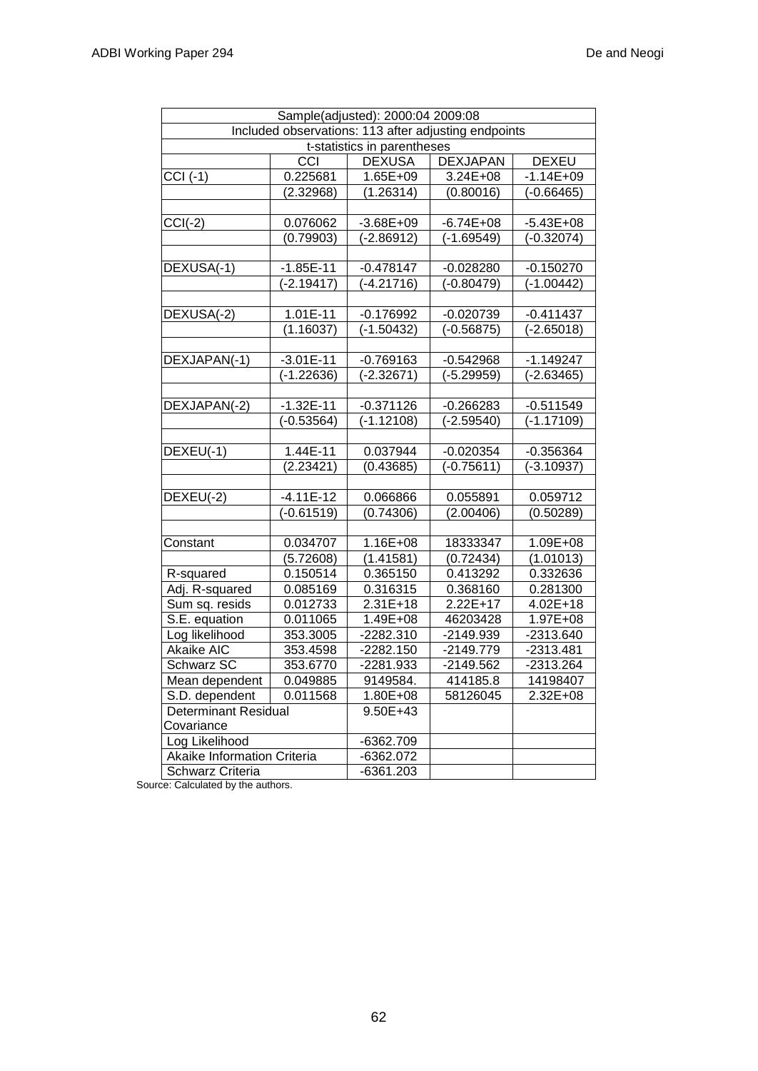| Sample(adjusted): 2000:04 2009:08 | | | | |
|---|---|---|---|---|
| Included observations: 113 after adjusting endpoints | | | | |
| t-statistics in parentheses | | | | |
| | CCI | DEXUSA | DEXJAPAN | DEXEU |
| CCI (-1) | 0.225681 | 1.65E+09 | 3.24E+08 | -1.14E+09 |
| | (2.32968) | (1.26314) | (0.80016) | (-0.66465) |
| | | | | |
| CCI(-2) | 0.076062 | -3.68E+09 | -6.74E+08 | -5.43E+08 |
| | (0.79903) | (-2.86912) | (-1.69549) | (-0.32074) |
| | | | | |
| DEXUSA(-1) | -1.85E-11 | -0.478147 | -0.028280 | -0.150270 |
| | (-2.19417) | (-4.21716) | (-0.80479) | (-1.00442) |
| | | | | |
| DEXUSA(-2) | 1.01E-11 | -0.176992 | -0.020739 | -0.411437 |
| | (1.16037) | (-1.50432) | (-0.56875) | (-2.65018) |
| | | | | |
| DEXJAPAN(-1) | -3.01E-11 | -0.769163 | -0.542968 | -1.149247 |
| | (-1.22636) | (-2.32671) | (-5.29959) | (-2.63465) |
| | | | | |
| DEXJAPAN(-2) | -1.32E-11 | -0.371126 | -0.266283 | -0.511549 |
| | (-0.53564) | (-1.12108) | (-2.59540) | (-1.17109) |
| | | | | |
| DEXEU(-1) | 1.44E-11 | 0.037944 | -0.020354 | -0.356364 |
| | (2.23421) | (0.43685) | (-0.75611) | (-3.10937) |
| | | | | |
| DEXEU(-2) | -4.11E-12 | 0.066866 | 0.055891 | 0.059712 |
| | (-0.61519) | (0.74306) | (2.00406) | (0.50289) |
| | | | | |
| Constant | 0.034707 | 1.16E+08 | 18333347 | 1.09E+08 |
| | (5.72608) | (1.41581) | (0.72434) | (1.01013) |
| R-squared | 0.150514 | 0.365150 | 0.413292 | 0.332636 |
| Adj. R-squared | 0.085169 | 0.316315 | 0.368160 | 0.281300 |
| Sum sq. resids | 0.012733 | 2.31E+18 | 2.22E+17 | 4.02E+18 |
| S.E. equation | 0.011065 | 1.49E+08 | 46203428 | 1.97E+08 |
| Log likelihood | 353.3005 | -2282.310 | -2149.939 | -2313.640 |
| Akaike AIC | 353.4598 | -2282.150 | -2149.779 | -2313.481 |
| Schwarz SC | 353.6770 | -2281.933 | -2149.562 | -2313.264 |
| Mean dependent | 0.049885 | 9149584. | 414185.8 | 14198407 |
| S.D. dependent | 0.011568 | 1.80E+08 | 58126045 | 2.32E+08 |
| Determinant Residual Covariance | | 9.50E+43 | | |
| Log Likelihood | | -6362.709 | | |
| Akaike Information Criteria | | -6362.072 | | |
| Schwarz Criteria | | -6361.203 | | |

Source: Calculated by the authors.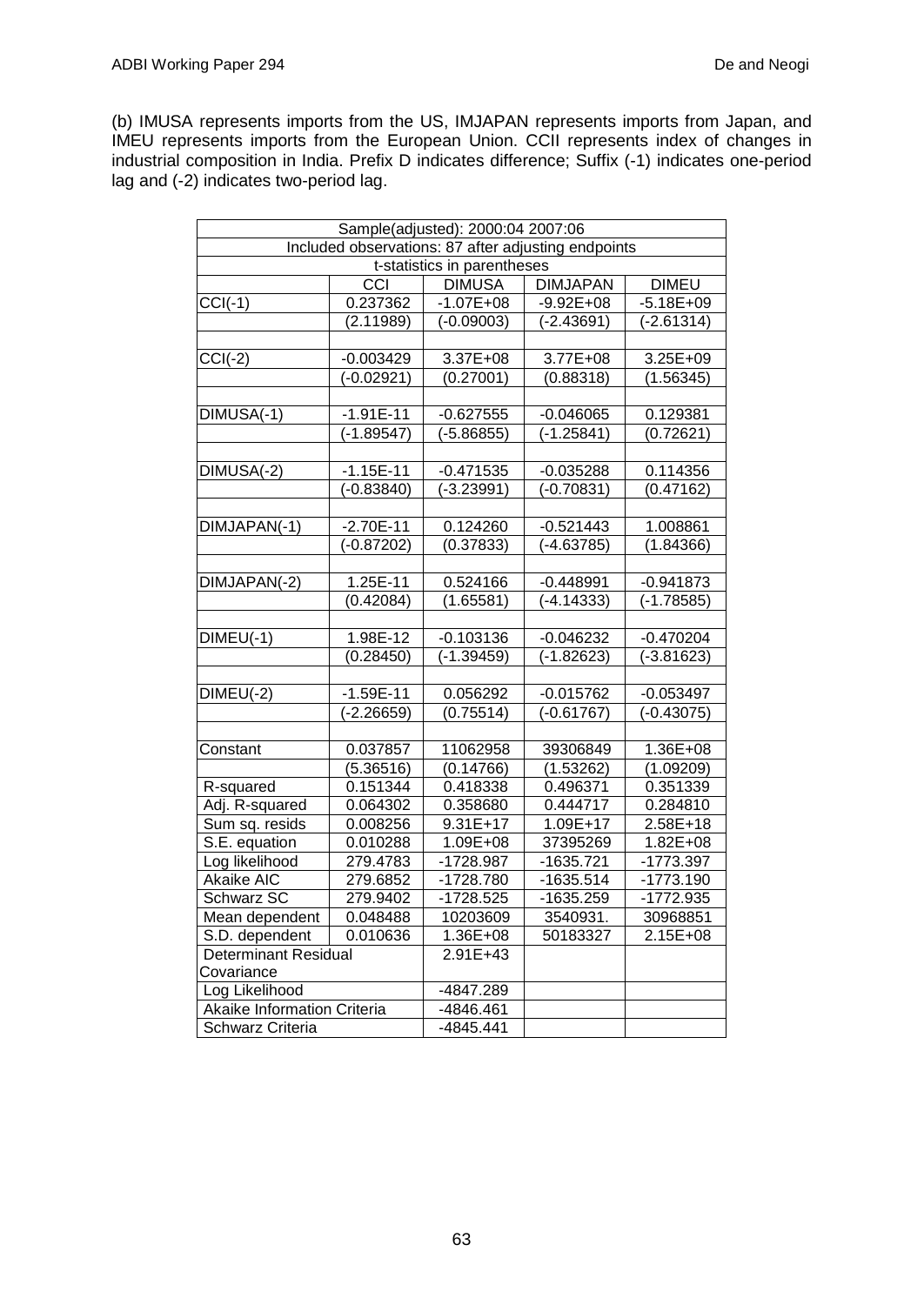(b) IMUSA represents imports from the US, IMJAPAN represents imports from Japan, and IMEU represents imports from the European Union. CCII represents index of changes in industrial composition in India. Prefix D indicates difference; Suffix (-1) indicates one-period lag and (-2) indicates two-period lag.

| Sample(adjusted): 2000:04 2007:06 | | | | |
|---|---|---|---|---|
| Included observations: 87 after adjusting endpoints | | | | |
| t-statistics in parentheses | | | | |
| | CCI | DIMUSA | DIMJAPAN | DIMEU |
| CCI(-1) | 0.237362 | -1.07E+08 | -9.92E+08 | -5.18E+09 |
| | (2.11989) | (-0.09003) | (-2.43691) | (-2.61314) |
| | | | | |
| CCI(-2) | -0.003429 | 3.37E+08 | 3.77E+08 | 3.25E+09 |
| | (-0.02921) | (0.27001) | (0.88318) | (1.56345) |
| | | | | |
| DIMUSA(-1) | -1.91E-11 | -0.627555 | -0.046065 | 0.129381 |
| | (-1.89547) | (-5.86855) | (-1.25841) | (0.72621) |
| | | | | |
| DIMUSA(-2) | -1.15E-11 | -0.471535 | -0.035288 | 0.114356 |
| | (-0.83840) | (-3.23991) | (-0.70831) | (0.47162) |
| | | | | |
| DIMJAPAN(-1) | -2.70E-11 | 0.124260 | -0.521443 | 1.008861 |
| | (-0.87202) | (0.37833) | (-4.63785) | (1.84366) |
| | | | | |
| DIMJAPAN(-2) | 1.25E-11 | 0.524166 | -0.448991 | -0.941873 |
| | (0.42084) | (1.65581) | (-4.14333) | (-1.78585) |
| | | | | |
| DIMEU(-1) | 1.98E-12 | -0.103136 | -0.046232 | -0.470204 |
| | (0.28450) | (-1.39459) | (-1.82623) | (-3.81623) |
| | | | | |
| DIMEU(-2) | -1.59E-11 | 0.056292 | -0.015762 | -0.053497 |
| | (-2.26659) | (0.75514) | (-0.61767) | (-0.43075) |
| | | | | |
| Constant | 0.037857 | 11062958 | 39306849 | 1.36E+08 |
| | (5.36516) | (0.14766) | (1.53262) | (1.09209) |
| R-squared | 0.151344 | 0.418338 | 0.496371 | 0.351339 |
| Adj. R-squared | 0.064302 | 0.358680 | 0.444717 | 0.284810 |
| Sum sq. resids | 0.008256 | 9.31E+17 | 1.09E+17 | 2.58E+18 |
| S.E. equation | 0.010288 | 1.09E+08 | 37395269 | 1.82E+08 |
| Log likelihood | 279.4783 | -1728.987 | -1635.721 | -1773.397 |
| Akaike AIC | 279.6852 | -1728.780 | -1635.514 | -1773.190 |
| Schwarz SC | 279.9402 | -1728.525 | -1635.259 | -1772.935 |
| Mean dependent | 0.048488 | 10203609 | 3540931. | 30968851 |
| S.D. dependent | 0.010636 | 1.36E+08 | 50183327 | 2.15E+08 |
| Determinant Residual Covariance | | 2.91E+43 | | |
| Log Likelihood | | -4847.289 | | |
| Akaike Information Criteria | | -4846.461 | | |
| Schwarz Criteria | | -4845.441 | | |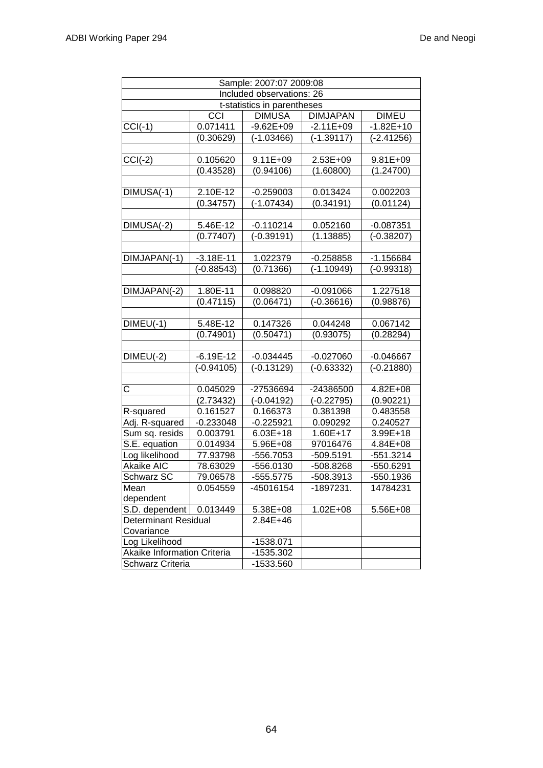| Sample: 2007:07 2009:08 | | | | |
|---|---|---|---|---|
| Included observations: 26 | | | | |
| t-statistics in parentheses | | | | |
| | CCI | DIMUSA | DIMJAPAN | DIMEU |
| CCI(-1) | 0.071411 | -9.62E+09 | -2.11E+09 | -1.82E+10 |
| | (0.30629) | (-1.03466) | (-1.39117) | (-2.41256) |
| | | | | |
| CCI(-2) | 0.105620 | 9.11E+09 | 2.53E+09 | 9.81E+09 |
| | (0.43528) | (0.94106) | (1.60800) | (1.24700) |
| | | | | |
| DIMUSA(-1) | 2.10E-12 | -0.259003 | 0.013424 | 0.002203 |
| | (0.34757) | (-1.07434) | (0.34191) | (0.01124) |
| | | | | |
| DIMUSA(-2) | 5.46E-12 | -0.110214 | 0.052160 | -0.087351 |
| | (0.77407) | (-0.39191) | (1.13885) | (-0.38207) |
| | | | | |
| DIMJAPAN(-1) | -3.18E-11 | 1.022379 | -0.258858 | -1.156684 |
| | (-0.88543) | (0.71366) | (-1.10949) | (-0.99318) |
| | | | | |
| DIMJAPAN(-2) | 1.80E-11 | 0.098820 | -0.091066 | 1.227518 |
| | (0.47115) | (0.06471) | (-0.36616) | (0.98876) |
| | | | | |
| DIMEU(-1) | 5.48E-12 | 0.147326 | 0.044248 | 0.067142 |
| | (0.74901) | (0.50471) | (0.93075) | (0.28294) |
| | | | | |
| DIMEU(-2) | -6.19E-12 | -0.034445 | -0.027060 | -0.046667 |
| | (-0.94105) | (-0.13129) | (-0.63332) | (-0.21880) |
| | | | | |
| C | 0.045029 | -27536694 | -24386500 | 4.82E+08 |
| | (2.73432) | (-0.04192) | (-0.22795) | (0.90221) |
| R-squared | 0.161527 | 0.166373 | 0.381398 | 0.483558 |
| Adj. R-squared | -0.233048 | -0.225921 | 0.090292 | 0.240527 |
| Sum sq. resids | 0.003791 | 6.03E+18 | 1.60E+17 | 3.99E+18 |
| S.E. equation | 0.014934 | 5.96E+08 | 97016476 | 4.84E+08 |
| Log likelihood | 77.93798 | -556.7053 | -509.5191 | -551.3214 |
| Akaike AIC | 78.63029 | -556.0130 | -508.8268 | -550.6291 |
| Schwarz SC | 79.06578 | -555.5775 | -508.3913 | -550.1936 |
| Mean dependent | 0.054559 | -45016154 | -1897231. | 14784231 |
| S.D. dependent | 0.013449 | 5.38E+08 | 1.02E+08 | 5.56E+08 |
| Determinant Residual Covariance | | 2.84E+46 | | |
| Log Likelihood | | -1538.071 | | |
| Akaike Information Criteria | | -1535.302 | | |
| Schwarz Criteria | | -1533.560 | | |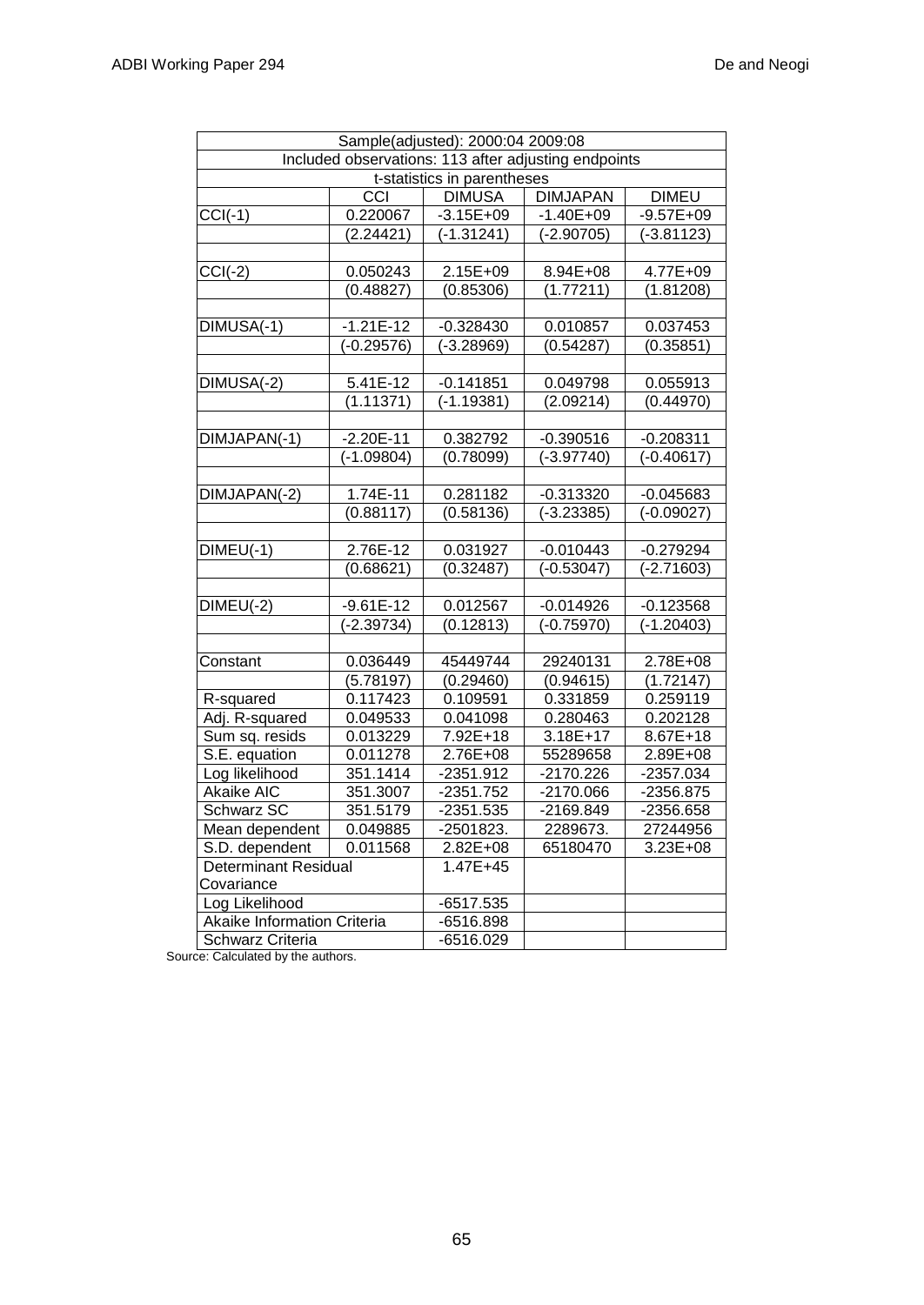| Sample(adjusted): 2000:04 2009:08 | | | | |
|---|---|---|---|---|
| Included observations: 113 after adjusting endpoints | | | | |
| t-statistics in parentheses | | | | |
| | CCI | DIMUSA | DIMJAPAN | DIMEU |
| CCI(-1) | 0.220067 | -3.15E+09 | -1.40E+09 | -9.57E+09 |
| | (2.24421) | (-1.31241) | (-2.90705) | (-3.81123) |
| | | | | |
| CCI(-2) | 0.050243 | 2.15E+09 | 8.94E+08 | 4.77E+09 |
| | (0.48827) | (0.85306) | (1.77211) | (1.81208) |
| | | | | |
| DIMUSA(-1) | -1.21E-12 | -0.328430 | 0.010857 | 0.037453 |
| | (-0.29576) | (-3.28969) | (0.54287) | (0.35851) |
| | | | | |
| DIMUSA(-2) | 5.41E-12 | -0.141851 | 0.049798 | 0.055913 |
| | (1.11371) | (-1.19381) | (2.09214) | (0.44970) |
| | | | | |
| DIMJAPAN(-1) | -2.20E-11 | 0.382792 | -0.390516 | -0.208311 |
| | (-1.09804) | (0.78099) | (-3.97740) | (-0.40617) |
| | | | | |
| DIMJAPAN(-2) | 1.74E-11 | 0.281182 | -0.313320 | -0.045683 |
| | (0.88117) | (0.58136) | (-3.23385) | (-0.09027) |
| | | | | |
| DIMEU(-1) | 2.76E-12 | 0.031927 | -0.010443 | -0.279294 |
| | (0.68621) | (0.32487) | (-0.53047) | (-2.71603) |
| | | | | |
| DIMEU(-2) | -9.61E-12 | 0.012567 | -0.014926 | -0.123568 |
| | (-2.39734) | (0.12813) | (-0.75970) | (-1.20403) |
| | | | | |
| Constant | 0.036449 | 45449744 | 29240131 | 2.78E+08 |
| | (5.78197) | (0.29460) | (0.94615) | (1.72147) |
| R-squared | 0.117423 | 0.109591 | 0.331859 | 0.259119 |
| Adj. R-squared | 0.049533 | 0.041098 | 0.280463 | 0.202128 |
| Sum sq. resids | 0.013229 | 7.92E+18 | 3.18E+17 | 8.67E+18 |
| S.E. equation | 0.011278 | 2.76E+08 | 55289658 | 2.89E+08 |
| Log likelihood | 351.1414 | -2351.912 | -2170.226 | -2357.034 |
| Akaike AIC | 351.3007 | -2351.752 | -2170.066 | -2356.875 |
| Schwarz SC | 351.5179 | -2351.535 | -2169.849 | -2356.658 |
| Mean dependent | 0.049885 | -2501823. | 2289673. | 27244956 |
| S.D. dependent | 0.011568 | 2.82E+08 | 65180470 | 3.23E+08 |
| Determinant Residual Covariance | | 1.47E+45 | | |
| Log Likelihood | | -6517.535 | | |
| Akaike Information Criteria | | -6516.898 | | |
| Schwarz Criteria | | -6516.029 | | |

Source: Calculated by the authors.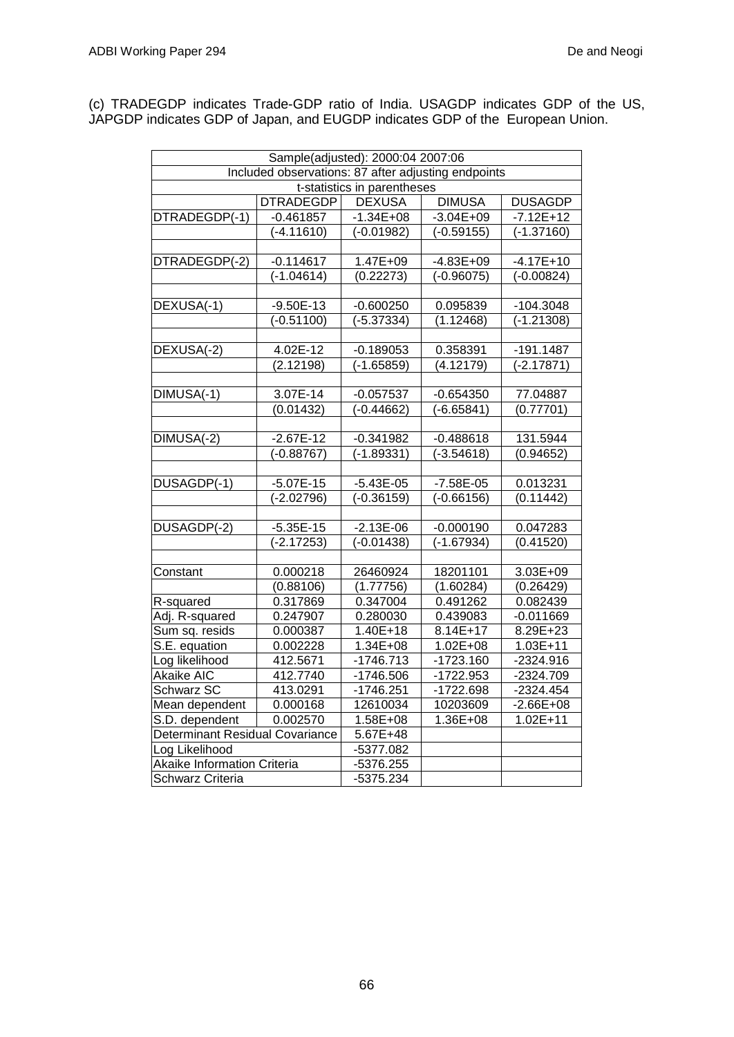(c) TRADEGDP indicates Trade-GDP ratio of India. USAGDP indicates GDP of the US, JAPGDP indicates GDP of Japan, and EUGDP indicates GDP of the European Union.

| Sample(adjusted): 2000:04 2007:06 | | | | |
|---|---|---|---|---|
| Included observations: 87 after adjusting endpoints | | | | |
| t-statistics in parentheses | | | | |
| | DTRADEGDP | DEXUSA | DIMUSA | DUSAGDP |
| DTRADEGDP(-1) | -0.461857 | -1.34E+08 | -3.04E+09 | -7.12E+12 |
| | (-4.11610) | (-0.01982) | (-0.59155) | (-1.37160) |
| | | | | |
| DTRADEGDP(-2) | -0.114617 | 1.47E+09 | -4.83E+09 | -4.17E+10 |
| | (-1.04614) | (0.22273) | (-0.96075) | (-0.00824) |
| | | | | |
| DEXUSA(-1) | -9.50E-13 | -0.600250 | 0.095839 | -104.3048 |
| | (-0.51100) | (-5.37334) | (1.12468) | (-1.21308) |
| | | | | |
| DEXUSA(-2) | 4.02E-12 | -0.189053 | 0.358391 | -191.1487 |
| | (2.12198) | (-1.65859) | (4.12179) | (-2.17871) |
| | | | | |
| DIMUSA(-1) | 3.07E-14 | -0.057537 | -0.654350 | 77.04887 |
| | (0.01432) | (-0.44662) | (-6.65841) | (0.77701) |
| | | | | |
| DIMUSA(-2) | -2.67E-12 | -0.341982 | -0.488618 | 131.5944 |
| | (-0.88767) | (-1.89331) | (-3.54618) | (0.94652) |
| | | | | |
| DUSAGDP(-1) | -5.07E-15 | -5.43E-05 | -7.58E-05 | 0.013231 |
| | (-2.02796) | (-0.36159) | (-0.66156) | (0.11442) |
| | | | | |
| DUSAGDP(-2) | -5.35E-15 | -2.13E-06 | -0.000190 | 0.047283 |
| | (-2.17253) | (-0.01438) | (-1.67934) | (0.41520) |
| | | | | |
| Constant | 0.000218 | 26460924 | 18201101 | 3.03E+09 |
| | (0.88106) | (1.77756) | (1.60284) | (0.26429) |
| R-squared | 0.317869 | 0.347004 | 0.491262 | 0.082439 |
| Adj. R-squared | 0.247907 | 0.280030 | 0.439083 | -0.011669 |
| Sum sq. resids | 0.000387 | 1.40E+18 | 8.14E+17 | 8.29E+23 |
| S.E. equation | 0.002228 | 1.34E+08 | 1.02E+08 | 1.03E+11 |
| Log likelihood | 412.5671 | -1746.713 | -1723.160 | -2324.916 |
| Akaike AIC | 412.7740 | -1746.506 | -1722.953 | -2324.709 |
| Schwarz SC | 413.0291 | -1746.251 | -1722.698 | -2324.454 |
| Mean dependent | 0.000168 | 12610034 | 10203609 | -2.66E+08 |
| S.D. dependent | 0.002570 | 1.58E+08 | 1.36E+08 | 1.02E+11 |
| Determinant Residual Covariance | | 5.67E+48 | | |
| Log Likelihood | | -5377.082 | | |
| Akaike Information Criteria | | -5376.255 | | |
| Schwarz Criteria | | -5375.234 | | |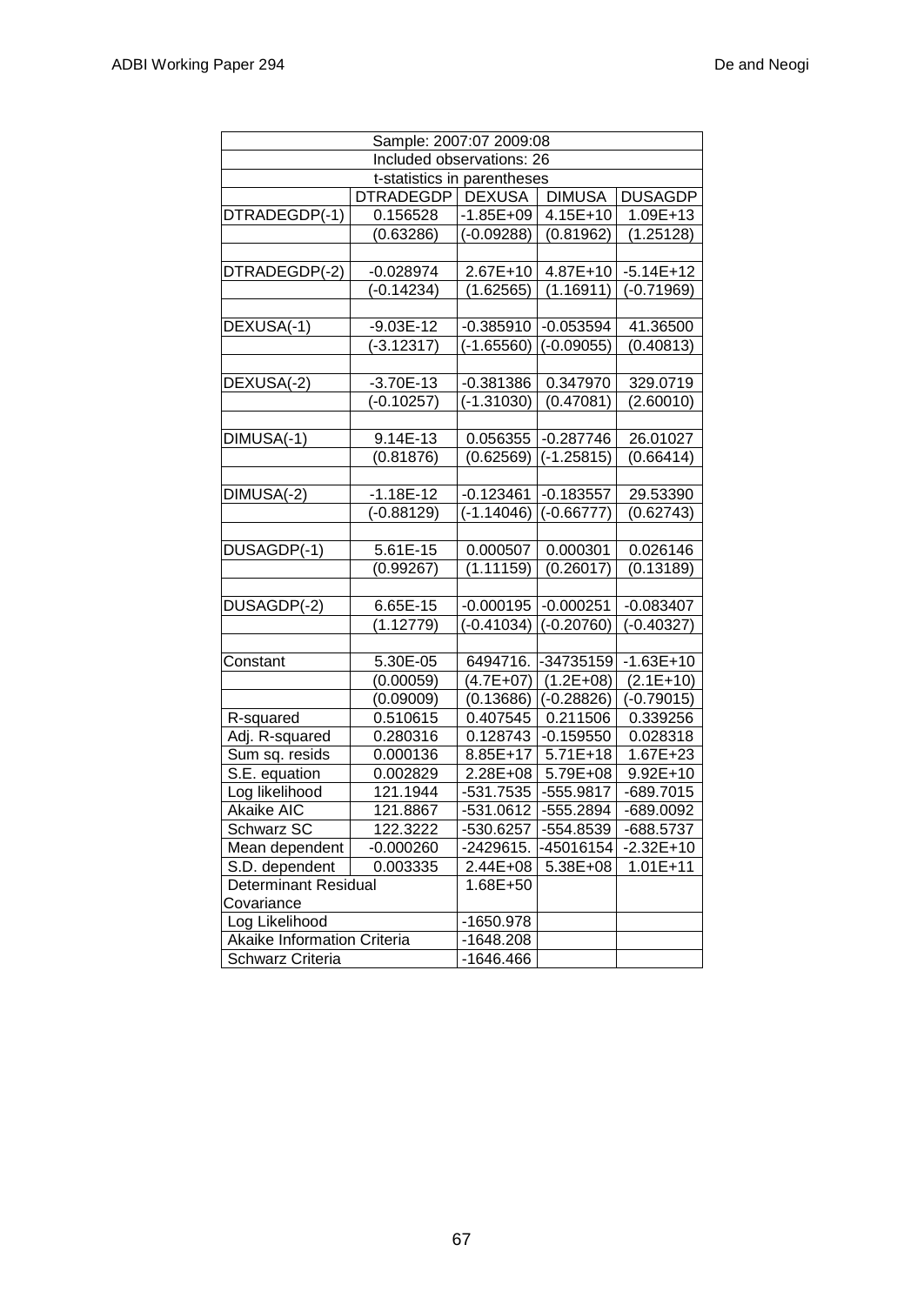| Sample: 2007:07 2009:08 | | | | |
|---|---|---|---|---|
| Included observations: 26 | | | | |
| t-statistics in parentheses | | | | |
| | DTRADEGDP | DEXUSA | DIMUSA | DUSAGDP |
| DTRADEGDP(-1) | 0.156528 | -1.85E+09 | 4.15E+10 | 1.09E+13 |
| | (0.63286) | (-0.09288) | (0.81962) | (1.25128) |
| | | | | |
| DTRADEGDP(-2) | -0.028974 | 2.67E+10 | 4.87E+10 | -5.14E+12 |
| | (-0.14234) | (1.62565) | (1.16911) | (-0.71969) |
| | | | | |
| DEXUSA(-1) | -9.03E-12 | -0.385910 | -0.053594 | 41.36500 |
| | (-3.12317) | (-1.65560) | (-0.09055) | (0.40813) |
| | | | | |
| DEXUSA(-2) | -3.70E-13 | -0.381386 | 0.347970 | 329.0719 |
| | (-0.10257) | (-1.31030) | (0.47081) | (2.60010) |
| | | | | |
| DIMUSA(-1) | 9.14E-13 | 0.056355 | -0.287746 | 26.01027 |
| | (0.81876) | (0.62569) | (-1.25815) | (0.66414) |
| | | | | |
| DIMUSA(-2) | -1.18E-12 | -0.123461 | -0.183557 | 29.53390 |
| | (-0.88129) | (-1.14046) | (-0.66777) | (0.62743) |
| | | | | |
| DUSAGDP(-1) | 5.61E-15 | 0.000507 | 0.000301 | 0.026146 |
| | (0.99267) | (1.11159) | (0.26017) | (0.13189) |
| | | | | |
| DUSAGDP(-2) | 6.65E-15 | -0.000195 | -0.000251 | -0.083407 |
| | (1.12779) | (-0.41034) | (-0.20760) | (-0.40327) |
| | | | | |
| Constant | 5.30E-05 | 6494716. | -34735159 | -1.63E+10 |
| | (0.00059) | (4.7E+07) | (1.2E+08) | (2.1E+10) |
| | (0.09009) | (0.13686) | (-0.28826) | (-0.79015) |
| R-squared | 0.510615 | 0.407545 | 0.211506 | 0.339256 |
| Adj. R-squared | 0.280316 | 0.128743 | -0.159550 | 0.028318 |
| Sum sq. resids | 0.000136 | 8.85E+17 | 5.71E+18 | 1.67E+23 |
| S.E. equation | 0.002829 | 2.28E+08 | 5.79E+08 | 9.92E+10 |
| Log likelihood | 121.1944 | -531.7535 | -555.9817 | -689.7015 |
| Akaike AIC | 121.8867 | -531.0612 | -555.2894 | -689.0092 |
| Schwarz SC | 122.3222 | -530.6257 | -554.8539 | -688.5737 |
| Mean dependent | -0.000260 | -2429615. | -45016154 | -2.32E+10 |
| S.D. dependent | 0.003335 | 2.44E+08 | 5.38E+08 | 1.01E+11 |
| Determinant Residual Covariance | | 1.68E+50 | | |
| Log Likelihood | | -1650.978 | | |
| Akaike Information Criteria | | -1648.208 | | |
| Schwarz Criteria | | -1646.466 | | |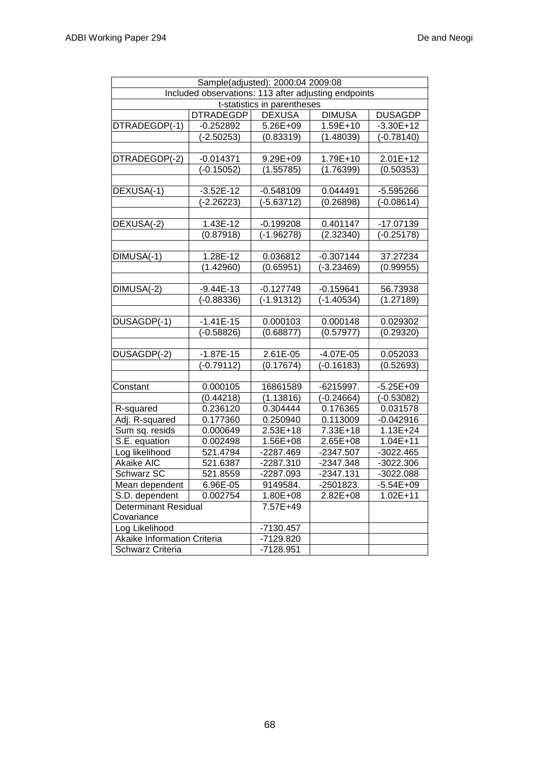| Sample(adjusted): 2000:04 2009:08 | | | | |
|---|---|---|---|---|
| Included observations: 113 after adjusting endpoints | | | | |
| t-statistics in parentheses | | | | |
| | DTRADEGDP | DEXUSA | DIMUSA | DUSAGDP |
| DTRADEGDP(-1) | -0.252892 | 5.26E+09 | 1.59E+10 | -3.30E+12 |
| | (-2.50253) | (0.83319) | (1.48039) | (-0.78140) |
| | | | | |
| DTRADEGDP(-2) | -0.014371 | 9.29E+09 | 1.79E+10 | 2.01E+12 |
| | (-0.15052) | (1.55785) | (1.76399) | (0.50353) |
| | | | | |
| DEXUSA(-1) | -3.52E-12 | -0.548109 | 0.044491 | -5.595266 |
| | (-2.26223) | (-5.63712) | (0.26898) | (-0.08614) |
| | | | | |
| DEXUSA(-2) | 1.43E-12 | -0.199208 | 0.401147 | -17.07139 |
| | (0.87918) | (-1.96278) | (2.32340) | (-0.25178) |
| | | | | |
| DIMUSA(-1) | 1.28E-12 | 0.036812 | -0.307144 | 37.27234 |
| | (1.42960) | (0.65951) | (-3.23469) | (0.99955) |
| | | | | |
| DIMUSA(-2) | -9.44E-13 | -0.127749 | -0.159641 | 56.73938 |
| | (-0.88336) | (-1.91312) | (-1.40534) | (1.27189) |
| | | | | |
| DUSAGDP(-1) | -1.41E-15 | 0.000103 | 0.000148 | 0.029302 |
| | (-0.58826) | (0.68877) | (0.57977) | (0.29320) |
| | | | | |
| DUSAGDP(-2) | -1.87E-15 | 2.61E-05 | -4.07E-05 | 0.052033 |
| | (-0.79112) | (0.17674) | (-0.16183) | (0.52693) |
| | | | | |
| Constant | 0.000105 | 16861589 | -6215997. | -5.25E+09 |
| | (0.44218) | (1.13816) | (-0.24664) | (-0.53082) |
| R-squared | 0.236120 | 0.304444 | 0.176365 | 0.031578 |
| Adj. R-squared | 0.177360 | 0.250940 | 0.113009 | -0.042916 |
| Sum sq. resids | 0.000649 | 2.53E+18 | 7.33E+18 | 1.13E+24 |
| S.E. equation | 0.002498 | 1.56E+08 | 2.65E+08 | 1.04E+11 |
| Log likelihood | 521.4794 | -2287.469 | -2347.507 | -3022.465 |
| Akaike AIC | 521.6387 | -2287.310 | -2347.348 | -3022.306 |
| Schwarz SC | 521.8559 | -2287.093 | -2347.131 | -3022.088 |
| Mean dependent | 6.96E-05 | 9149584. | -2501823. | -5.54E+09 |
| S.D. dependent | 0.002754 | 1.80E+08 | 2.82E+08 | 1.02E+11 |
| Determinant Residual Covariance | | 7.57E+49 | | |
| Log Likelihood | | -7130.457 | | |
| Akaike Information Criteria | | -7129.820 | | |
| Schwarz Criteria | | -7128.951 | | |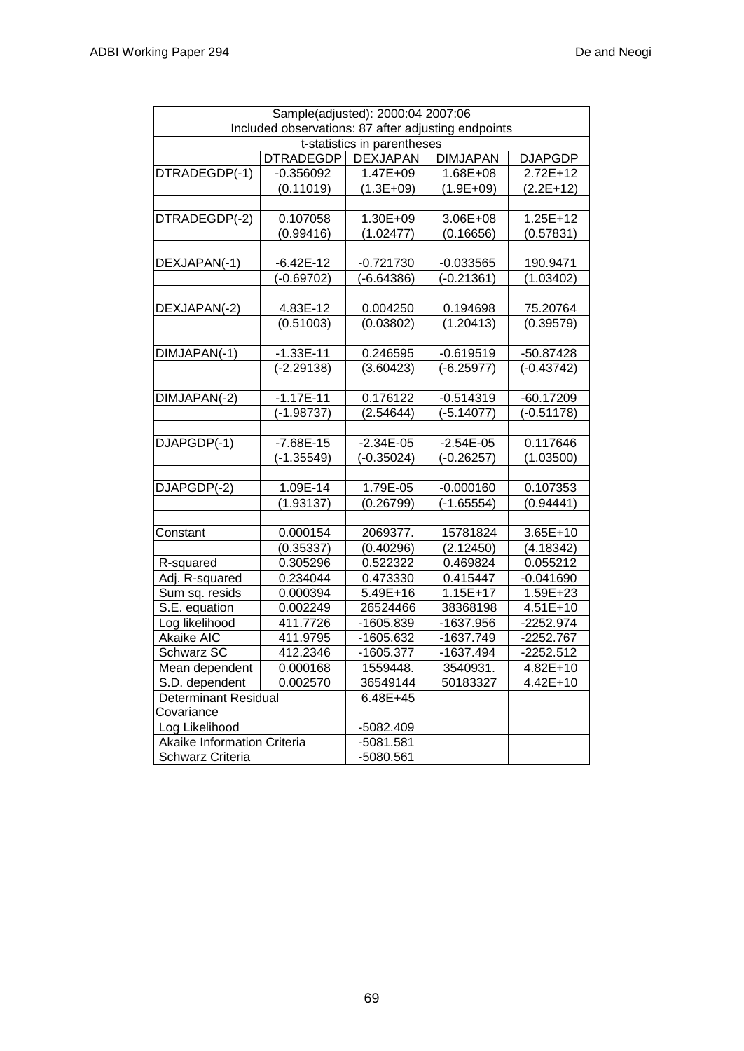| Sample(adjusted): 2000:04 2007:06 | | | | |
|---|---|---|---|---|
| Included observations: 87 after adjusting endpoints | | | | |
| t-statistics in parentheses | | | | |
| | DTRADEGDP | DEXJAPAN | DIMJAPAN | DJAPGDP |
| DTRADEGDP(-1) | -0.356092 | 1.47E+09 | 1.68E+08 | 2.72E+12 |
| | (0.11019) | (1.3E+09) | (1.9E+09) | (2.2E+12) |
| | | | | |
| DTRADEGDP(-2) | 0.107058 | 1.30E+09 | 3.06E+08 | 1.25E+12 |
| | (0.99416) | (1.02477) | (0.16656) | (0.57831) |
| | | | | |
| DEXJAPAN(-1) | -6.42E-12 | -0.721730 | -0.033565 | 190.9471 |
| | (-0.69702) | (-6.64386) | (-0.21361) | (1.03402) |
| | | | | |
| DEXJAPAN(-2) | 4.83E-12 | 0.004250 | 0.194698 | 75.20764 |
| | (0.51003) | (0.03802) | (1.20413) | (0.39579) |
| | | | | |
| DIMJAPAN(-1) | -1.33E-11 | 0.246595 | -0.619519 | -50.87428 |
| | (-2.29138) | (3.60423) | (-6.25977) | (-0.43742) |
| | | | | |
| DIMJAPAN(-2) | -1.17E-11 | 0.176122 | -0.514319 | -60.17209 |
| | (-1.98737) | (2.54644) | (-5.14077) | (-0.51178) |
| | | | | |
| DJAPGDP(-1) | -7.68E-15 | -2.34E-05 | -2.54E-05 | 0.117646 |
| | (-1.35549) | (-0.35024) | (-0.26257) | (1.03500) |
| | | | | |
| DJAPGDP(-2) | 1.09E-14 | 1.79E-05 | -0.000160 | 0.107353 |
| | (1.93137) | (0.26799) | (-1.65554) | (0.94441) |
| | | | | |
| Constant | 0.000154 | 2069377. | 15781824 | 3.65E+10 |
| | (0.35337) | (0.40296) | (2.12450) | (4.18342) |
| R-squared | 0.305296 | 0.522322 | 0.469824 | 0.055212 |
| Adj. R-squared | 0.234044 | 0.473330 | 0.415447 | -0.041690 |
| Sum sq. resids | 0.000394 | 5.49E+16 | 1.15E+17 | 1.59E+23 |
| S.E. equation | 0.002249 | 26524466 | 38368198 | 4.51E+10 |
| Log likelihood | 411.7726 | -1605.839 | -1637.956 | -2252.974 |
| Akaike AIC | 411.9795 | -1605.632 | -1637.749 | -2252.767 |
| Schwarz SC | 412.2346 | -1605.377 | -1637.494 | -2252.512 |
| Mean dependent | 0.000168 | 1559448. | 3540931. | 4.82E+10 |
| S.D. dependent | 0.002570 | 36549144 | 50183327 | 4.42E+10 |
| Determinant Residual Covariance | | 6.48E+45 | | |
| Log Likelihood | | -5082.409 | | |
| Akaike Information Criteria | | -5081.581 | | |
| Schwarz Criteria | | -5080.561 | | |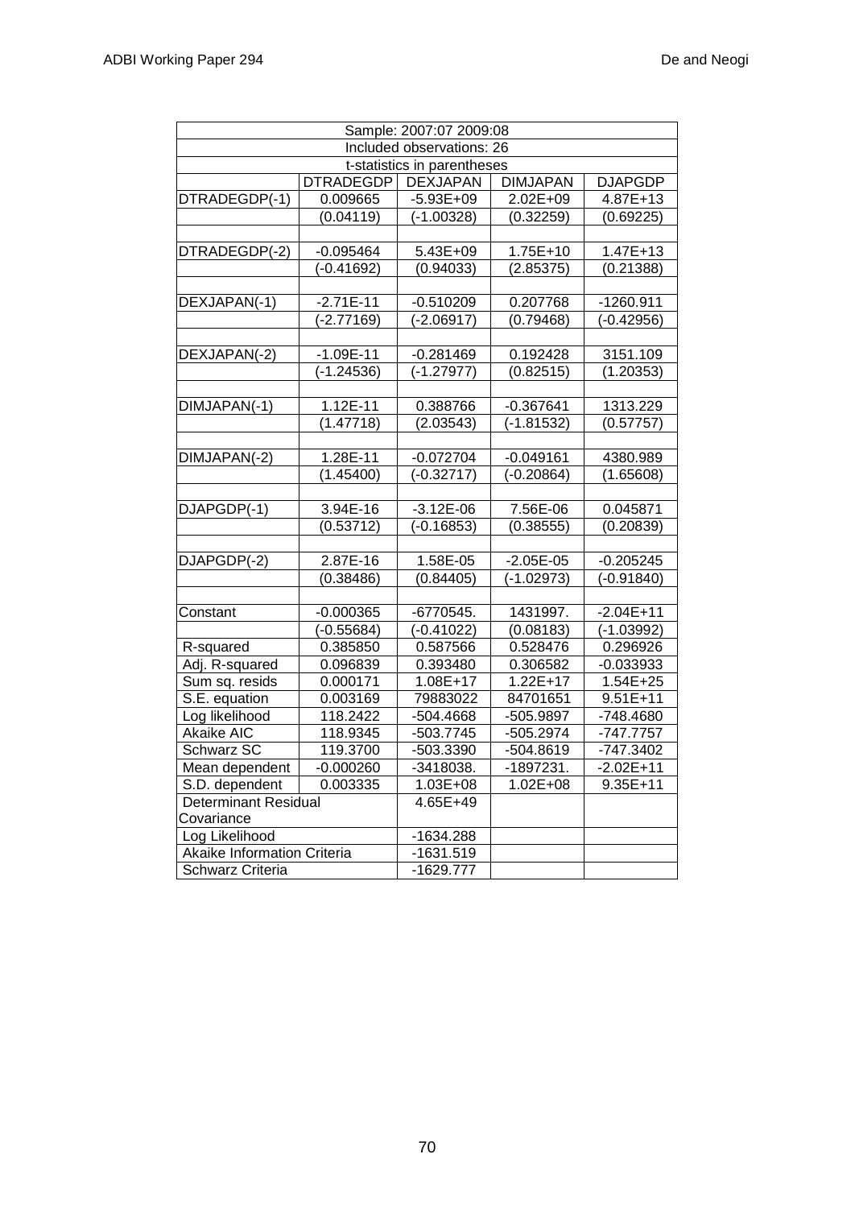| Sample: 2007:07 2009:08 | | | | |
|---|---|---|---|---|
| Included observations: 26 | | | | |
| t-statistics in parentheses | | | | |
| | DTRADEGDP | DEXJAPAN | DIMJAPAN | DJAPGDP |
| DTRADEGDP(-1) | 0.009665 | -5.93E+09 | 2.02E+09 | 4.87E+13 |
| | (0.04119) | (-1.00328) | (0.32259) | (0.69225) |
| DTRADEGDP(-2) | -0.095464 | 5.43E+09 | 1.75E+10 | 1.47E+13 |
| | (-0.41692) | (0.94033) | (2.85375) | (0.21388) |
| DEXJAPAN(-1) | -2.71E-11 | -0.510209 | 0.207768 | -1260.911 |
| | (-2.77169) | (-2.06917) | (0.79468) | (-0.42956) |
| DEXJAPAN(-2) | -1.09E-11 | -0.281469 | 0.192428 | 3151.109 |
| | (-1.24536) | (-1.27977) | (0.82515) | (1.20353) |
| DIMJAPAN(-1) | 1.12E-11 | 0.388766 | -0.367641 | 1313.229 |
| | (1.47718) | (2.03543) | (-1.81532) | (0.57757) |
| DIMJAPAN(-2) | 1.28E-11 | -0.072704 | -0.049161 | 4380.989 |
| | (1.45400) | (-0.32717) | (-0.20864) | (1.65608) |
| DJAPGDP(-1) | 3.94E-16 | -3.12E-06 | 7.56E-06 | 0.045871 |
| | (0.53712) | (-0.16853) | (0.38555) | (0.20839) |
| DJAPGDP(-2) | 2.87E-16 | 1.58E-05 | -2.05E-05 | -0.205245 |
| | (0.38486) | (0.84405) | (-1.02973) | (-0.91840) |
| Constant | -0.000365 | -6770545. | 1431997. | -2.04E+11 |
| | (-0.55684) | (-0.41022) | (0.08183) | (-1.03992) |
| R-squared | 0.385850 | 0.587566 | 0.528476 | 0.296926 |
| Adj. R-squared | 0.096839 | 0.393480 | 0.306582 | -0.033933 |
| Sum sq. resids | 0.000171 | 1.08E+17 | 1.22E+17 | 1.54E+25 |
| S.E. equation | 0.003169 | 79883022 | 84701651 | 9.51E+11 |
| Log likelihood | 118.2422 | -504.4668 | -505.9897 | -748.4680 |
| Akaike AIC | 118.9345 | -503.7745 | -505.2974 | -747.7757 |
| Schwarz SC | 119.3700 | -503.3390 | -504.8619 | -747.3402 |
| Mean dependent | -0.000260 | -3418038. | -1897231. | -2.02E+11 |
| S.D. dependent | 0.003335 | 1.03E+08 | 1.02E+08 | 9.35E+11 |
| Determinant Residual Covariance | | 4.65E+49 | | |
| Log Likelihood | | -1634.288 | | |
| Akaike Information Criteria | | -1631.519 | | |
| Schwarz Criteria | | -1629.777 | | |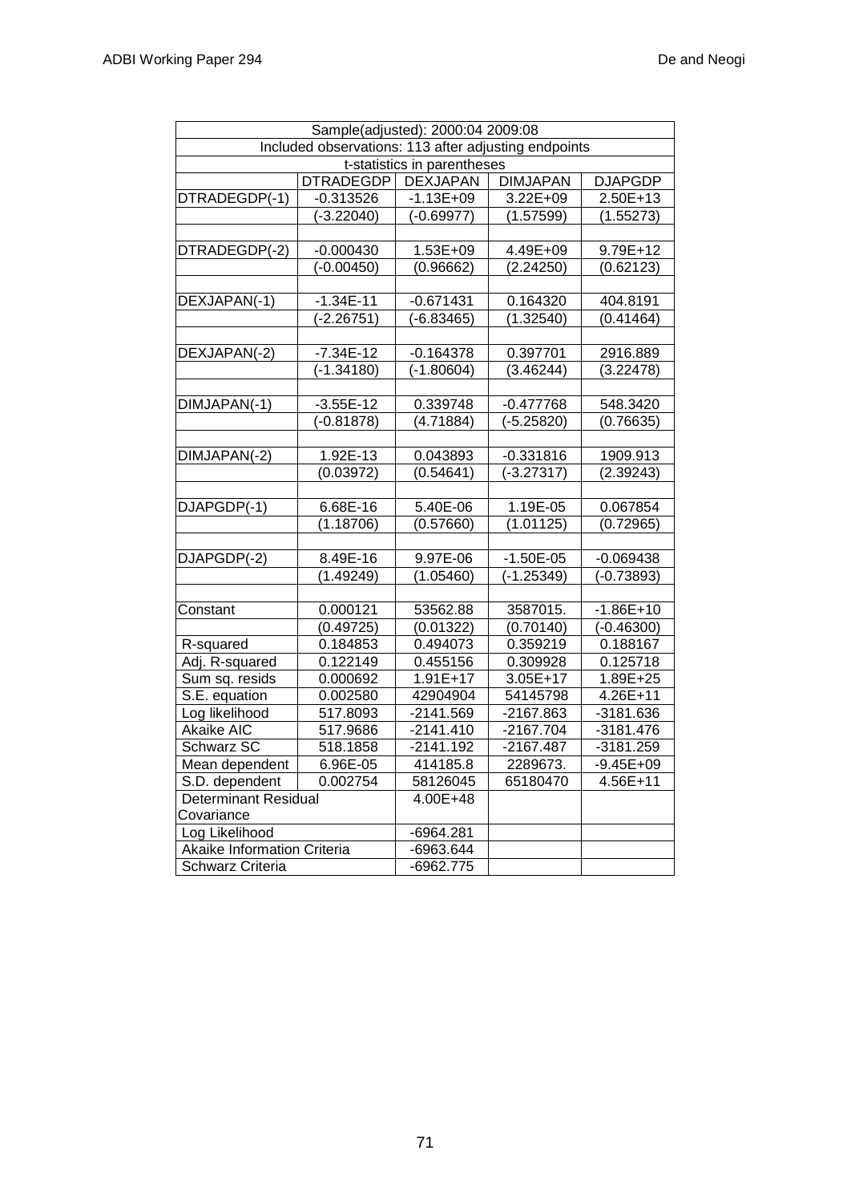| Sample(adjusted): 2000:04 2009:08 | | | | |
|---|---|---|---|---|
| Included observations: 113 after adjusting endpoints | | | | |
| t-statistics in parentheses | | | | |
| | DTRADEGDP | DEXJAPAN | DIMJAPAN | DJAPGDP |
| DTRADEGDP(-1) | -0.313526 | -1.13E+09 | 3.22E+09 | 2.50E+13 |
| | (-3.22040) | (-0.69977) | (1.57599) | (1.55273) |
| | | | | |
| DTRADEGDP(-2) | -0.000430 | 1.53E+09 | 4.49E+09 | 9.79E+12 |
| | (-0.00450) | (0.96662) | (2.24250) | (0.62123) |
| | | | | |
| DEXJAPAN(-1) | -1.34E-11 | -0.671431 | 0.164320 | 404.8191 |
| | (-2.26751) | (-6.83465) | (1.32540) | (0.41464) |
| | | | | |
| DEXJAPAN(-2) | -7.34E-12 | -0.164378 | 0.397701 | 2916.889 |
| | (-1.34180) | (-1.80604) | (3.46244) | (3.22478) |
| | | | | |
| DIMJAPAN(-1) | -3.55E-12 | 0.339748 | -0.477768 | 548.3420 |
| | (-0.81878) | (4.71884) | (-5.25820) | (0.76635) |
| | | | | |
| DIMJAPAN(-2) | 1.92E-13 | 0.043893 | -0.331816 | 1909.913 |
| | (0.03972) | (0.54641) | (-3.27317) | (2.39243) |
| | | | | |
| DJAPGDP(-1) | 6.68E-16 | 5.40E-06 | 1.19E-05 | 0.067854 |
| | (1.18706) | (0.57660) | (1.01125) | (0.72965) |
| | | | | |
| DJAPGDP(-2) | 8.49E-16 | 9.97E-06 | -1.50E-05 | -0.069438 |
| | (1.49249) | (1.05460) | (-1.25349) | (-0.73893) |
| | | | | |
| Constant | 0.000121 | 53562.88 | 3587015. | -1.86E+10 |
| | (0.49725) | (0.01322) | (0.70140) | (-0.46300) |
| R-squared | 0.184853 | 0.494073 | 0.359219 | 0.188167 |
| Adj. R-squared | 0.122149 | 0.455156 | 0.309928 | 0.125718 |
| Sum sq. resids | 0.000692 | 1.91E+17 | 3.05E+17 | 1.89E+25 |
| S.E. equation | 0.002580 | 42904904 | 54145798 | 4.26E+11 |
| Log likelihood | 517.8093 | -2141.569 | -2167.863 | -3181.636 |
| Akaike AIC | 517.9686 | -2141.410 | -2167.704 | -3181.476 |
| Schwarz SC | 518.1858 | -2141.192 | -2167.487 | -3181.259 |
| Mean dependent | 6.96E-05 | 414185.8 | 2289673. | -9.45E+09 |
| S.D. dependent | 0.002754 | 58126045 | 65180470 | 4.56E+11 |
| Determinant Residual Covariance | | 4.00E+48 | | |
| Log Likelihood | | -6964.281 | | |
| Akaike Information Criteria | | -6963.644 | | |
| Schwarz Criteria | | -6962.775 | | |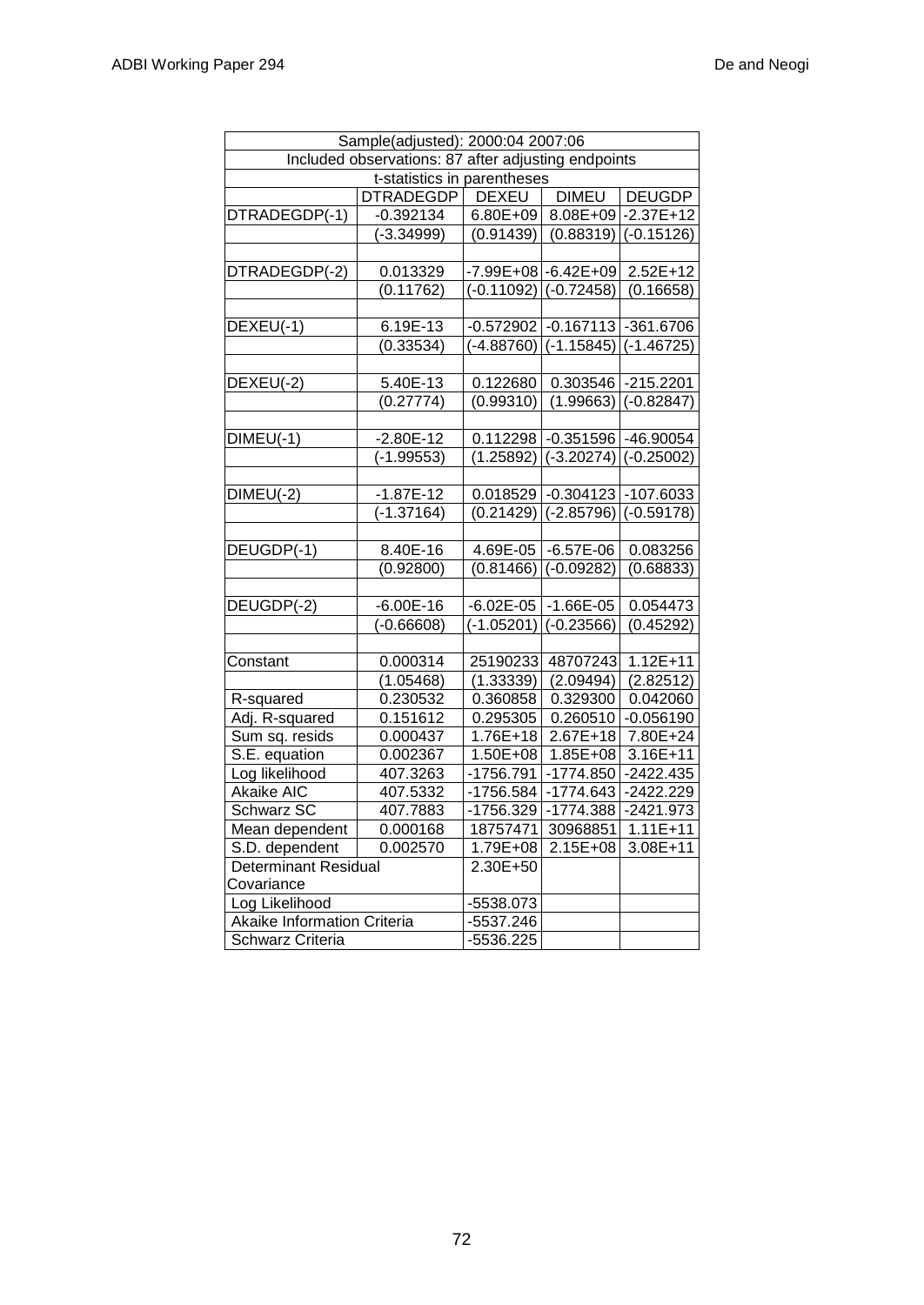| Sample(adjusted): 2000:04 2007:06 | | | | |
|---|---|---|---|---|
| Included observations: 87 after adjusting endpoints | | | | |
| t-statistics in parentheses | | | | |
| | DTRADEGDP | DEXEU | DIMEU | DEUGDP |
| DTRADEGDP(-1) | -0.392134 | 6.80E+09 | 8.08E+09 | -2.37E+12 |
| | (-3.34999) | (0.91439) | (0.88319) | (-0.15126) |
| | | | | |
| DTRADEGDP(-2) | 0.013329 | -7.99E+08 | -6.42E+09 | 2.52E+12 |
| | (0.11762) | (-0.11092) | (-0.72458) | (0.16658) |
| | | | | |
| DEXEU(-1) | 6.19E-13 | -0.572902 | -0.167113 | -361.6706 |
| | (0.33534) | (-4.88760) | (-1.15845) | (-1.46725) |
| | | | | |
| DEXEU(-2) | 5.40E-13 | 0.122680 | 0.303546 | -215.2201 |
| | (0.27774) | (0.99310) | (1.99663) | (-0.82847) |
| | | | | |
| DIMEU(-1) | -2.80E-12 | 0.112298 | -0.351596 | -46.90054 |
| | (-1.99553) | (1.25892) | (-3.20274) | (-0.25002) |
| | | | | |
| DIMEU(-2) | -1.87E-12 | 0.018529 | -0.304123 | -107.6033 |
| | (-1.37164) | (0.21429) | (-2.85796) | (-0.59178) |
| | | | | |
| DEUGDP(-1) | 8.40E-16 | 4.69E-05 | -6.57E-06 | 0.083256 |
| | (0.92800) | (0.81466) | (-0.09282) | (0.68833) |
| | | | | |
| DEUGDP(-2) | -6.00E-16 | -6.02E-05 | -1.66E-05 | 0.054473 |
| | (-0.66608) | (-1.05201) | (-0.23566) | (0.45292) |
| | | | | |
| Constant | 0.000314 | 25190233 | 48707243 | 1.12E+11 |
| | (1.05468) | (1.33339) | (2.09494) | (2.82512) |
| R-squared | 0.230532 | 0.360858 | 0.329300 | 0.042060 |
| Adj. R-squared | 0.151612 | 0.295305 | 0.260510 | -0.056190 |
| Sum sq. resids | 0.000437 | 1.76E+18 | 2.67E+18 | 7.80E+24 |
| S.E. equation | 0.002367 | 1.50E+08 | 1.85E+08 | 3.16E+11 |
| Log likelihood | 407.3263 | -1756.791 | -1774.850 | -2422.435 |
| Akaike AIC | 407.5332 | -1756.584 | -1774.643 | -2422.229 |
| Schwarz SC | 407.7883 | -1756.329 | -1774.388 | -2421.973 |
| Mean dependent | 0.000168 | 18757471 | 30968851 | 1.11E+11 |
| S.D. dependent | 0.002570 | 1.79E+08 | 2.15E+08 | 3.08E+11 |
| Determinant Residual Covariance | | 2.30E+50 | | |
| Log Likelihood | | -5538.073 | | |
| Akaike Information Criteria | | -5537.246 | | |
| Schwarz Criteria | | -5536.225 | | |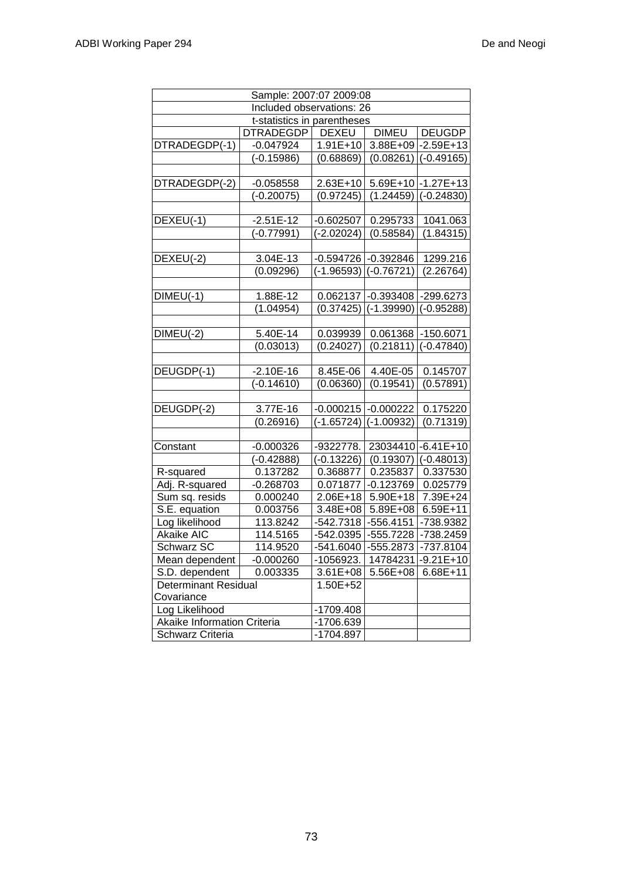| Sample: 2007:07 2009:08 | | | | |
|---|---|---|---|---|
| Included observations: 26 | | | | |
| t-statistics in parentheses | | | | |
| | DTRADEGDP | DEXEU | DIMEU | DEUGDP |
| DTRADEGDP(-1) | -0.047924 | 1.91E+10 | 3.88E+09 | -2.59E+13 |
| | (-0.15986) | (0.68869) | (0.08261) | (-0.49165) |
| | | | | |
| DTRADEGDP(-2) | -0.058558 | 2.63E+10 | 5.69E+10 | -1.27E+13 |
| | (-0.20075) | (0.97245) | (1.24459) | (-0.24830) |
| | | | | |
| DEXEU(-1) | -2.51E-12 | -0.602507 | 0.295733 | 1041.063 |
| | (-0.77991) | (-2.02024) | (0.58584) | (1.84315) |
| | | | | |
| DEXEU(-2) | 3.04E-13 | -0.594726 | -0.392846 | 1299.216 |
| | (0.09296) | (-1.96593) | (-0.76721) | (2.26764) |
| | | | | |
| DIMEU(-1) | 1.88E-12 | 0.062137 | -0.393408 | -299.6273 |
| | (1.04954) | (0.37425) | (-1.39990) | (-0.95288) |
| | | | | |
| DIMEU(-2) | 5.40E-14 | 0.039939 | 0.061368 | -150.6071 |
| | (0.03013) | (0.24027) | (0.21811) | (-0.47840) |
| | | | | |
| DEUGDP(-1) | -2.10E-16 | 8.45E-06 | 4.40E-05 | 0.145707 |
| | (-0.14610) | (0.06360) | (0.19541) | (0.57891) |
| | | | | |
| DEUGDP(-2) | 3.77E-16 | -0.000215 | -0.000222 | 0.175220 |
| | (0.26916) | (-1.65724) | (-1.00932) | (0.71319) |
| | | | | |
| Constant | -0.000326 | -9322778. | 23034410 | -6.41E+10 |
| | (-0.42888) | (-0.13226) | (0.19307) | (-0.48013) |
| R-squared | 0.137282 | 0.368877 | 0.235837 | 0.337530 |
| Adj. R-squared | -0.268703 | 0.071877 | -0.123769 | 0.025779 |
| Sum sq. resids | 0.000240 | 2.06E+18 | 5.90E+18 | 7.39E+24 |
| S.E. equation | 0.003756 | 3.48E+08 | 5.89E+08 | 6.59E+11 |
| Log likelihood | 113.8242 | -542.7318 | -556.4151 | -738.9382 |
| Akaike AIC | 114.5165 | -542.0395 | -555.7228 | -738.2459 |
| Schwarz SC | 114.9520 | -541.6040 | -555.2873 | -737.8104 |
| Mean dependent | -0.000260 | -1056923. | 14784231 | -9.21E+10 |
| S.D. dependent | 0.003335 | 3.61E+08 | 5.56E+08 | 6.68E+11 |
| Determinant Residual Covariance | | 1.50E+52 | | |
| Log Likelihood | | -1709.408 | | |
| Akaike Information Criteria | | -1706.639 | | |
| Schwarz Criteria | | -1704.897 | | |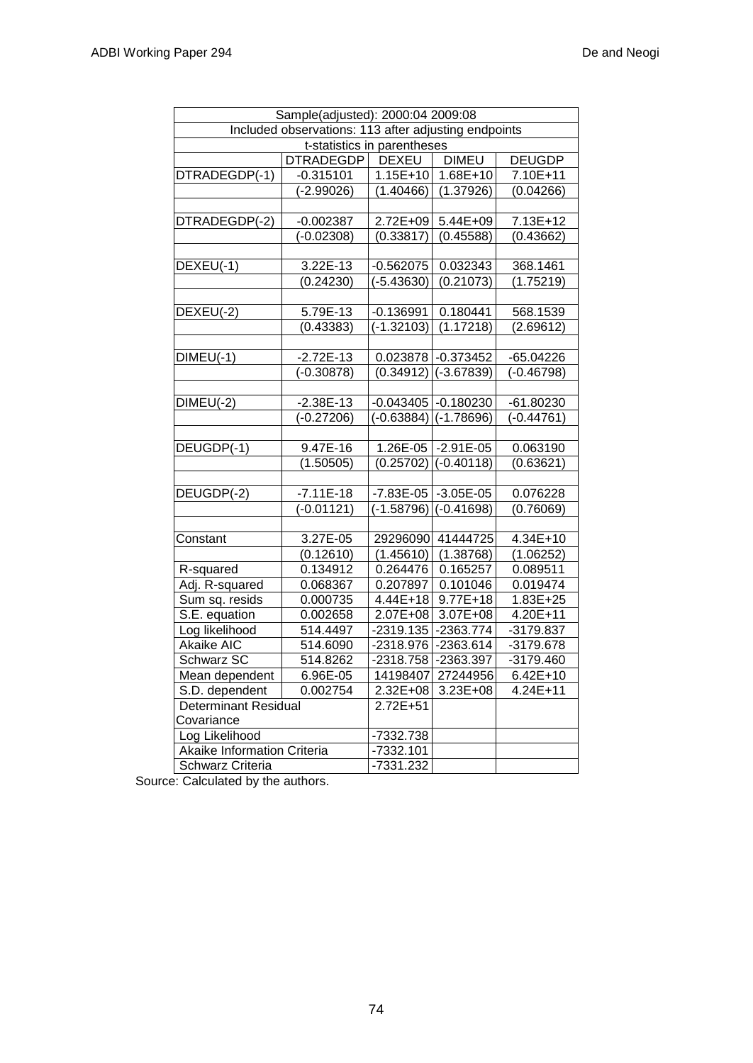| Sample(adjusted): 2000:04 2009:08 | | | | |
|---|---|---|---|---|
| Included observations: 113 after adjusting endpoints | | | | |
| t-statistics in parentheses | | | | |
| | DTRADEGDP | DEXEU | DIMEU | DEUGDP |
| DTRADEGDP(-1) | -0.315101 | 1.15E+10 | 1.68E+10 | 7.10E+11 |
| | (-2.99026) | (1.40466) | (1.37926) | (0.04266) |
| | | | | |
| DTRADEGDP(-2) | -0.002387 | 2.72E+09 | 5.44E+09 | 7.13E+12 |
| | (-0.02308) | (0.33817) | (0.45588) | (0.43662) |
| | | | | |
| DEXEU(-1) | 3.22E-13 | -0.562075 | 0.032343 | 368.1461 |
| | (0.24230) | (-5.43630) | (0.21073) | (1.75219) |
| | | | | |
| DEXEU(-2) | 5.79E-13 | -0.136991 | 0.180441 | 568.1539 |
| | (0.43383) | (-1.32103) | (1.17218) | (2.69612) |
| | | | | |
| DIMEU(-1) | -2.72E-13 | 0.023878 | -0.373452 | -65.04226 |
| | (-0.30878) | (0.34912) | (-3.67839) | (-0.46798) |
| | | | | |
| DIMEU(-2) | -2.38E-13 | -0.043405 | -0.180230 | -61.80230 |
| | (-0.27206) | (-0.63884) | (-1.78696) | (-0.44761) |
| | | | | |
| DEUGDP(-1) | 9.47E-16 | 1.26E-05 | -2.91E-05 | 0.063190 |
| | (1.50505) | (0.25702) | (-0.40118) | (0.63621) |
| | | | | |
| DEUGDP(-2) | -7.11E-18 | -7.83E-05 | -3.05E-05 | 0.076228 |
| | (-0.01121) | (-1.58796) | (-0.41698) | (0.76069) |
| | | | | |
| Constant | 3.27E-05 | 29296090 | 41444725 | 4.34E+10 |
| | (0.12610) | (1.45610) | (1.38768) | (1.06252) |
| R-squared | 0.134912 | 0.264476 | 0.165257 | 0.089511 |
| Adj. R-squared | 0.068367 | 0.207897 | 0.101046 | 0.019474 |
| Sum sq. resids | 0.000735 | 4.44E+18 | 9.77E+18 | 1.83E+25 |
| S.E. equation | 0.002658 | 2.07E+08 | 3.07E+08 | 4.20E+11 |
| Log likelihood | 514.4497 | -2319.135 | -2363.774 | -3179.837 |
| Akaike AIC | 514.6090 | -2318.976 | -2363.614 | -3179.678 |
| Schwarz SC | 514.8262 | -2318.758 | -2363.397 | -3179.460 |
| Mean dependent | 6.96E-05 | 14198407 | 27244956 | 6.42E+10 |
| S.D. dependent | 0.002754 | 2.32E+08 | 3.23E+08 | 4.24E+11 |
| Determinant Residual Covariance | | 2.72E+51 | | |
| Log Likelihood | | -7332.738 | | |
| Akaike Information Criteria | | -7332.101 | | |
| Schwarz Criteria | | -7331.232 | | |

Source: Calculated by the authors.